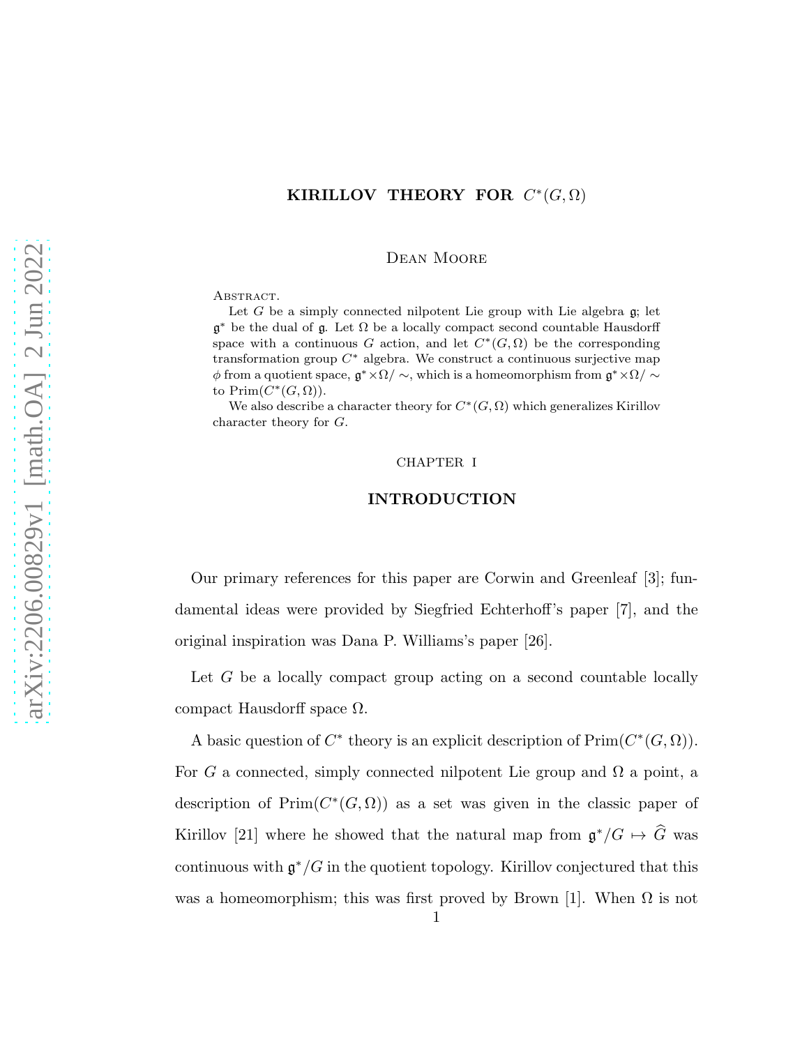# KIRILLOV THEORY FOR $C^*(G, \Omega)$

Dean Moore

Abstract.

Let $G$ be a simply connected nilpotent Lie group with Lie algebra $\mathfrak{g}$; let $\mathfrak{g}^*$ be the dual of $\mathfrak{g}$. Let $\Omega$ be a locally compact second countable Hausdorff space with a continuous $G$ action, and let $C^*(G, \Omega)$ be the corresponding transformation group $C^*$ algebra. We construct a continuous surjective map $\phi$ from a quotient space, $\mathfrak{g}^* \times \Omega / \sim$, which is a homeomorphism from $\mathfrak{g}^* \times \Omega / \sim$ to $\mathrm{Prim}(C^*(G, \Omega))$.

We also describe a character theory for $C^*(G, \Omega)$ which generalizes Kirillov character theory for $G$.

CHAPTER I

## INTRODUCTION

Our primary references for this paper are Corwin and Greenleaf [3]; fundamental ideas were provided by Siegfried Echterhoff's paper [7], and the original inspiration was Dana P. Williams's paper [26].

Let $G$ be a locally compact group acting on a second countable locally compact Hausdorff space $\Omega$.

A basic question of $C^*$ theory is an explicit description of $\mathrm{Prim}(C^*(G, \Omega))$. For $G$ a connected, simply connected nilpotent Lie group and $\Omega$ a point, a description of $\mathrm{Prim}(C^*(G, \Omega))$ as a set was given in the classic paper of Kirillov [21] where he showed that the natural map from $\mathfrak{g}^*/G \mapsto \widehat{G}$ was continuous with $\mathfrak{g}^*/G$ in the quotient topology. Kirillov conjectured that this was a homeomorphism; this was first proved by Brown [1]. When $\Omega$ is not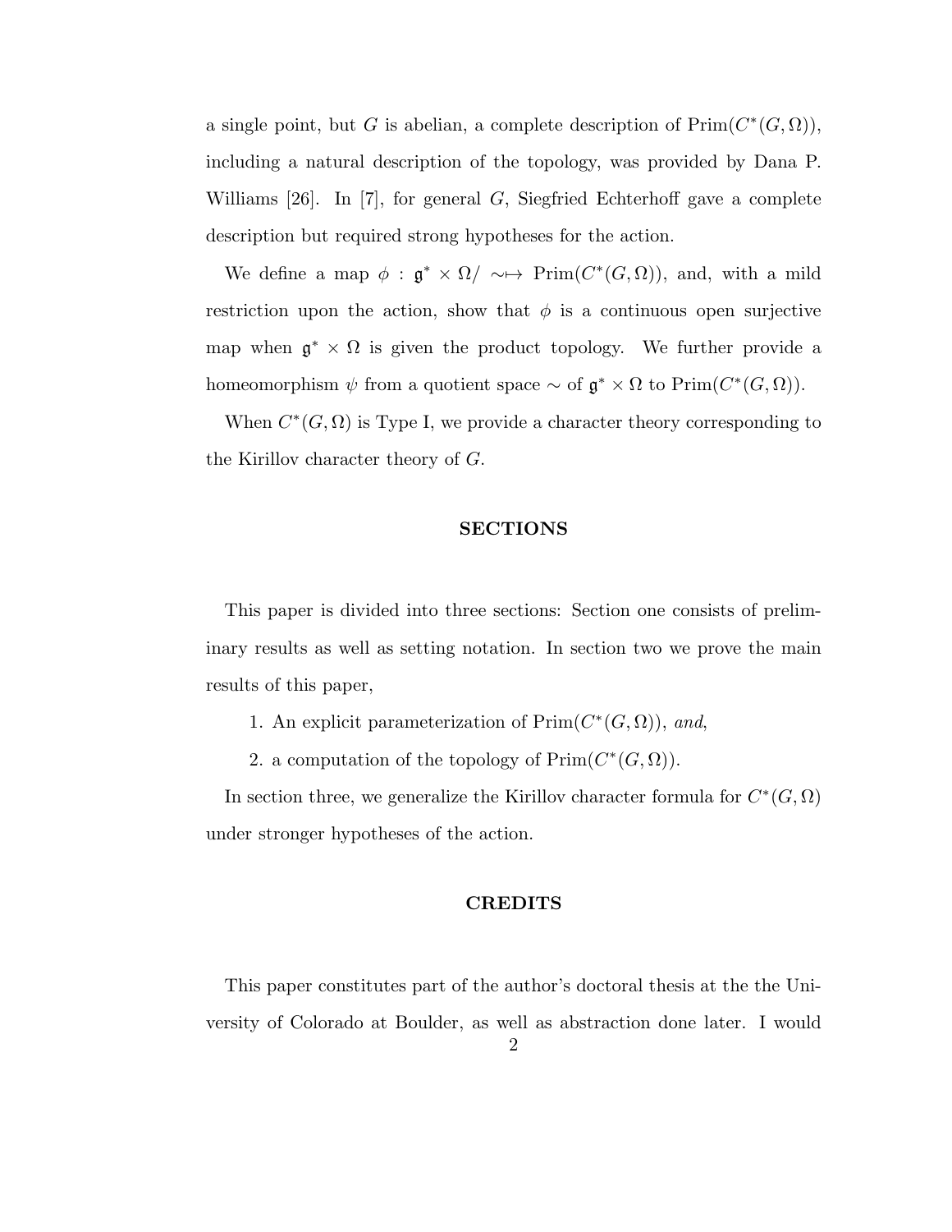a single point, but $G$ is abelian, a complete description of $\mathrm{Prim}(C^*(G,\Omega))$, including a natural description of the topology, was provided by Dana P. Williams [26]. In [7], for general $G$, Siegfried Echterhoff gave a complete description but required strong hypotheses for the action.

We define a map $\phi : \mathfrak{g}^* \times \Omega / \sim \mapsto \mathrm{Prim}(C^*(G,\Omega))$, and, with a mild restriction upon the action, show that $\phi$ is a continuous open surjective map when $\mathfrak{g}^* \times \Omega$ is given the product topology. We further provide a homeomorphism $\psi$ from a quotient space $\sim$ of $\mathfrak{g}^* \times \Omega$ to $\mathrm{Prim}(C^*(G,\Omega))$.

When $C^*(G,\Omega)$ is Type I, we provide a character theory corresponding to the Kirillov character theory of $G$.

## SECTIONS

This paper is divided into three sections: Section one consists of preliminary results as well as setting notation. In section two we prove the main results of this paper,

1. An explicit parameterization of $\mathrm{Prim}(C^*(G,\Omega))$, *and*,
2. a computation of the topology of $\mathrm{Prim}(C^*(G,\Omega))$.

In section three, we generalize the Kirillov character formula for $C^*(G,\Omega)$ under stronger hypotheses of the action.

## CREDITS

This paper constitutes part of the author's doctoral thesis at the the University of Colorado at Boulder, as well as abstraction done later. I would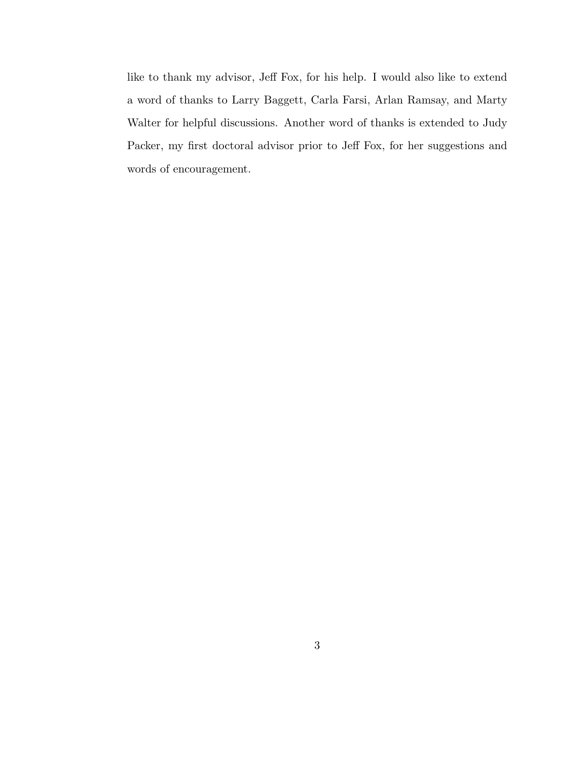like to thank my advisor, Jeff Fox, for his help. I would also like to extend a word of thanks to Larry Baggett, Carla Farsi, Arlan Ramsay, and Marty Walter for helpful discussions. Another word of thanks is extended to Judy Packer, my first doctoral advisor prior to Jeff Fox, for her suggestions and words of encouragement.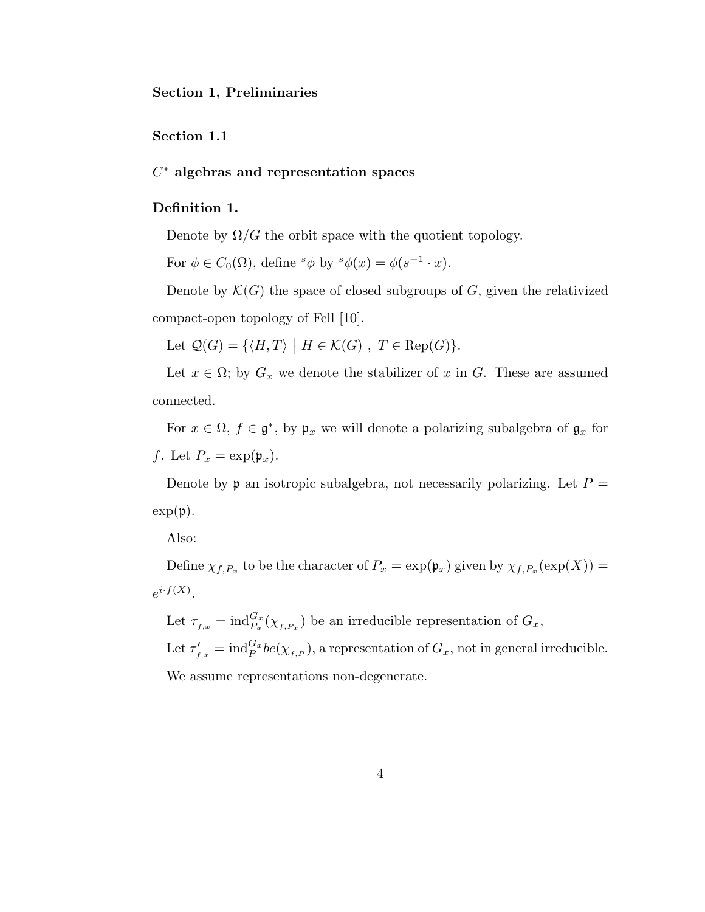**Section 1, Preliminaries**

**Section 1.1**

**$C^*$ algebras and representation spaces**

**Definition 1.**

Denote by $\Omega/G$ the orbit space with the quotient topology.

For $\phi \in C_0(\Omega)$, define ${}^s\phi$ by ${}^s\phi(x) = \phi(s^{-1} \cdot x)$.

Denote by $\mathcal{K}(G)$ the space of closed subgroups of $G$, given the relativized compact-open topology of Fell [10].

Let $\mathcal{Q}(G) = \{\langle H, T \rangle \mid H \in \mathcal{K}(G)\ ,\ T \in \mathrm{Rep}(G)\}$.

Let $x \in \Omega$; by $G_x$ we denote the stabilizer of $x$ in $G$. These are assumed connected.

For $x \in \Omega$, $f \in \mathfrak{g}^*$, by $\mathfrak{p}_x$ we will denote a polarizing subalgebra of $\mathfrak{g}_x$ for $f$. Let $P_x = \exp(\mathfrak{p}_x)$.

Denote by $\mathfrak{p}$ an isotropic subalgebra, not necessarily polarizing. Let $P = \exp(\mathfrak{p})$.

Also:

Define $\chi_{f,P_x}$ to be the character of $P_x = \exp(\mathfrak{p}_x)$ given by $\chi_{f,P_x}(\exp(X)) = e^{i \cdot f(X)}$.

Let $\tau_{f,x} = \mathrm{ind}_{P_x}^{G_x}(\chi_{f,P_x})$ be an irreducible representation of $G_x$,

Let $\tau'_{f,x} = \mathrm{ind}_{P}^{G_x} be(\chi_{f,P})$, a representation of $G_x$, not in general irreducible.

We assume representations non-degenerate.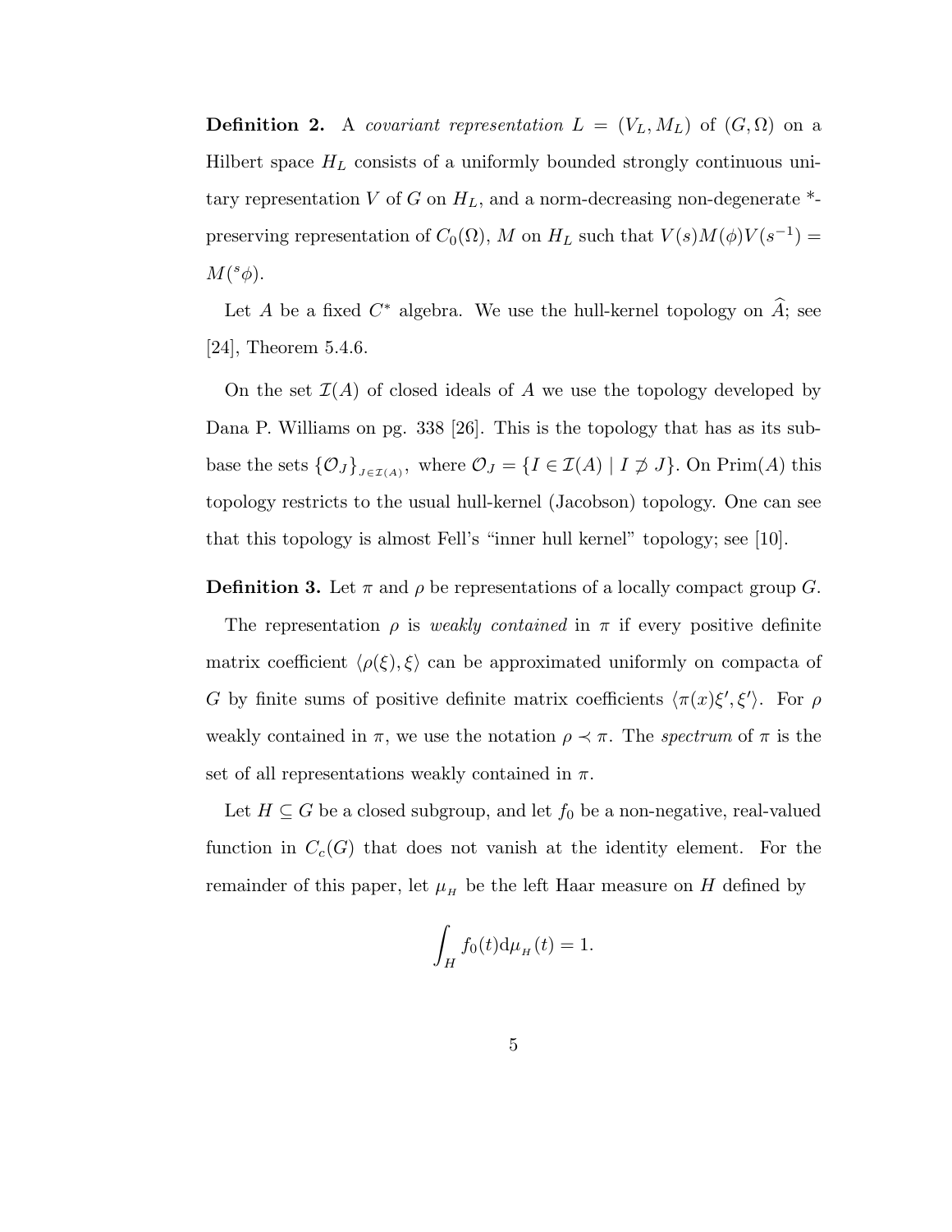**Definition 2.** A *covariant representation* $L = (V_L, M_L)$ of $(G, \Omega)$ on a Hilbert space $H_L$ consists of a uniformly bounded strongly continuous unitary representation $V$ of $G$ on $H_L$, and a norm-decreasing non-degenerate *-preserving representation of $C_0(\Omega)$, $M$ on $H_L$ such that $V(s)M(\phi)V(s^{-1}) = M({}^s\phi)$.

Let $A$ be a fixed $C^*$ algebra. We use the hull-kernel topology on $\widehat{A}$; see [24], Theorem 5.4.6.

On the set $\mathcal{I}(A)$ of closed ideals of $A$ we use the topology developed by Dana P. Williams on pg. 338 [26]. This is the topology that has as its subbase the sets $\{\mathcal{O}_J\}_{J \in \mathcal{I}(A)}$, where $\mathcal{O}_J = \{I \in \mathcal{I}(A) \mid I \not\supset J\}$. On Prim$(A)$ this topology restricts to the usual hull-kernel (Jacobson) topology. One can see that this topology is almost Fell's "inner hull kernel" topology; see [10].

**Definition 3.** Let $\pi$ and $\rho$ be representations of a locally compact group $G$.

The representation $\rho$ is *weakly contained* in $\pi$ if every positive definite matrix coefficient $\langle \rho(\xi), \xi \rangle$ can be approximated uniformly on compacta of $G$ by finite sums of positive definite matrix coefficients $\langle \pi(x)\xi', \xi' \rangle$. For $\rho$ weakly contained in $\pi$, we use the notation $\rho \prec \pi$. The *spectrum* of $\pi$ is the set of all representations weakly contained in $\pi$.

Let $H \subseteq G$ be a closed subgroup, and let $f_0$ be a non-negative, real-valued function in $C_c(G)$ that does not vanish at the identity element. For the remainder of this paper, let $\mu_H$ be the left Haar measure on $H$ defined by

$$\int_H f_0(t) \mathrm{d}\mu_H(t) = 1.$$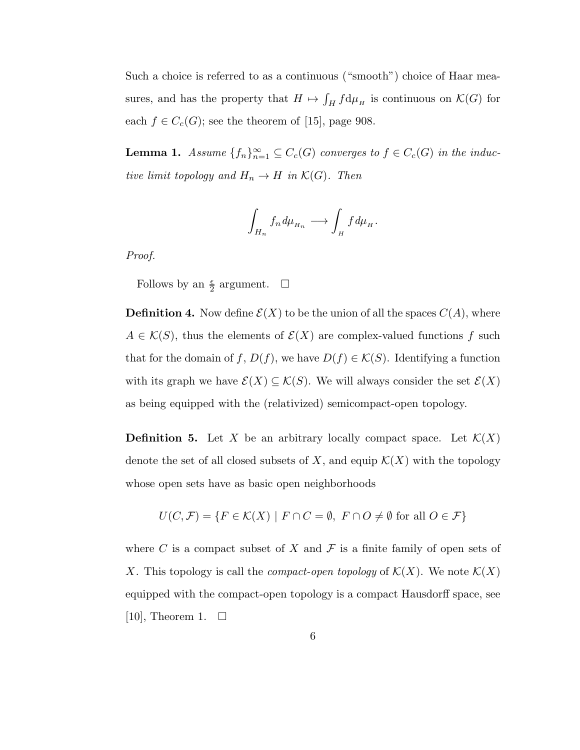Such a choice is referred to as a continuous ("smooth") choice of Haar measures, and has the property that $H \mapsto \int_H f \mathrm{d}\mu_H$ is continuous on $\mathcal{K}(G)$ for each $f \in C_c(G)$; see the theorem of [15], page 908.

**Lemma 1.** *Assume $\{f_n\}_{n=1}^{\infty} \subseteq C_c(G)$ converges to $f \in C_c(G)$ in the inductive limit topology and $H_n \to H$ in $\mathcal{K}(G)$. Then*

$$\int_{H_n} f_n \, d\mu_{H_n} \longrightarrow \int_H f \, d\mu_H.$$

*Proof.*

Follows by an $\frac{\epsilon}{2}$ argument. $\square$

**Definition 4.** Now define $\mathcal{E}(X)$ to be the union of all the spaces $C(A)$, where $A \in \mathcal{K}(S)$, thus the elements of $\mathcal{E}(X)$ are complex-valued functions $f$ such that for the domain of $f$, $D(f)$, we have $D(f) \in \mathcal{K}(S)$. Identifying a function with its graph we have $\mathcal{E}(X) \subseteq \mathcal{K}(S)$. We will always consider the set $\mathcal{E}(X)$ as being equipped with the (relativized) semicompact-open topology.

**Definition 5.** Let $X$ be an arbitrary locally compact space. Let $\mathcal{K}(X)$ denote the set of all closed subsets of $X$, and equip $\mathcal{K}(X)$ with the topology whose open sets have as basic open neighborhoods

$$U(C, \mathcal{F}) = \{F \in \mathcal{K}(X) \mid F \cap C = \emptyset, \; F \cap O \neq \emptyset \text{ for all } O \in \mathcal{F}\}$$

where $C$ is a compact subset of $X$ and $\mathcal{F}$ is a finite family of open sets of $X$. This topology is call the *compact-open topology* of $\mathcal{K}(X)$. We note $\mathcal{K}(X)$ equipped with the compact-open topology is a compact Hausdorff space, see [10], Theorem 1. $\square$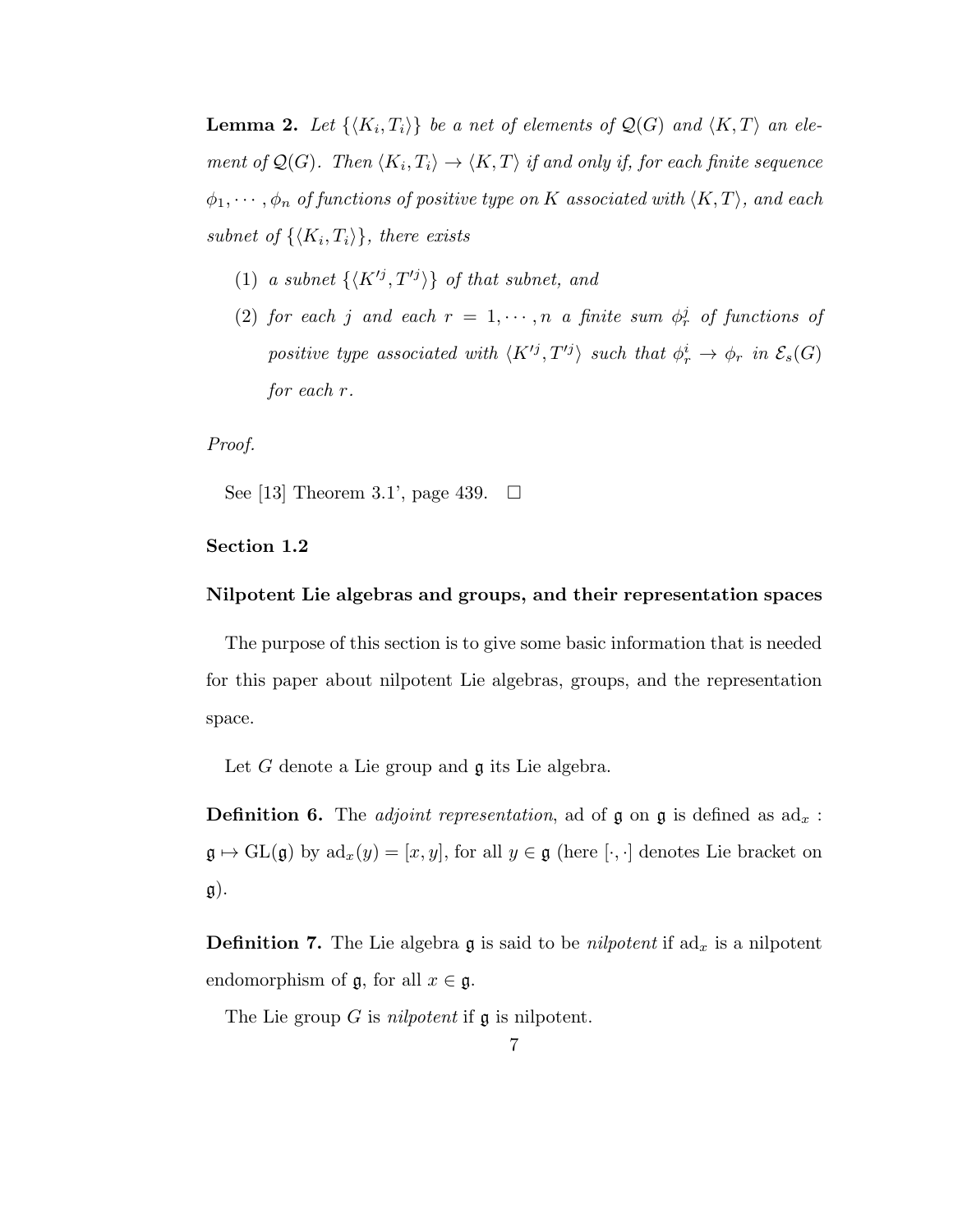**Lemma 2.** *Let $\{\langle K_i, T_i\rangle\}$ be a net of elements of $\mathcal{Q}(G)$ and $\langle K, T\rangle$ an element of $\mathcal{Q}(G)$. Then $\langle K_i, T_i\rangle \to \langle K, T\rangle$ if and only if, for each finite sequence $\phi_1, \cdots, \phi_n$ of functions of positive type on $K$ associated with $\langle K, T\rangle$, and each subnet of $\{\langle K_i, T_i\rangle\}$, there exists*

(1) *a subnet $\{\langle K'^j, T'^j\rangle\}$ of that subnet, and*

(2) *for each $j$ and each $r = 1, \cdots, n$ a finite sum $\phi_r^j$ of functions of positive type associated with $\langle K'^j, T'^j\rangle$ such that $\phi_r^i \to \phi_r$ in $\mathcal{E}_s(G)$ for each $r$.*

*Proof.*

See [13] Theorem 3.1', page 439. □

## Section 1.2

### Nilpotent Lie algebras and groups, and their representation spaces

The purpose of this section is to give some basic information that is needed for this paper about nilpotent Lie algebras, groups, and the representation space.

Let $G$ denote a Lie group and $\mathfrak{g}$ its Lie algebra.

**Definition 6.** The *adjoint representation*, ad of $\mathfrak{g}$ on $\mathfrak{g}$ is defined as $\mathrm{ad}_x : \mathfrak{g} \mapsto \mathrm{GL}(\mathfrak{g})$ by $\mathrm{ad}_x(y) = [x, y]$, for all $y \in \mathfrak{g}$ (here $[\cdot, \cdot]$ denotes Lie bracket on $\mathfrak{g}$).

**Definition 7.** The Lie algebra $\mathfrak{g}$ is said to be *nilpotent* if $\mathrm{ad}_x$ is a nilpotent endomorphism of $\mathfrak{g}$, for all $x \in \mathfrak{g}$.

The Lie group $G$ is *nilpotent* if $\mathfrak{g}$ is nilpotent.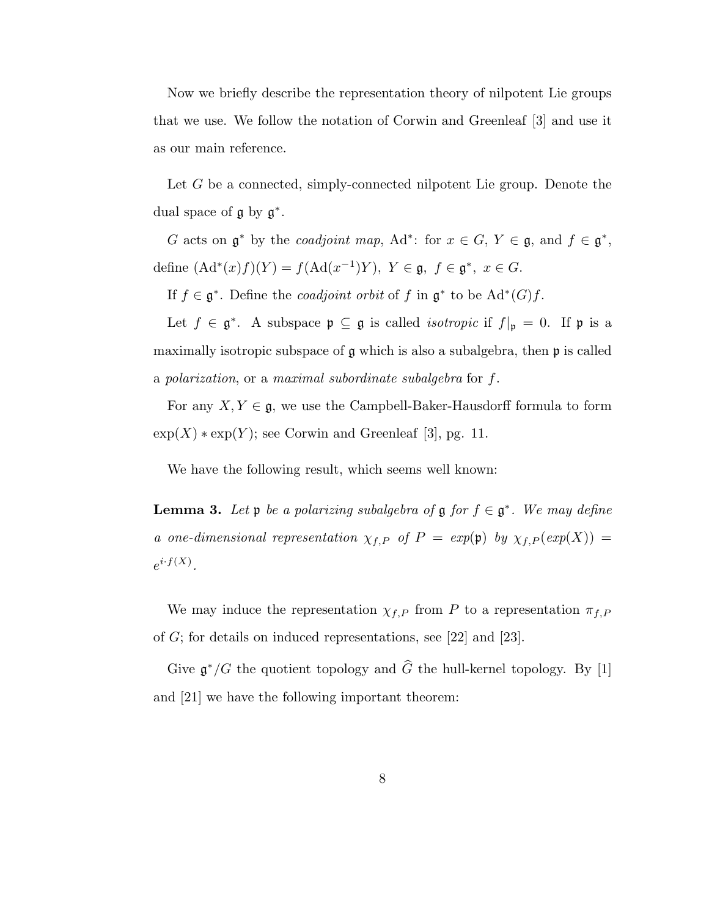Now we briefly describe the representation theory of nilpotent Lie groups that we use. We follow the notation of Corwin and Greenleaf [3] and use it as our main reference.

Let $G$ be a connected, simply-connected nilpotent Lie group. Denote the dual space of $\mathfrak{g}$ by $\mathfrak{g}^*$.

$G$ acts on $\mathfrak{g}^*$ by the *coadjoint map*, $\mathrm{Ad}^*$: for $x \in G$, $Y \in \mathfrak{g}$, and $f \in \mathfrak{g}^*$, define $(\mathrm{Ad}^*(x)f)(Y) = f(\mathrm{Ad}(x^{-1})Y),\ Y \in \mathfrak{g},\ f \in \mathfrak{g}^*,\ x \in G.$

If $f \in \mathfrak{g}^*$. Define the *coadjoint orbit* of $f$ in $\mathfrak{g}^*$ to be $\mathrm{Ad}^*(G)f$.

Let $f \in \mathfrak{g}^*$. A subspace $\mathfrak{p} \subseteq \mathfrak{g}$ is called *isotropic* if $f|_{\mathfrak{p}} = 0$. If $\mathfrak{p}$ is a maximally isotropic subspace of $\mathfrak{g}$ which is also a subalgebra, then $\mathfrak{p}$ is called a *polarization*, or a *maximal subordinate subalgebra* for $f$.

For any $X, Y \in \mathfrak{g}$, we use the Campbell-Baker-Hausdorff formula to form $\exp(X) * \exp(Y)$; see Corwin and Greenleaf [3], pg. 11.

We have the following result, which seems well known:

**Lemma 3.** *Let $\mathfrak{p}$ be a polarizing subalgebra of $\mathfrak{g}$ for $f \in \mathfrak{g}^*$. We may define a one-dimensional representation $\chi_{f,P}$ of $P = exp(\mathfrak{p})$ by $\chi_{f,P}(exp(X)) = e^{i \cdot f(X)}$.*

We may induce the representation $\chi_{f,P}$ from $P$ to a representation $\pi_{f,P}$ of $G$; for details on induced representations, see [22] and [23].

Give $\mathfrak{g}^*/G$ the quotient topology and $\widehat{G}$ the hull-kernel topology. By [1] and [21] we have the following important theorem: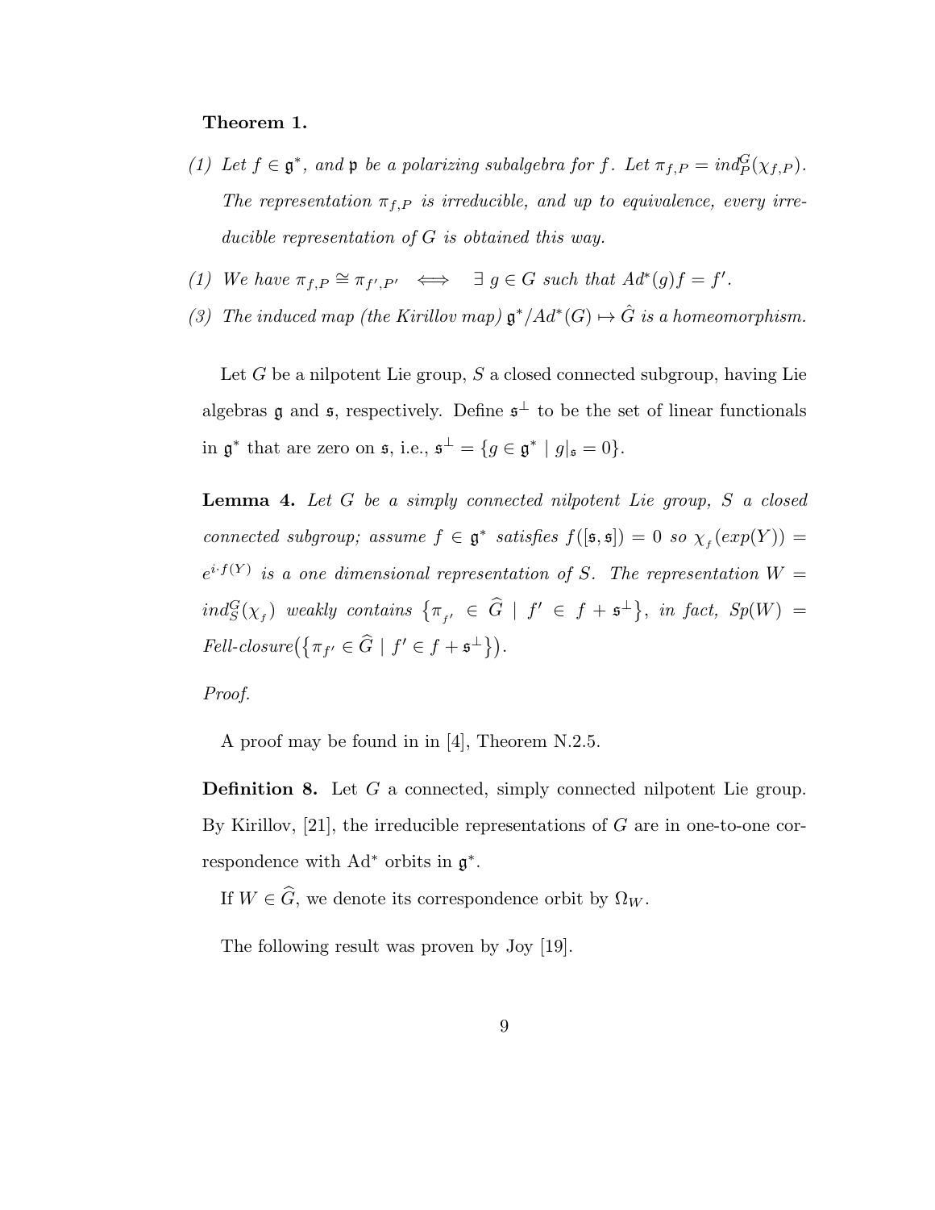**Theorem 1.**

*(1) Let $f \in \mathfrak{g}^*$, and $\mathfrak{p}$ be a polarizing subalgebra for $f$. Let $\pi_{f,P} = ind_P^G(\chi_{f,P})$. The representation $\pi_{f,P}$ is irreducible, and up to equivalence, every irreducible representation of $G$ is obtained this way.*

*(1) We have $\pi_{f,P} \cong \pi_{f',P'} \iff \exists\, g \in G$ such that $Ad^*(g)f = f'$.*

*(3) The induced map (the Kirillov map) $\mathfrak{g}^*/Ad^*(G) \mapsto \hat{G}$ is a homeomorphism.*

Let $G$ be a nilpotent Lie group, $S$ a closed connected subgroup, having Lie algebras $\mathfrak{g}$ and $\mathfrak{s}$, respectively. Define $\mathfrak{s}^\perp$ to be the set of linear functionals in $\mathfrak{g}^*$ that are zero on $\mathfrak{s}$, i.e., $\mathfrak{s}^\perp = \{g \in \mathfrak{g}^* \mid g|_{\mathfrak{s}} = 0\}$.

**Lemma 4.** *Let $G$ be a simply connected nilpotent Lie group, $S$ a closed connected subgroup; assume $f \in \mathfrak{g}^*$ satisfies $f([\mathfrak{s},\mathfrak{s}]) = 0$ so $\chi_f(exp(Y)) = e^{i \cdot f(Y)}$ is a one dimensional representation of $S$. The representation $W = ind_S^G(\chi_f)$ weakly contains $\{\pi_{f'} \in \widehat{G} \mid f' \in f + \mathfrak{s}^\perp\}$, in fact, $Sp(W) =$ Fell-closure$\big(\{\pi_{f'} \in \widehat{G} \mid f' \in f + \mathfrak{s}^\perp\}\big)$.*

*Proof.*

A proof may be found in in [4], Theorem N.2.5.

**Definition 8.** Let $G$ a connected, simply connected nilpotent Lie group. By Kirillov, [21], the irreducible representations of $G$ are in one-to-one correspondence with $\mathrm{Ad}^*$ orbits in $\mathfrak{g}^*$.

If $W \in \widehat{G}$, we denote its correspondence orbit by $\Omega_W$.

The following result was proven by Joy [19].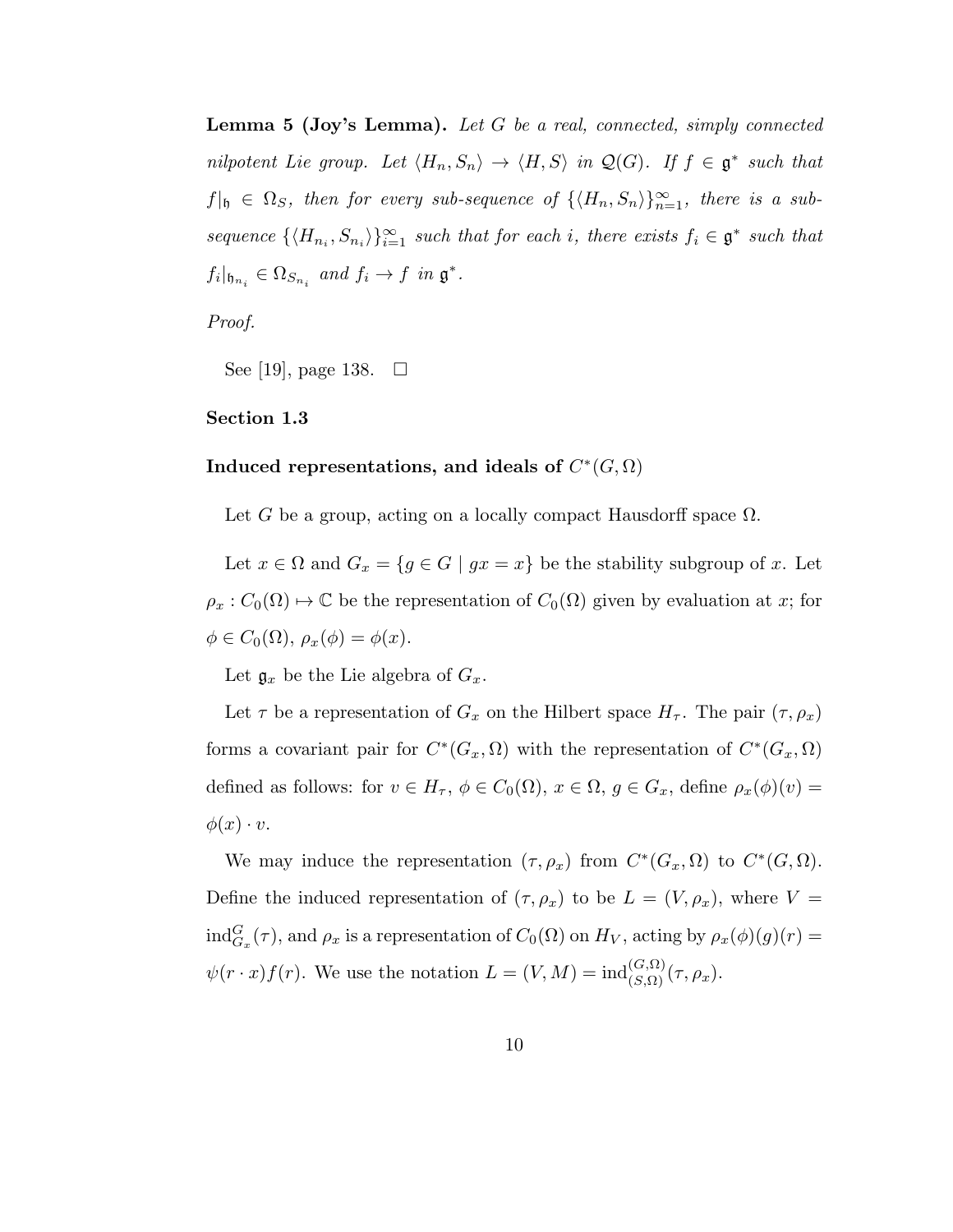**Lemma 5 (Joy's Lemma).** *Let $G$ be a real, connected, simply connected nilpotent Lie group. Let $\langle H_n, S_n \rangle \to \langle H, S \rangle$ in $\mathcal{Q}(G)$. If $f \in \mathfrak{g}^*$ such that $f|_{\mathfrak{h}} \in \Omega_S$, then for every sub-sequence of $\{\langle H_n, S_n \rangle\}_{n=1}^{\infty}$, there is a sub-sequence $\{\langle H_{n_i}, S_{n_i} \rangle\}_{i=1}^{\infty}$ such that for each $i$, there exists $f_i \in \mathfrak{g}^*$ such that $f_i|_{\mathfrak{h}_{n_i}} \in \Omega_{S_{n_i}}$ and $f_i \to f$ in $\mathfrak{g}^*$.*

*Proof.*

See [19], page 138. $\square$

## Section 1.3

### Induced representations, and ideals of $C^*(G, \Omega)$

Let $G$ be a group, acting on a locally compact Hausdorff space $\Omega$.

Let $x \in \Omega$ and $G_x = \{g \in G \mid gx = x\}$ be the stability subgroup of $x$. Let $\rho_x : C_0(\Omega) \mapsto \mathbb{C}$ be the representation of $C_0(\Omega)$ given by evaluation at $x$; for $\phi \in C_0(\Omega)$, $\rho_x(\phi) = \phi(x)$.

Let $\mathfrak{g}_x$ be the Lie algebra of $G_x$.

Let $\tau$ be a representation of $G_x$ on the Hilbert space $H_\tau$. The pair $(\tau, \rho_x)$ forms a covariant pair for $C^*(G_x, \Omega)$ with the representation of $C^*(G_x, \Omega)$ defined as follows: for $v \in H_\tau$, $\phi \in C_0(\Omega)$, $x \in \Omega$, $g \in G_x$, define $\rho_x(\phi)(v) = \phi(x) \cdot v$.

We may induce the representation $(\tau, \rho_x)$ from $C^*(G_x, \Omega)$ to $C^*(G, \Omega)$. Define the induced representation of $(\tau, \rho_x)$ to be $L = (V, \rho_x)$, where $V = \mathrm{ind}_{G_x}^{G}(\tau)$, and $\rho_x$ is a representation of $C_0(\Omega)$ on $H_V$, acting by $\rho_x(\phi)(g)(r) = \psi(r \cdot x) f(r)$. We use the notation $L = (V, M) = \mathrm{ind}_{(S,\Omega)}^{(G,\Omega)}(\tau, \rho_x)$.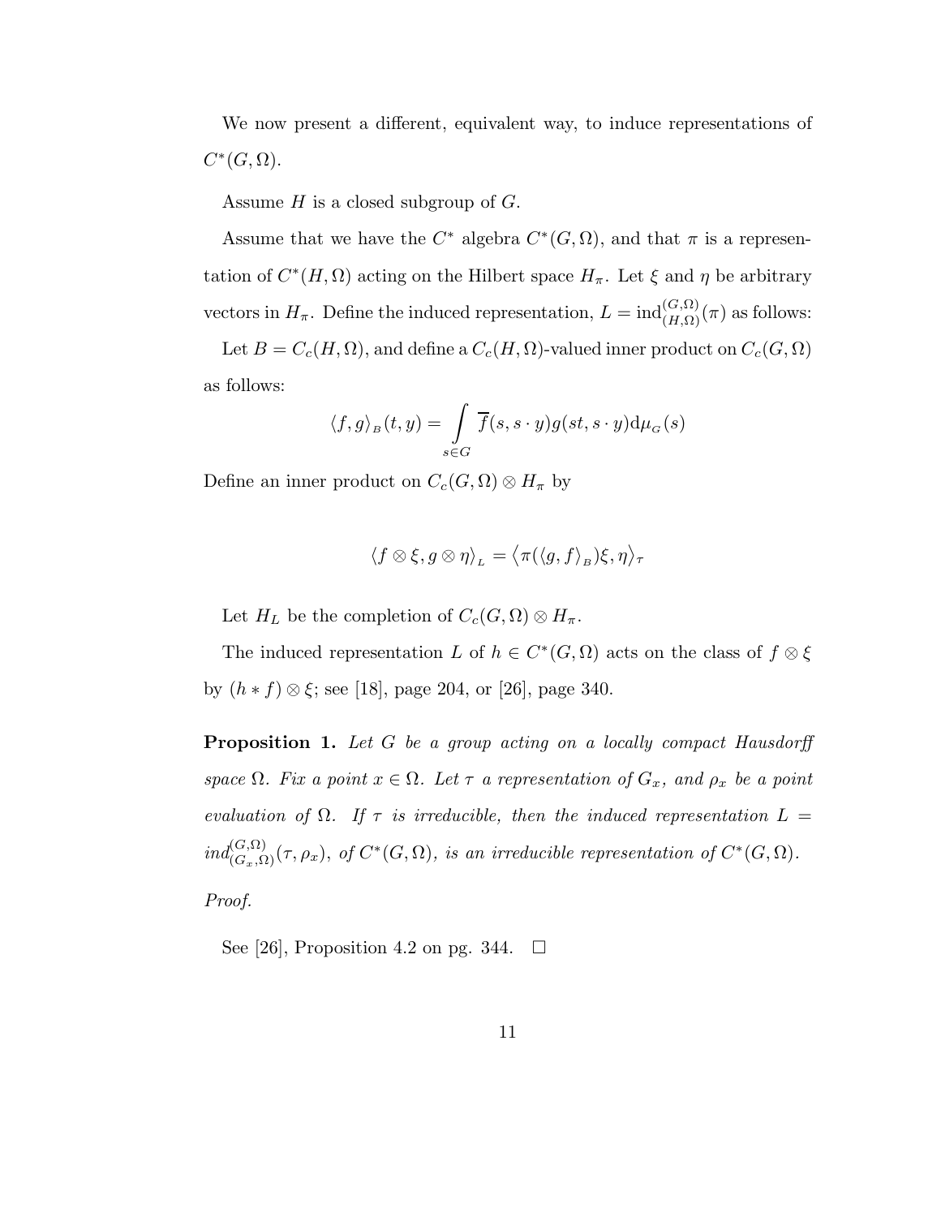We now present a different, equivalent way, to induce representations of $C^*(G, \Omega)$.

Assume $H$ is a closed subgroup of $G$.

Assume that we have the $C^*$ algebra $C^*(G, \Omega)$, and that $\pi$ is a representation of $C^*(H, \Omega)$ acting on the Hilbert space $H_\pi$. Let $\xi$ and $\eta$ be arbitrary vectors in $H_\pi$. Define the induced representation, $L = \operatorname{ind}_{(H,\Omega)}^{(G,\Omega)}(\pi)$ as follows:

Let $B = C_c(H, \Omega)$, and define a $C_c(H, \Omega)$-valued inner product on $C_c(G, \Omega)$ as follows:

$$\langle f, g \rangle_B (t, y) = \int_{s \in G} \overline{f}(s, s \cdot y) g(st, s \cdot y) \mathrm{d}\mu_G(s)$$

Define an inner product on $C_c(G, \Omega) \otimes H_\pi$ by

$$\langle f \otimes \xi, g \otimes \eta \rangle_L = \langle \pi(\langle g, f \rangle_B)\xi, \eta \rangle_\tau$$

Let $H_L$ be the completion of $C_c(G, \Omega) \otimes H_\pi$.

The induced representation $L$ of $h \in C^*(G, \Omega)$ acts on the class of $f \otimes \xi$ by $(h * f) \otimes \xi$; see [18], page 204, or [26], page 340.

**Proposition 1.** *Let $G$ be a group acting on a locally compact Hausdorff space $\Omega$. Fix a point $x \in \Omega$. Let $\tau$ a representation of $G_x$, and $\rho_x$ be a point evaluation of $\Omega$. If $\tau$ is irreducible, then the induced representation $L = ind_{(G_x,\Omega)}^{(G,\Omega)}(\tau, \rho_x)$, of $C^*(G, \Omega)$, is an irreducible representation of $C^*(G, \Omega)$.*

*Proof.*

See [26], Proposition 4.2 on pg. 344. □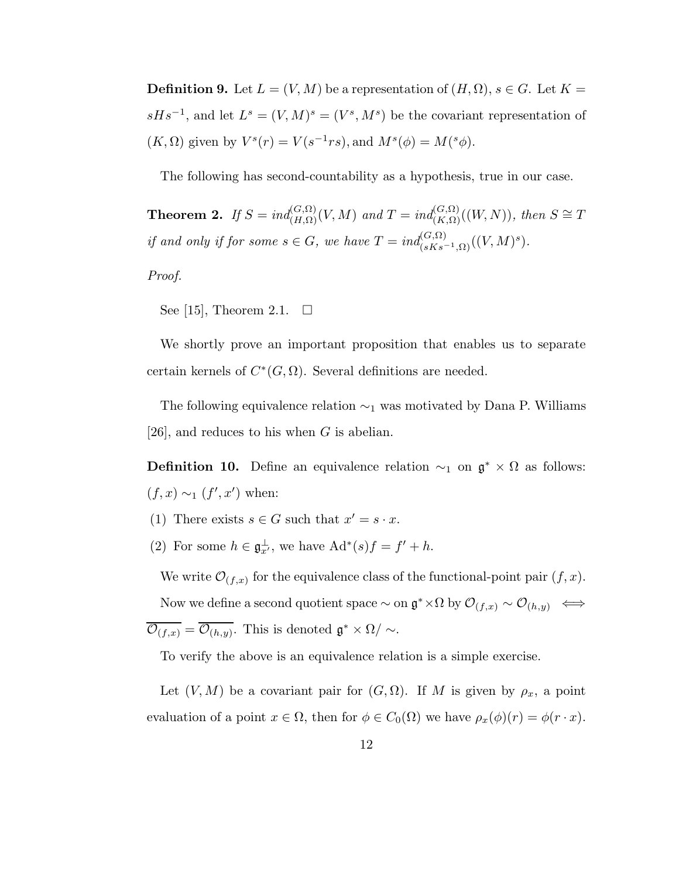**Definition 9.** Let $L = (V, M)$ be a representation of $(H, \Omega)$, $s \in G$. Let $K = sHs^{-1}$, and let $L^s = (V, M)^s = (V^s, M^s)$ be the covariant representation of $(K, \Omega)$ given by $V^s(r) = V(s^{-1}rs)$, and $M^s(\phi) = M({}^s\phi)$.

The following has second-countability as a hypothesis, true in our case.

**Theorem 2.** *If $S = ind_{(H,\Omega)}^{(G,\Omega)}(V, M)$ and $T = ind_{(K,\Omega)}^{(G,\Omega)}((W, N))$, then $S \cong T$ if and only if for some $s \in G$, we have $T = ind_{(sKs^{-1},\Omega)}^{(G,\Omega)}((V, M)^s)$.*

*Proof.*

See [15], Theorem 2.1. $\square$

We shortly prove an important proposition that enables us to separate certain kernels of $C^*(G, \Omega)$. Several definitions are needed.

The following equivalence relation $\sim_1$ was motivated by Dana P. Williams [26], and reduces to his when $G$ is abelian.

**Definition 10.** Define an equivalence relation $\sim_1$ on $\mathfrak{g}^* \times \Omega$ as follows: $(f, x) \sim_1 (f', x')$ when:

(1) There exists $s \in G$ such that $x' = s \cdot x$.

(2) For some $h \in \mathfrak{g}_{x'}^{\perp}$, we have $\mathrm{Ad}^*(s)f = f' + h$.

We write $\mathcal{O}_{(f,x)}$ for the equivalence class of the functional-point pair $(f, x)$.

Now we define a second quotient space $\sim$ on $\mathfrak{g}^* \times \Omega$ by $\mathcal{O}_{(f,x)} \sim \mathcal{O}_{(h,y)} \iff \overline{\mathcal{O}_{(f,x)}} = \overline{\mathcal{O}_{(h,y)}}$. This is denoted $\mathfrak{g}^* \times \Omega / \sim$.

To verify the above is an equivalence relation is a simple exercise.

Let $(V, M)$ be a covariant pair for $(G, \Omega)$. If $M$ is given by $\rho_x$, a point evaluation of a point $x \in \Omega$, then for $\phi \in C_0(\Omega)$ we have $\rho_x(\phi)(r) = \phi(r \cdot x)$.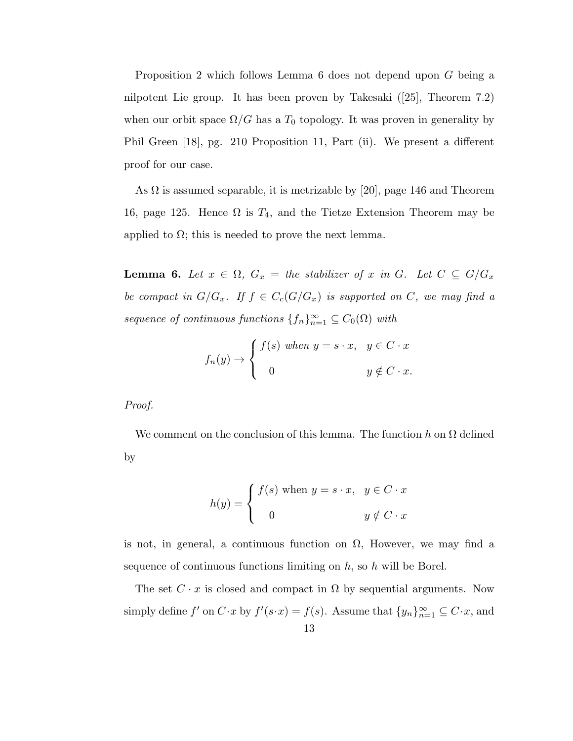Proposition 2 which follows Lemma 6 does not depend upon $G$ being a nilpotent Lie group. It has been proven by Takesaki ([25], Theorem 7.2) when our orbit space $\Omega/G$ has a $T_0$ topology. It was proven in generality by Phil Green [18], pg. 210 Proposition 11, Part (ii). We present a different proof for our case.

As $\Omega$ is assumed separable, it is metrizable by [20], page 146 and Theorem 16, page 125. Hence $\Omega$ is $T_4$, and the Tietze Extension Theorem may be applied to $\Omega$; this is needed to prove the next lemma.

**Lemma 6.** *Let $x \in \Omega$, $G_x$ = the stabilizer of $x$ in $G$. Let $C \subseteq G/G_x$ be compact in $G/G_x$. If $f \in C_c(G/G_x)$ is supported on $C$, we may find a sequence of continuous functions $\{f_n\}_{n=1}^{\infty} \subseteq C_0(\Omega)$ with*

$$f_n(y) \to \begin{cases} f(s) \text{ when } y = s \cdot x, & y \in C \cdot x \\ 0 & y \notin C \cdot x. \end{cases}$$

*Proof.*

We comment on the conclusion of this lemma. The function $h$ on $\Omega$ defined by

$$h(y) = \begin{cases} f(s) \text{ when } y = s \cdot x, & y \in C \cdot x \\ 0 & y \notin C \cdot x \end{cases}$$

is not, in general, a continuous function on $\Omega$, However, we may find a sequence of continuous functions limiting on $h$, so $h$ will be Borel.

The set $C \cdot x$ is closed and compact in $\Omega$ by sequential arguments. Now simply define $f'$ on $C \cdot x$ by $f'(s \cdot x) = f(s)$. Assume that $\{y_n\}_{n=1}^{\infty} \subseteq C \cdot x$, and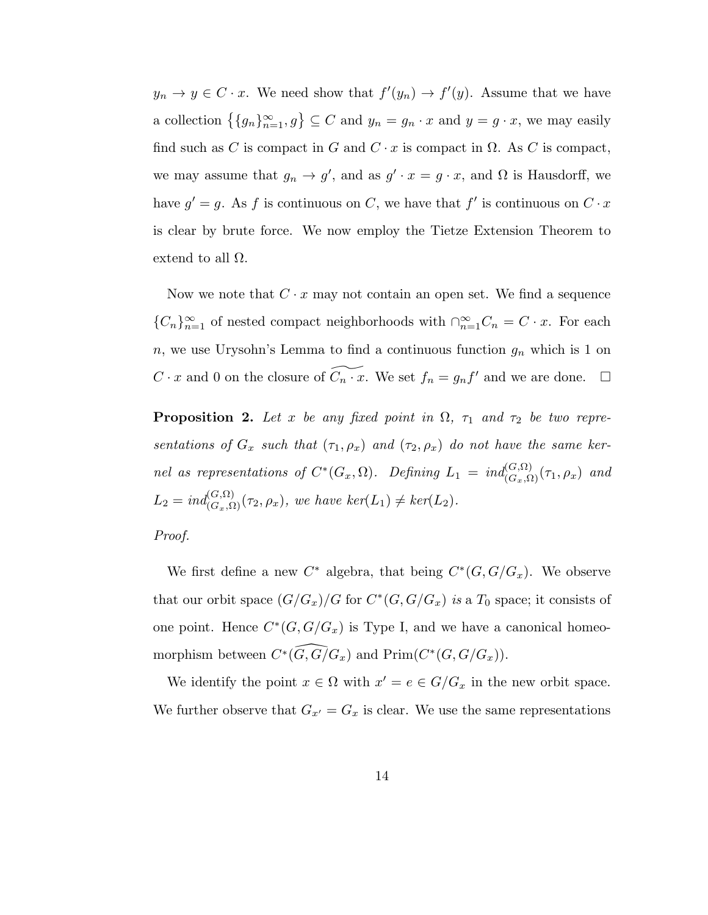$y_n \to y \in C \cdot x$. We need show that $f'(y_n) \to f'(y)$. Assume that we have a collection $\{\{g_n\}_{n=1}^{\infty}, g\} \subseteq C$ and $y_n = g_n \cdot x$ and $y = g \cdot x$, we may easily find such as $C$ is compact in $G$ and $C \cdot x$ is compact in $\Omega$. As $C$ is compact, we may assume that $g_n \to g'$, and as $g' \cdot x = g \cdot x$, and $\Omega$ is Hausdorff, we have $g' = g$. As $f$ is continuous on $C$, we have that $f'$ is continuous on $C \cdot x$ is clear by brute force. We now employ the Tietze Extension Theorem to extend to all $\Omega$.

Now we note that $C \cdot x$ may not contain an open set. We find a sequence $\{C_n\}_{n=1}^{\infty}$ of nested compact neighborhoods with $\cap_{n=1}^{\infty} C_n = C \cdot x$. For each $n$, we use Urysohn's Lemma to find a continuous function $g_n$ which is 1 on $C \cdot x$ and 0 on the closure of $\widetilde{C_n \cdot x}$. We set $f_n = g_n f'$ and we are done. $\square$

**Proposition 2.** *Let $x$ be any fixed point in $\Omega$, $\tau_1$ and $\tau_2$ be two representations of $G_x$ such that $(\tau_1, \rho_x)$ and $(\tau_2, \rho_x)$ do not have the same kernel as representations of $C^*(G_x, \Omega)$. Defining $L_1 = ind_{(G_x,\Omega)}^{(G,\Omega)}(\tau_1, \rho_x)$ and $L_2 = ind_{(G_x,\Omega)}^{(G,\Omega)}(\tau_2, \rho_x)$, we have $ker(L_1) \neq ker(L_2)$.*

*Proof.*

We first define a new $C^*$ algebra, that being $C^*(G, G/G_x)$. We observe that our orbit space $(G/G_x)/G$ for $C^*(G, G/G_x)$ *is* a $T_0$ space; it consists of one point. Hence $C^*(G, G/G_x)$ is Type I, and we have a canonical homeomorphism between $C^*(\widehat{G, G/}G_x)$ and $\text{Prim}(C^*(G, G/G_x))$.

We identify the point $x \in \Omega$ with $x' = e \in G/G_x$ in the new orbit space. We further observe that $G_{x'} = G_x$ is clear. We use the same representations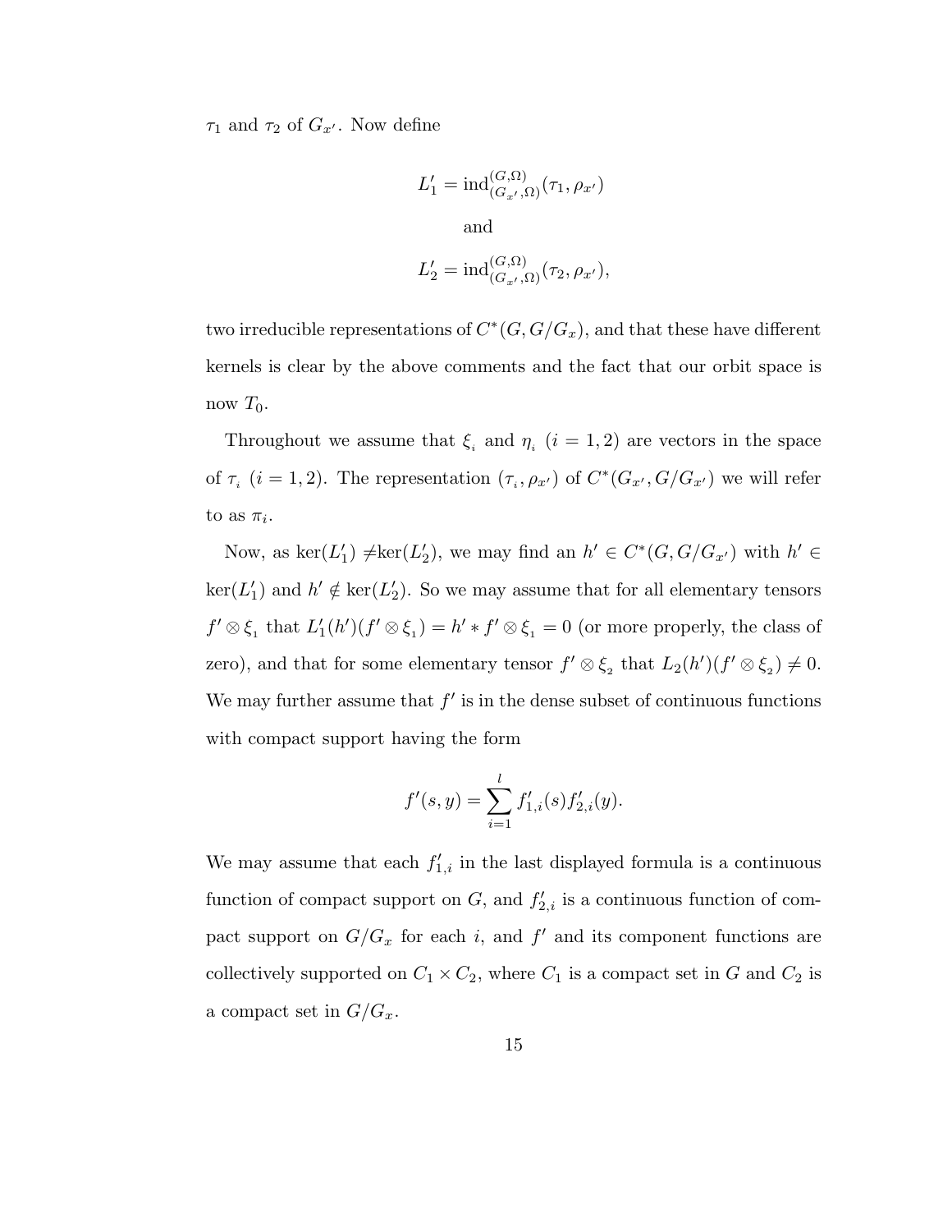$\tau_1$ and $\tau_2$ of $G_{x'}$. Now define

$$L'_1 = \operatorname{ind}_{(G_{x'},\Omega)}^{(G,\Omega)}(\tau_1, \rho_{x'})$$

and

$$L'_2 = \operatorname{ind}_{(G_{x'},\Omega)}^{(G,\Omega)}(\tau_2, \rho_{x'}),$$

two irreducible representations of $C^*(G, G/G_x)$, and that these have different kernels is clear by the above comments and the fact that our orbit space is now $T_0$.

Throughout we assume that $\xi_i$ and $\eta_i$ $(i = 1, 2)$ are vectors in the space of $\tau_i$ $(i = 1, 2)$. The representation $(\tau_i, \rho_{x'})$ of $C^*(G_{x'}, G/G_{x'})$ we will refer to as $\pi_i$.

Now, as $\ker(L'_1) \neq \ker(L'_2)$, we may find an $h' \in C^*(G, G/G_{x'})$ with $h' \in \ker(L'_1)$ and $h' \notin \ker(L'_2)$. So we may assume that for all elementary tensors $f' \otimes \xi_1$ that $L'_1(h')(f' \otimes \xi_1) = h' * f' \otimes \xi_1 = 0$ (or more properly, the class of zero), and that for some elementary tensor $f' \otimes \xi_2$ that $L_2(h')(f' \otimes \xi_2) \neq 0$. We may further assume that $f'$ is in the dense subset of continuous functions with compact support having the form

$$f'(s, y) = \sum_{i=1}^{l} f'_{1,i}(s) f'_{2,i}(y).$$

We may assume that each $f'_{1,i}$ in the last displayed formula is a continuous function of compact support on $G$, and $f'_{2,i}$ is a continuous function of compact support on $G/G_x$ for each $i$, and $f'$ and its component functions are collectively supported on $C_1 \times C_2$, where $C_1$ is a compact set in $G$ and $C_2$ is a compact set in $G/G_x$.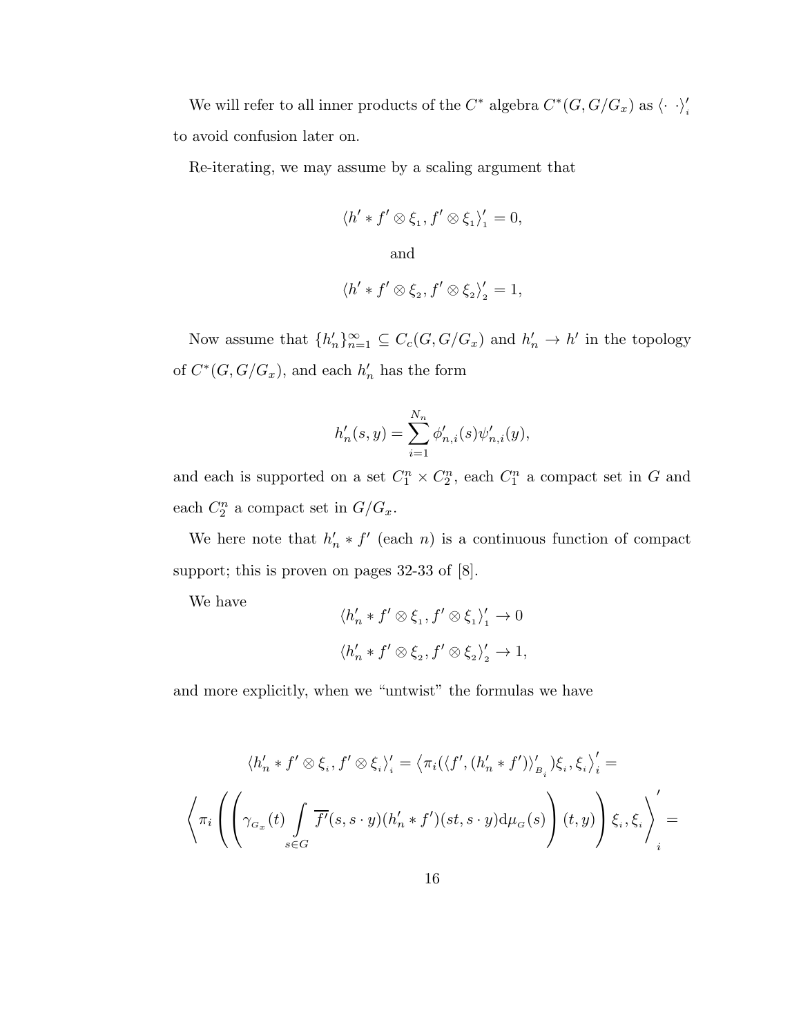We will refer to all inner products of the $C^*$ algebra $C^*(G, G/G_x)$ as $\langle \cdot \ \cdot \rangle'_i$ to avoid confusion later on.

Re-iterating, we may assume by a scaling argument that

$$\langle h' * f' \otimes \xi_1, f' \otimes \xi_1 \rangle'_1 = 0,$$

and

$$\langle h' * f' \otimes \xi_2, f' \otimes \xi_2 \rangle'_2 = 1,$$

Now assume that $\{h'_n\}_{n=1}^{\infty} \subseteq C_c(G, G/G_x)$ and $h'_n \to h'$ in the topology of $C^*(G, G/G_x)$, and each $h'_n$ has the form

$$h'_n(s, y) = \sum_{i=1}^{N_n} \phi'_{n,i}(s) \psi'_{n,i}(y),$$

and each is supported on a set $C_1^n \times C_2^n$, each $C_1^n$ a compact set in $G$ and each $C_2^n$ a compact set in $G/G_x$.

We here note that $h'_n * f'$ (each $n$) is a continuous function of compact support; this is proven on pages 32-33 of [8].

We have

$$\langle h'_n * f' \otimes \xi_1, f' \otimes \xi_1 \rangle'_1 \to 0$$

$$\langle h'_n * f' \otimes \xi_2, f' \otimes \xi_2 \rangle'_2 \to 1,$$

and more explicitly, when we "untwist" the formulas we have

$$\langle h'_n * f' \otimes \xi_i, f' \otimes \xi_i \rangle'_i = \left\langle \pi_i(\langle f', (h'_n * f') \rangle'_{B_i}) \xi_i, \xi_i \right\rangle'_i =$$

$$\left\langle \pi_i \left( \left( \gamma_{G_x}(t) \int\limits_{s \in G} \overline{f'}(s, s \cdot y)(h'_n * f')(st, s \cdot y) \mathrm{d}\mu_G(s) \right) (t, y) \right) \xi_i, \xi_i \right\rangle'_i =$$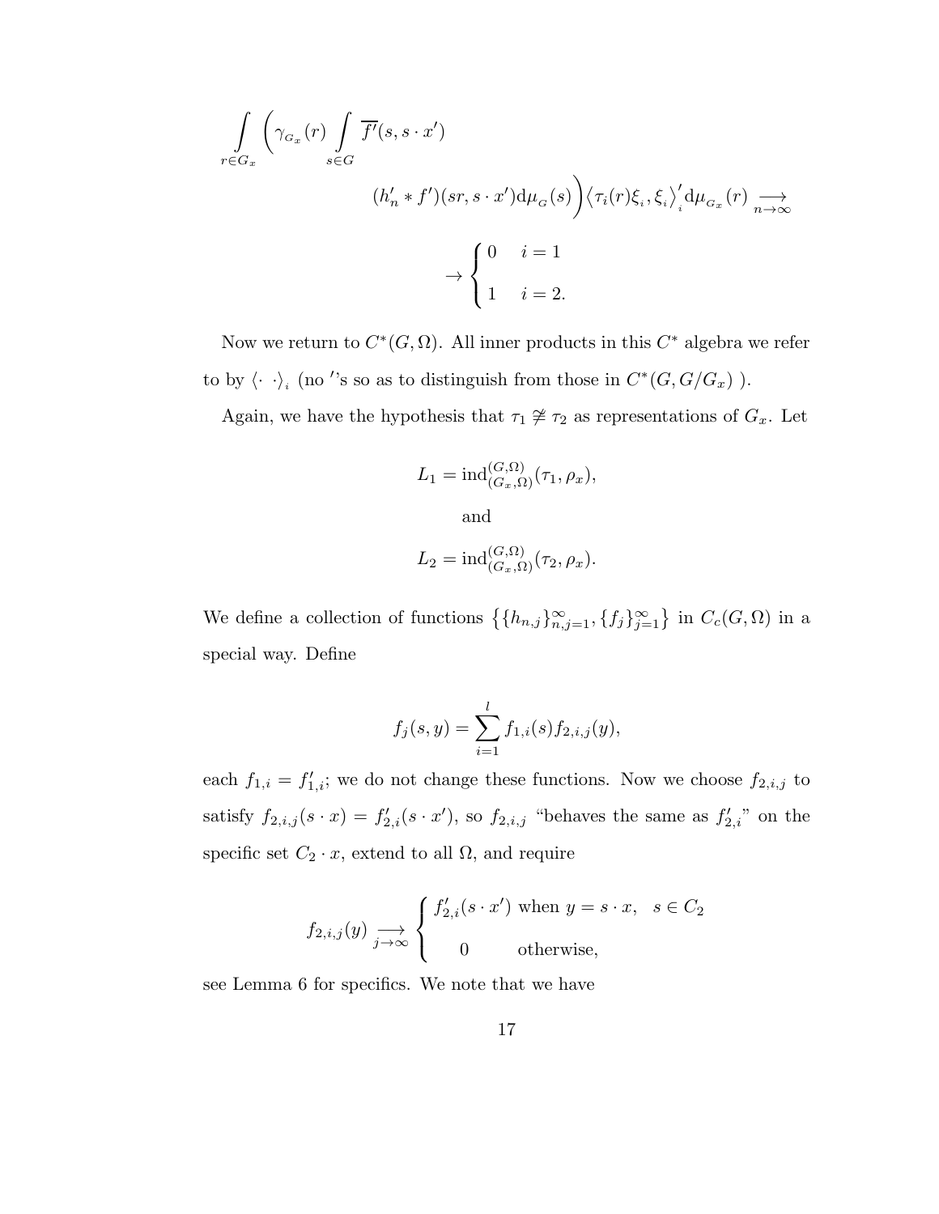$$\int_{r \in G_x} \left( \gamma_{G_x}(r) \int_{s \in G} \overline{f'}(s, s \cdot x') \right.$$

$$\left. (h'_n * f')(sr, s \cdot x') \mathrm{d}\mu_G(s) \right) \left\langle \tau_i(r)\xi_i, \xi_i \right\rangle'_i \mathrm{d}\mu_{G_x}(r) \underset{n \to \infty}{\longrightarrow}$$

$$\to \begin{cases} 0 & i = 1 \\ 1 & i = 2. \end{cases}$$

Now we return to $C^*(G, \Omega)$. All inner products in this $C^*$ algebra we refer to by $\langle \cdot \; \cdot \rangle_i$ (no $'$'s so as to distinguish from those in $C^*(G, G/G_x)$ ).

Again, we have the hypothesis that $\tau_1 \ncong \tau_2$ as representations of $G_x$. Let

$$L_1 = \operatorname{ind}_{(G_x, \Omega)}^{(G, \Omega)}(\tau_1, \rho_x),$$

and

$$L_2 = \operatorname{ind}_{(G_x, \Omega)}^{(G, \Omega)}(\tau_2, \rho_x).$$

We define a collection of functions $\left\{ \{h_{n,j}\}_{n,j=1}^{\infty}, \{f_j\}_{j=1}^{\infty} \right\}$ in $C_c(G, \Omega)$ in a special way. Define

$$f_j(s, y) = \sum_{i=1}^{l} f_{1,i}(s) f_{2,i,j}(y),$$

each $f_{1,i} = f'_{1,i}$; we do not change these functions. Now we choose $f_{2,i,j}$ to satisfy $f_{2,i,j}(s \cdot x) = f'_{2,i}(s \cdot x')$, so $f_{2,i,j}$ "behaves the same as $f'_{2,i}$" on the specific set $C_2 \cdot x$, extend to all $\Omega$, and require

$$f_{2,i,j}(y) \underset{j \to \infty}{\longrightarrow} \begin{cases} f'_{2,i}(s \cdot x') \text{ when } y = s \cdot x, & s \in C_2 \\ 0 & \text{otherwise,} \end{cases}$$

see Lemma 6 for specifics. We note that we have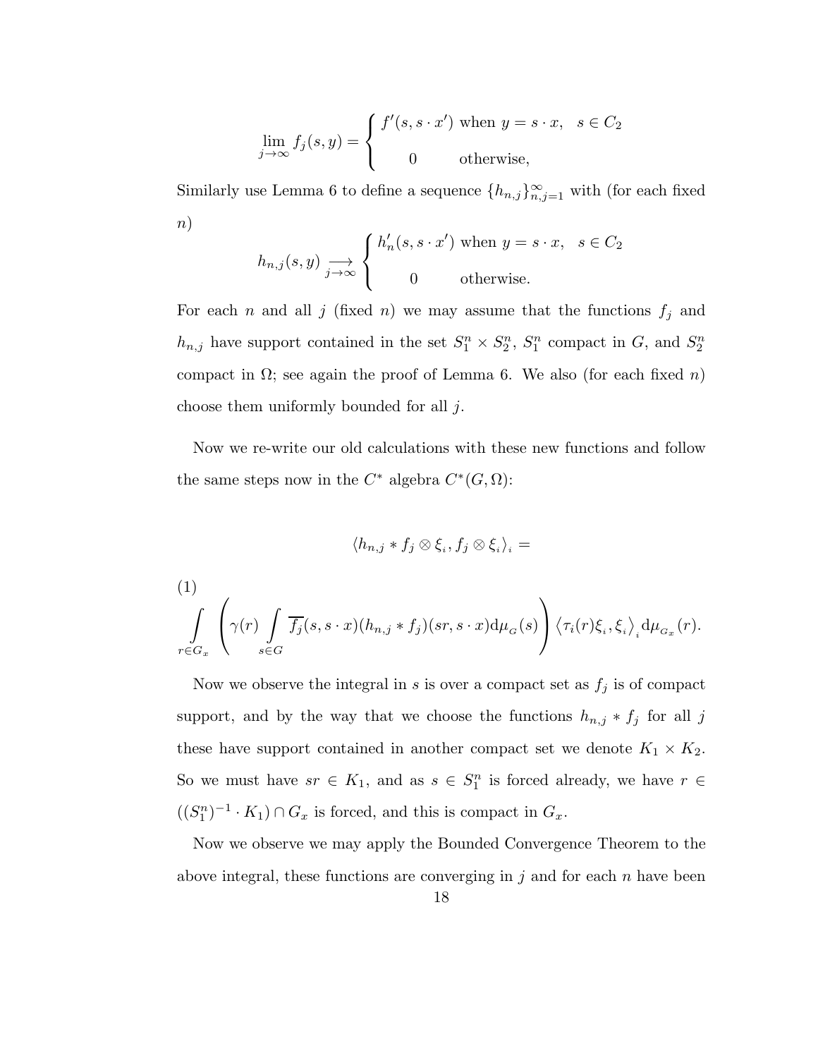$$\lim_{j\to\infty} f_j(s,y) = \begin{cases} f'(s, s\cdot x') & \text{when } y = s\cdot x, \quad s \in C_2 \\ 0 & \text{otherwise,} \end{cases}$$

Similarly use Lemma 6 to define a sequence $\{h_{n,j}\}_{n,j=1}^{\infty}$ with (for each fixed $n$)

$$h_{n,j}(s,y) \underset{j\to\infty}{\longrightarrow} \begin{cases} h'_n(s, s\cdot x') & \text{when } y = s\cdot x, \quad s \in C_2 \\ 0 & \text{otherwise.} \end{cases}$$

For each $n$ and all $j$ (fixed $n$) we may assume that the functions $f_j$ and $h_{n,j}$ have support contained in the set $S_1^n \times S_2^n$, $S_1^n$ compact in $G$, and $S_2^n$ compact in $\Omega$; see again the proof of Lemma 6. We also (for each fixed $n$) choose them uniformly bounded for all $j$.

Now we re-write our old calculations with these new functions and follow the same steps now in the $C^*$ algebra $C^*(G, \Omega)$:

$$\langle h_{n,j} * f_j \otimes \xi_i, f_j \otimes \xi_i \rangle_i =$$

(1)

$$\int_{r\in G_x} \left( \gamma(r) \int_{s\in G} \overline{f_j}(s, s\cdot x)(h_{n,j} * f_j)(sr, s\cdot x) \mathrm{d}\mu_G(s) \right) \left\langle \tau_i(r)\xi_i, \xi_i \right\rangle_i \mathrm{d}\mu_{G_x}(r).$$

Now we observe the integral in $s$ is over a compact set as $f_j$ is of compact support, and by the way that we choose the functions $h_{n,j} * f_j$ for all $j$ these have support contained in another compact set we denote $K_1 \times K_2$. So we must have $sr \in K_1$, and as $s \in S_1^n$ is forced already, we have $r \in ((S_1^n)^{-1} \cdot K_1) \cap G_x$ is forced, and this is compact in $G_x$.

Now we observe we may apply the Bounded Convergence Theorem to the above integral, these functions are converging in $j$ and for each $n$ have been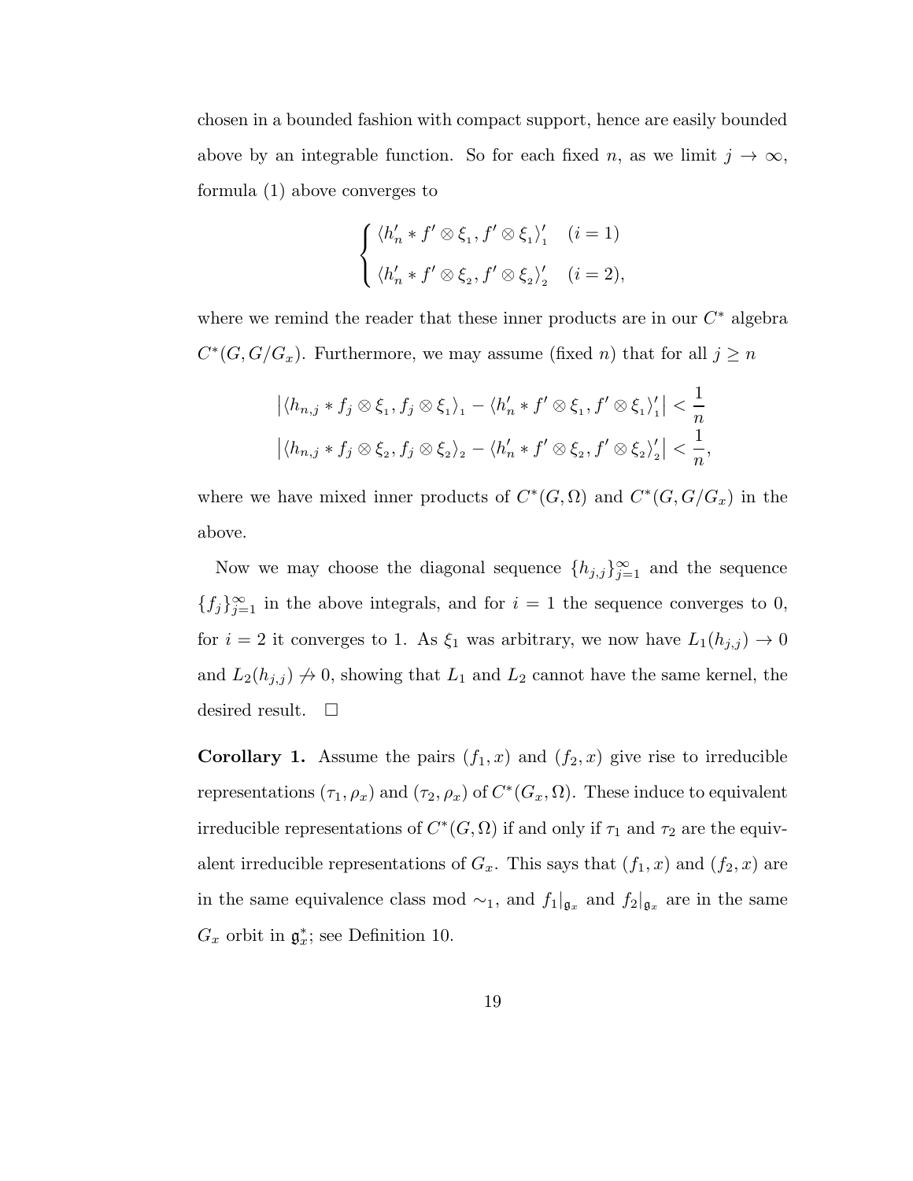chosen in a bounded fashion with compact support, hence are easily bounded above by an integrable function. So for each fixed $n$, as we limit $j \to \infty$, formula (1) above converges to

$$
\begin{cases} \langle h'_n * f' \otimes \xi_1, f' \otimes \xi_1 \rangle'_1 & (i = 1) \\ \langle h'_n * f' \otimes \xi_2, f' \otimes \xi_2 \rangle'_2 & (i = 2), \end{cases}
$$

where we remind the reader that these inner products are in our $C^*$ algebra $C^*(G, G/G_x)$. Furthermore, we may assume (fixed $n$) that for all $j \geq n$

$$
\begin{aligned}
\left| \langle h_{n,j} * f_j \otimes \xi_1, f_j \otimes \xi_1 \rangle_1 - \langle h'_n * f' \otimes \xi_1, f' \otimes \xi_1 \rangle'_1 \right| &< \frac{1}{n} \\
\left| \langle h_{n,j} * f_j \otimes \xi_2, f_j \otimes \xi_2 \rangle_2 - \langle h'_n * f' \otimes \xi_2, f' \otimes \xi_2 \rangle'_2 \right| &< \frac{1}{n},
\end{aligned}
$$

where we have mixed inner products of $C^*(G, \Omega)$ and $C^*(G, G/G_x)$ in the above.

Now we may choose the diagonal sequence $\{h_{j,j}\}_{j=1}^{\infty}$ and the sequence $\{f_j\}_{j=1}^{\infty}$ in the above integrals, and for $i = 1$ the sequence converges to 0, for $i = 2$ it converges to 1. As $\xi_1$ was arbitrary, we now have $L_1(h_{j,j}) \to 0$ and $L_2(h_{j,j}) \not\to 0$, showing that $L_1$ and $L_2$ cannot have the same kernel, the desired result. $\square$

**Corollary 1.** Assume the pairs $(f_1, x)$ and $(f_2, x)$ give rise to irreducible representations $(\tau_1, \rho_x)$ and $(\tau_2, \rho_x)$ of $C^*(G_x, \Omega)$. These induce to equivalent irreducible representations of $C^*(G, \Omega)$ if and only if $\tau_1$ and $\tau_2$ are the equivalent irreducible representations of $G_x$. This says that $(f_1, x)$ and $(f_2, x)$ are in the same equivalence class mod $\sim_1$, and $f_1|_{\mathfrak{g}_x}$ and $f_2|_{\mathfrak{g}_x}$ are in the same $G_x$ orbit in $\mathfrak{g}_x^*$; see Definition 10.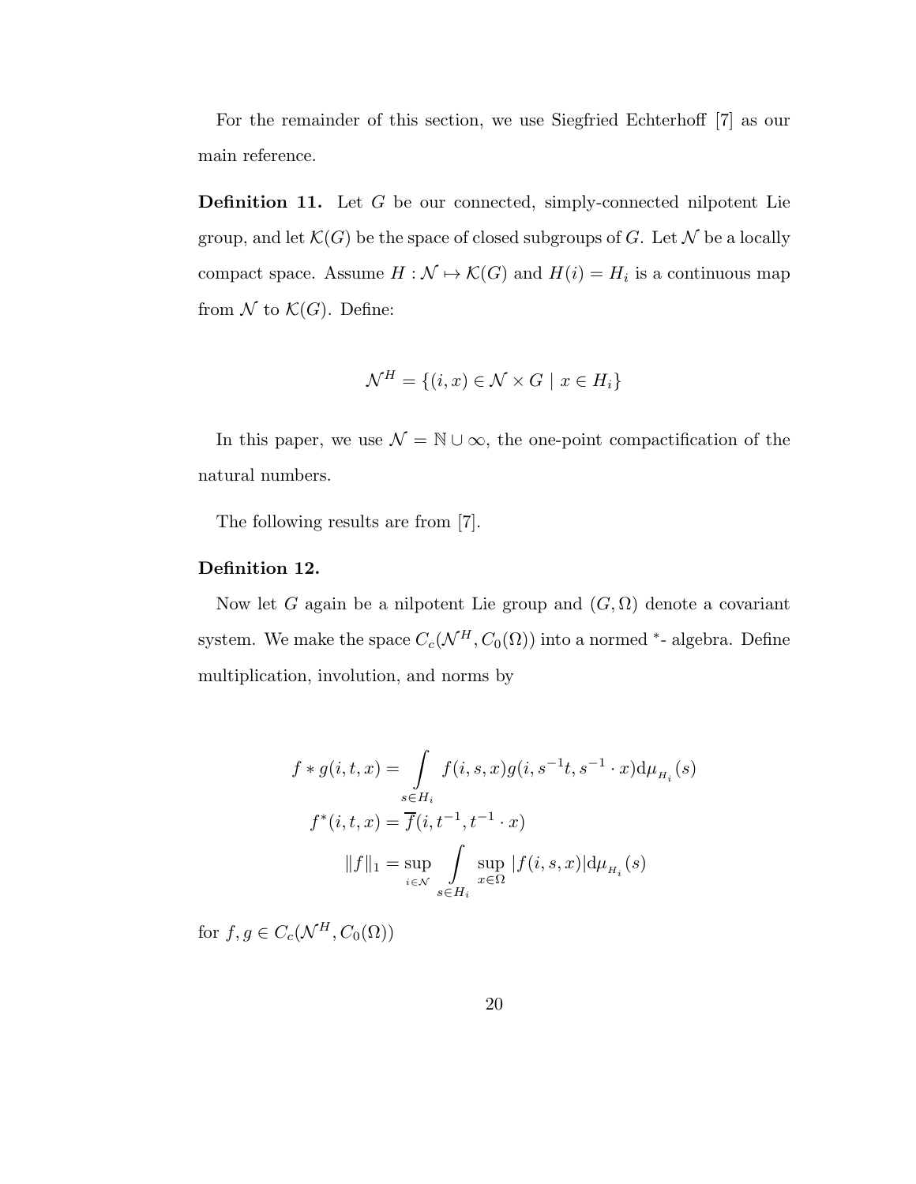For the remainder of this section, we use Siegfried Echterhoff [7] as our main reference.

**Definition 11.** Let $G$ be our connected, simply-connected nilpotent Lie group, and let $\mathcal{K}(G)$ be the space of closed subgroups of $G$. Let $\mathcal{N}$ be a locally compact space. Assume $H : \mathcal{N} \mapsto \mathcal{K}(G)$ and $H(i) = H_i$ is a continuous map from $\mathcal{N}$ to $\mathcal{K}(G)$. Define:

$$\mathcal{N}^H = \{(i, x) \in \mathcal{N} \times G \mid x \in H_i\}$$

In this paper, we use $\mathcal{N} = \mathbb{N} \cup \infty$, the one-point compactification of the natural numbers.

The following results are from [7].

**Definition 12.**

Now let $G$ again be a nilpotent Lie group and $(G, \Omega)$ denote a covariant system. We make the space $C_c(\mathcal{N}^H, C_0(\Omega))$ into a normed $^*$- algebra. Define multiplication, involution, and norms by

$$f * g(i, t, x) = \int_{s \in H_i} f(i, s, x) g(i, s^{-1}t, s^{-1} \cdot x) \mathrm{d}\mu_{H_i}(s)$$

$$f^*(i, t, x) = \overline{f}(i, t^{-1}, t^{-1} \cdot x)$$

$$\|f\|_1 = \sup_{i \in \mathcal{N}} \int_{s \in H_i} \sup_{x \in \Omega} |f(i, s, x)| \mathrm{d}\mu_{H_i}(s)$$

for $f, g \in C_c(\mathcal{N}^H, C_0(\Omega))$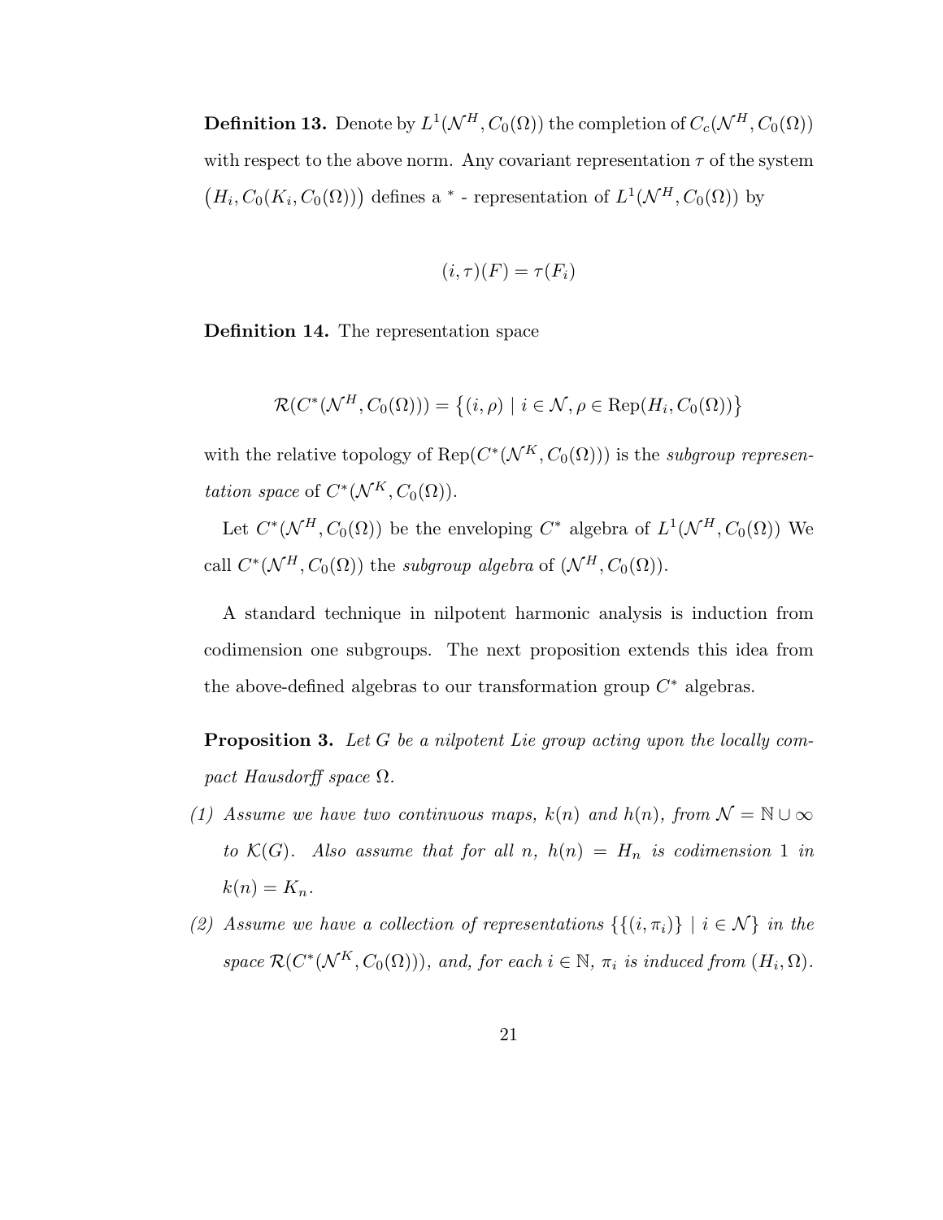**Definition 13.** Denote by $L^1(\mathcal{N}^H, C_0(\Omega))$ the completion of $C_c(\mathcal{N}^H, C_0(\Omega))$ with respect to the above norm. Any covariant representation $\tau$ of the system $\big(H_i, C_0(K_i, C_0(\Omega))\big)$ defines a $^*$ - representation of $L^1(\mathcal{N}^H, C_0(\Omega))$ by

$$(i, \tau)(F) = \tau(F_i)$$

**Definition 14.** The representation space

$$\mathcal{R}(C^*(\mathcal{N}^H, C_0(\Omega))) = \big\{(i, \rho) \mid i \in \mathcal{N}, \rho \in \mathrm{Rep}(H_i, C_0(\Omega))\big\}$$

with the relative topology of $\mathrm{Rep}(C^*(\mathcal{N}^K, C_0(\Omega)))$ is the *subgroup representation space* of $C^*(\mathcal{N}^K, C_0(\Omega))$.

Let $C^*(\mathcal{N}^H, C_0(\Omega))$ be the enveloping $C^*$ algebra of $L^1(\mathcal{N}^H, C_0(\Omega))$ We call $C^*(\mathcal{N}^H, C_0(\Omega))$ the *subgroup algebra* of $(\mathcal{N}^H, C_0(\Omega))$.

A standard technique in nilpotent harmonic analysis is induction from codimension one subgroups. The next proposition extends this idea from the above-defined algebras to our transformation group $C^*$ algebras.

**Proposition 3.** *Let $G$ be a nilpotent Lie group acting upon the locally compact Hausdorff space $\Omega$.*

*(1) Assume we have two continuous maps, $k(n)$ and $h(n)$, from $\mathcal{N} = \mathbb{N} \cup \infty$ to $\mathcal{K}(G)$. Also assume that for all $n$, $h(n) = H_n$ is codimension 1 in $k(n) = K_n$.*

*(2) Assume we have a collection of representations $\{\{(i, \pi_i)\} \mid i \in \mathcal{N}\}$ in the space $\mathcal{R}(C^*(\mathcal{N}^K, C_0(\Omega)))$, and, for each $i \in \mathbb{N}$, $\pi_i$ is induced from $(H_i, \Omega)$.*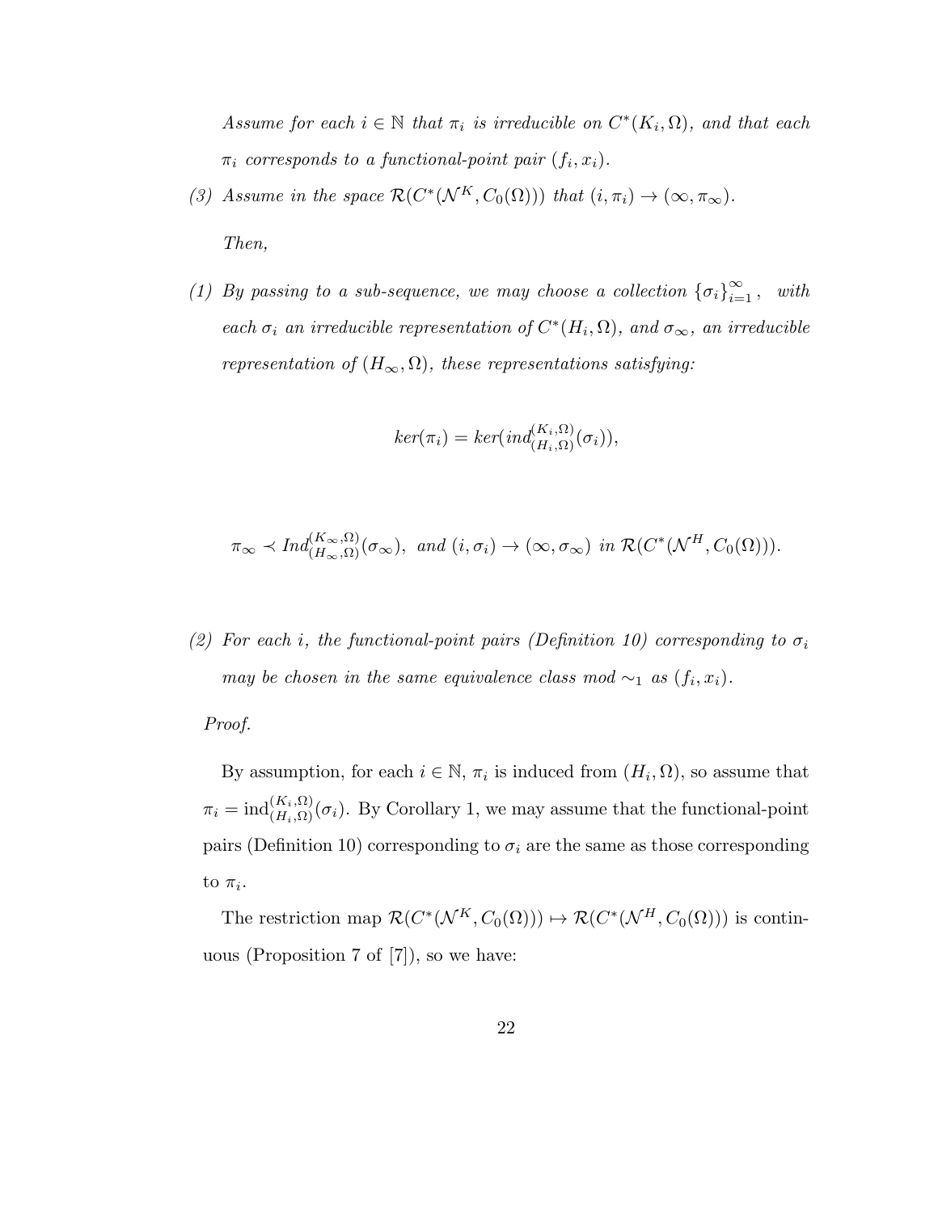*Assume for each $i \in \mathbb{N}$ that $\pi_i$ is irreducible on $C^*(K_i, \Omega)$, and that each $\pi_i$ corresponds to a functional-point pair $(f_i, x_i)$.*

*(3) Assume in the space $\mathcal{R}(C^*(\mathcal{N}^K, C_0(\Omega)))$ that $(i, \pi_i) \to (\infty, \pi_\infty)$.*

*Then,*

*(1) By passing to a sub-sequence, we may choose a collection $\{\sigma_i\}_{i=1}^{\infty}$, with each $\sigma_i$ an irreducible representation of $C^*(H_i, \Omega)$, and $\sigma_\infty$, an irreducible representation of $(H_\infty, \Omega)$, these representations satisfying:*

$$ker(\pi_i) = ker(ind_{(H_i,\Omega)}^{(K_i,\Omega)}(\sigma_i)),$$

$$\pi_\infty \prec Ind_{(H_\infty,\Omega)}^{(K_\infty,\Omega)}(\sigma_\infty), \text{ and } (i, \sigma_i) \to (\infty, \sigma_\infty) \text{ in } \mathcal{R}(C^*(\mathcal{N}^H, C_0(\Omega))).$$

*(2) For each $i$, the functional-point pairs (Definition 10) corresponding to $\sigma_i$ may be chosen in the same equivalence class mod $\sim_1$ as $(f_i, x_i)$.*

*Proof.*

By assumption, for each $i \in \mathbb{N}$, $\pi_i$ is induced from $(H_i, \Omega)$, so assume that $\pi_i = \text{ind}_{(H_i,\Omega)}^{(K_i,\Omega)}(\sigma_i)$. By Corollary 1, we may assume that the functional-point pairs (Definition 10) corresponding to $\sigma_i$ are the same as those corresponding to $\pi_i$.

The restriction map $\mathcal{R}(C^*(\mathcal{N}^K, C_0(\Omega))) \mapsto \mathcal{R}(C^*(\mathcal{N}^H, C_0(\Omega)))$ is continuous (Proposition 7 of [7]), so we have: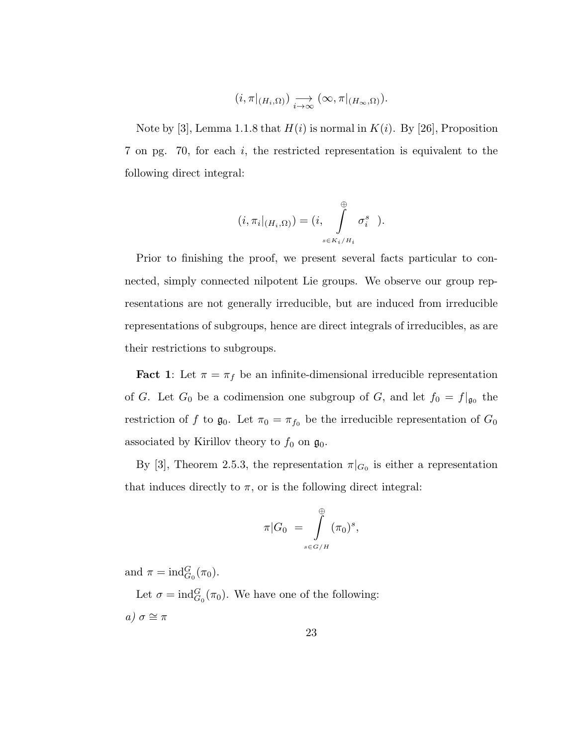$$(i, \pi|_{(H_i,\Omega)}) \underset{i\to\infty}{\longrightarrow} (\infty, \pi|_{(H_\infty,\Omega)}).$$

Note by [3], Lemma 1.1.8 that $H(i)$ is normal in $K(i)$. By [26], Proposition 7 on pg. 70, for each $i$, the restricted representation is equivalent to the following direct integral:

$$(i, \pi_i|_{(H_i,\Omega)}) = (i, \int_{s\in K_i/H_i}^{\oplus} \sigma_i^s \ ).$$

Prior to finishing the proof, we present several facts particular to connected, simply connected nilpotent Lie groups. We observe our group representations are not generally irreducible, but are induced from irreducible representations of subgroups, hence are direct integrals of irreducibles, as are their restrictions to subgroups.

**Fact 1**: Let $\pi = \pi_f$ be an infinite-dimensional irreducible representation of $G$. Let $G_0$ be a codimension one subgroup of $G$, and let $f_0 = f|_{\mathfrak{g}_0}$ the restriction of $f$ to $\mathfrak{g}_0$. Let $\pi_0 = \pi_{f_0}$ be the irreducible representation of $G_0$ associated by Kirillov theory to $f_0$ on $\mathfrak{g}_0$.

By [3], Theorem 2.5.3, the representation $\pi|_{G_0}$ is either a representation that induces directly to $\pi$, or is the following direct integral:

$$\pi|G_0 \ = \int_{s\in G/H}^{\oplus} (\pi_0)^s,$$

and $\pi = \mathrm{ind}_{G_0}^G(\pi_0)$.

Let $\sigma = \mathrm{ind}_{G_0}^G(\pi_0)$. We have one of the following:

*a)* $\sigma \cong \pi$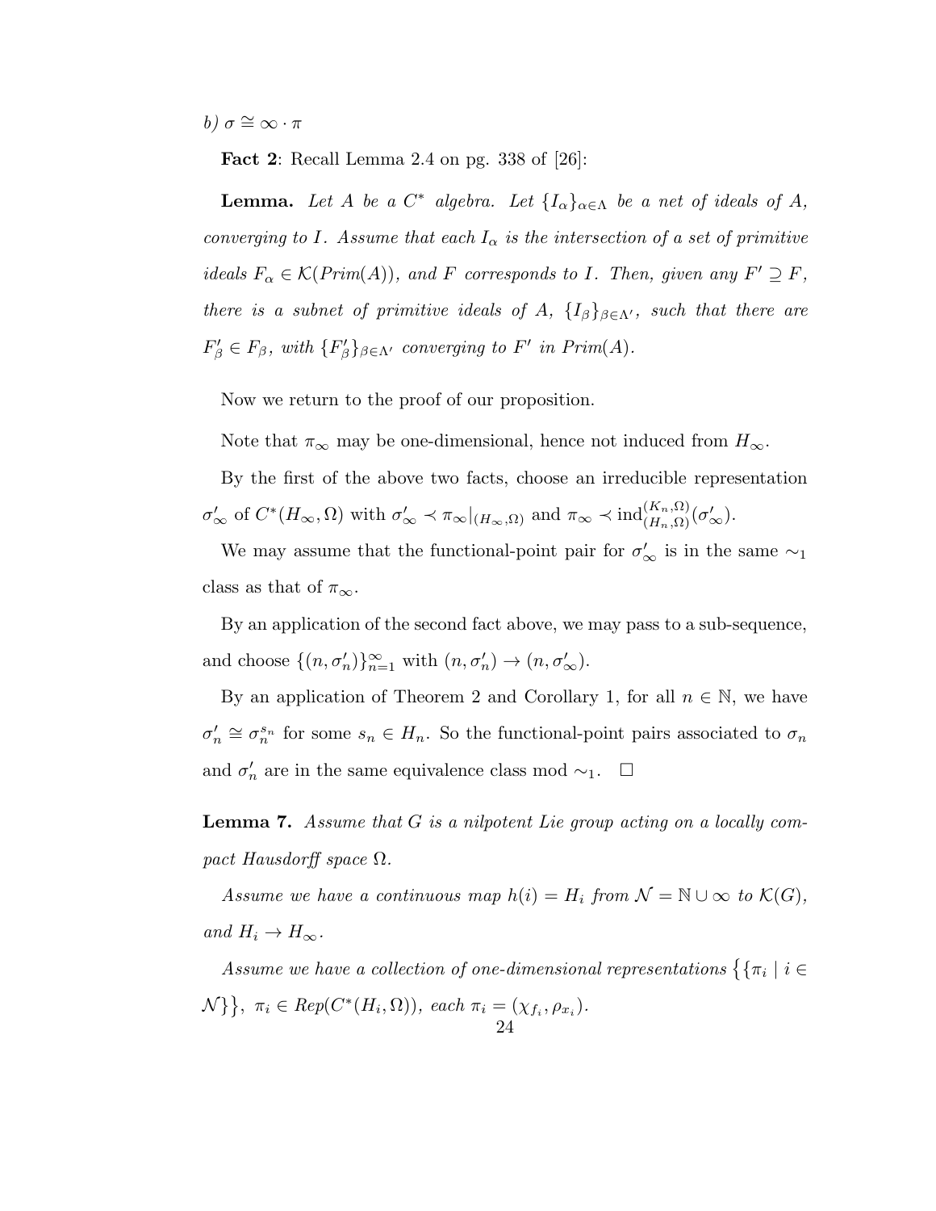*b)* $\sigma \cong \infty \cdot \pi$

**Fact 2**: Recall Lemma 2.4 on pg. 338 of [26]:

**Lemma.** *Let $A$ be a $C^*$ algebra. Let $\{I_\alpha\}_{\alpha \in \Lambda}$ be a net of ideals of $A$, converging to $I$. Assume that each $I_\alpha$ is the intersection of a set of primitive ideals $F_\alpha \in \mathcal{K}(Prim(A))$, and $F$ corresponds to $I$. Then, given any $F' \supseteq F$, there is a subnet of primitive ideals of $A$, $\{I_\beta\}_{\beta \in \Lambda'}$, such that there are $F'_\beta \in F_\beta$, with $\{F'_\beta\}_{\beta \in \Lambda'}$ converging to $F'$ in $Prim(A)$.*

Now we return to the proof of our proposition.

Note that $\pi_\infty$ may be one-dimensional, hence not induced from $H_\infty$.

By the first of the above two facts, choose an irreducible representation $\sigma'_\infty$ of $C^*(H_\infty, \Omega)$ with $\sigma'_\infty \prec \pi_\infty|_{(H_\infty,\Omega)}$ and $\pi_\infty \prec \operatorname{ind}_{(H_n,\Omega)}^{(K_n,\Omega)}(\sigma'_\infty)$.

We may assume that the functional-point pair for $\sigma'_\infty$ is in the same $\sim_1$ class as that of $\pi_\infty$.

By an application of the second fact above, we may pass to a sub-sequence, and choose $\{(n, \sigma'_n)\}_{n=1}^\infty$ with $(n, \sigma'_n) \to (n, \sigma'_\infty)$.

By an application of Theorem 2 and Corollary 1, for all $n \in \mathbb{N}$, we have $\sigma'_n \cong \sigma_n^{s_n}$ for some $s_n \in H_n$. So the functional-point pairs associated to $\sigma_n$ and $\sigma'_n$ are in the same equivalence class mod $\sim_1$. $\square$

**Lemma 7.** *Assume that $G$ is a nilpotent Lie group acting on a locally compact Hausdorff space $\Omega$.*

*Assume we have a continuous map $h(i) = H_i$ from $\mathcal{N} = \mathbb{N} \cup \infty$ to $\mathcal{K}(G)$, and $H_i \to H_\infty$.*

*Assume we have a collection of one-dimensional representations $\{\{\pi_i \mid i \in \mathcal{N}\}\}$, $\pi_i \in Rep(C^*(H_i, \Omega))$, each $\pi_i = (\chi_{f_i}, \rho_{x_i})$.*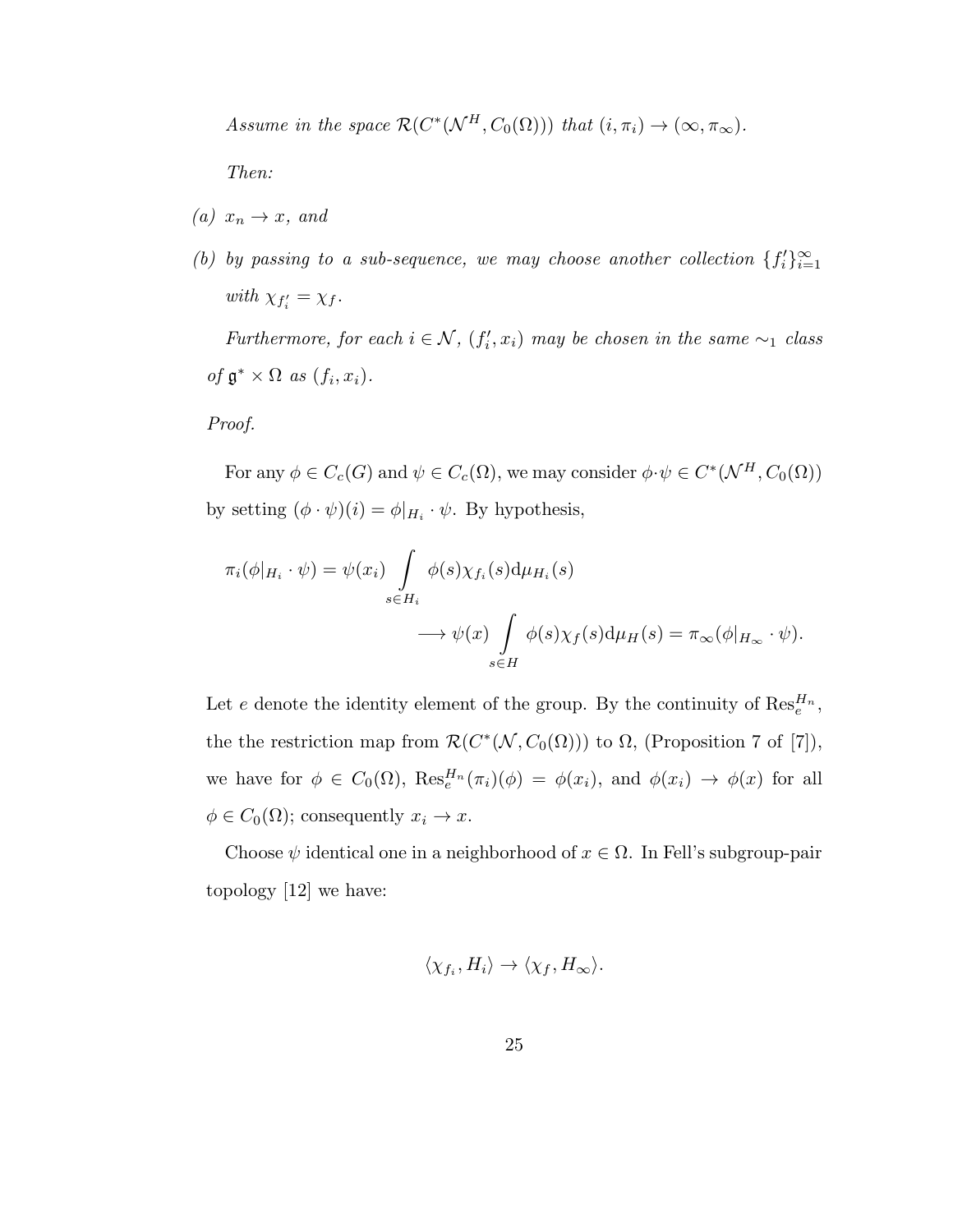*Assume in the space $\mathcal{R}(C^*(\mathcal{N}^H, C_0(\Omega)))$ that $(i, \pi_i) \to (\infty, \pi_\infty)$.*

*Then:*

*(a) $x_n \to x$, and*

*(b) by passing to a sub-sequence, we may choose another collection $\{f_i'\}_{i=1}^\infty$ with $\chi_{f_i'} = \chi_f$.*

*Furthermore, for each $i \in \mathcal{N}$, $(f_i', x_i)$ may be chosen in the same $\sim_1$ class of $\mathfrak{g}^* \times \Omega$ as $(f_i, x_i)$.*

*Proof.*

For any $\phi \in C_c(G)$ and $\psi \in C_c(\Omega)$, we may consider $\phi \cdot \psi \in C^*(\mathcal{N}^H, C_0(\Omega))$ by setting $(\phi \cdot \psi)(i) = \phi|_{H_i} \cdot \psi$. By hypothesis,

$$\pi_i(\phi|_{H_i} \cdot \psi) = \psi(x_i) \int\limits_{s \in H_i} \phi(s)\chi_{f_i}(s) \mathrm{d}\mu_{H_i}(s)$$
$$\longrightarrow \psi(x) \int\limits_{s \in H} \phi(s)\chi_f(s) \mathrm{d}\mu_H(s) = \pi_\infty(\phi|_{H_\infty} \cdot \psi).$$

Let $e$ denote the identity element of the group. By the continuity of $\mathrm{Res}_e^{H_n}$, the the restriction map from $\mathcal{R}(C^*(\mathcal{N}, C_0(\Omega)))$ to $\Omega$, (Proposition 7 of [7]), we have for $\phi \in C_0(\Omega)$, $\mathrm{Res}_e^{H_n}(\pi_i)(\phi) = \phi(x_i)$, and $\phi(x_i) \to \phi(x)$ for all $\phi \in C_0(\Omega)$; consequently $x_i \to x$.

Choose $\psi$ identical one in a neighborhood of $x \in \Omega$. In Fell's subgroup-pair topology [12] we have:

$$\langle \chi_{f_i}, H_i \rangle \to \langle \chi_f, H_\infty \rangle.$$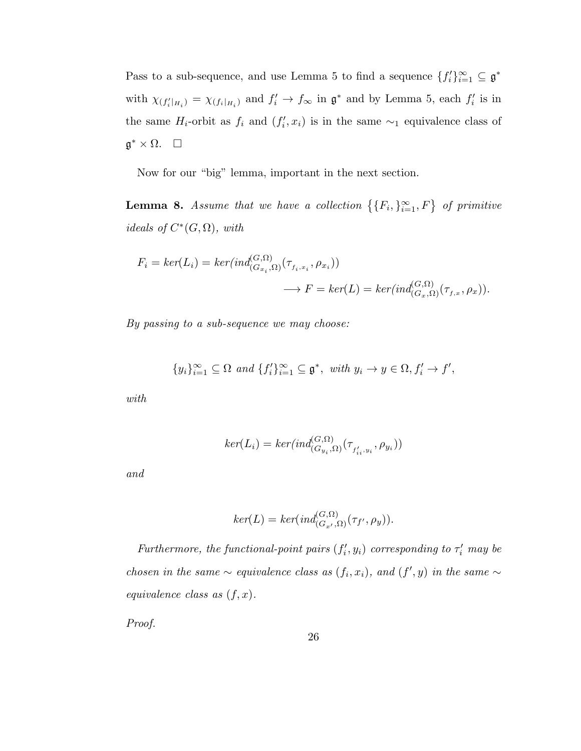Pass to a sub-sequence, and use Lemma 5 to find a sequence $\{f_i'\}_{i=1}^{\infty} \subseteq \mathfrak{g}^*$ with $\chi_{(f_i'|_{H_i})} = \chi_{(f_i|_{H_i})}$ and $f_i' \to f_\infty$ in $\mathfrak{g}^*$ and by Lemma 5, each $f_i'$ is in the same $H_i$-orbit as $f_i$ and $(f_i', x_i)$ is in the same $\sim_1$ equivalence class of $\mathfrak{g}^* \times \Omega$. $\square$

Now for our "big" lemma, important in the next section.

**Lemma 8.** *Assume that we have a collection $\big\{\{F_i,\}_{i=1}^{\infty}, F\big\}$ of primitive ideals of $C^*(G, \Omega)$, with*

$$F_i = ker(L_i) = ker(ind_{(G_{x_i},\Omega)}^{(G,\Omega)}(\tau_{f_i,x_i}, \rho_{x_i})) \\ \longrightarrow F = ker(L) = ker(ind_{(G_x,\Omega)}^{(G,\Omega)}(\tau_{f,x}, \rho_x)).$$

*By passing to a sub-sequence we may choose:*

$$\{y_i\}_{i=1}^{\infty} \subseteq \Omega \text{ and } \{f_i'\}_{i=1}^{\infty} \subseteq \mathfrak{g}^*, \text{ with } y_i \to y \in \Omega, f_i' \to f',$$

*with*

$$ker(L_i) = ker(ind_{(G_{y_i},\Omega)}^{(G,\Omega)}(\tau_{f_{i_i}',y_i}, \rho_{y_i}))$$

*and*

$$ker(L) = ker(ind_{(G_{x'},\Omega)}^{(G,\Omega)}(\tau_{f'}, \rho_y)).$$

*Furthermore, the functional-point pairs $(f_i', y_i)$ corresponding to $\tau_i'$ may be chosen in the same $\sim$ equivalence class as $(f_i, x_i)$, and $(f', y)$ in the same $\sim$ equivalence class as $(f, x)$.*

*Proof.*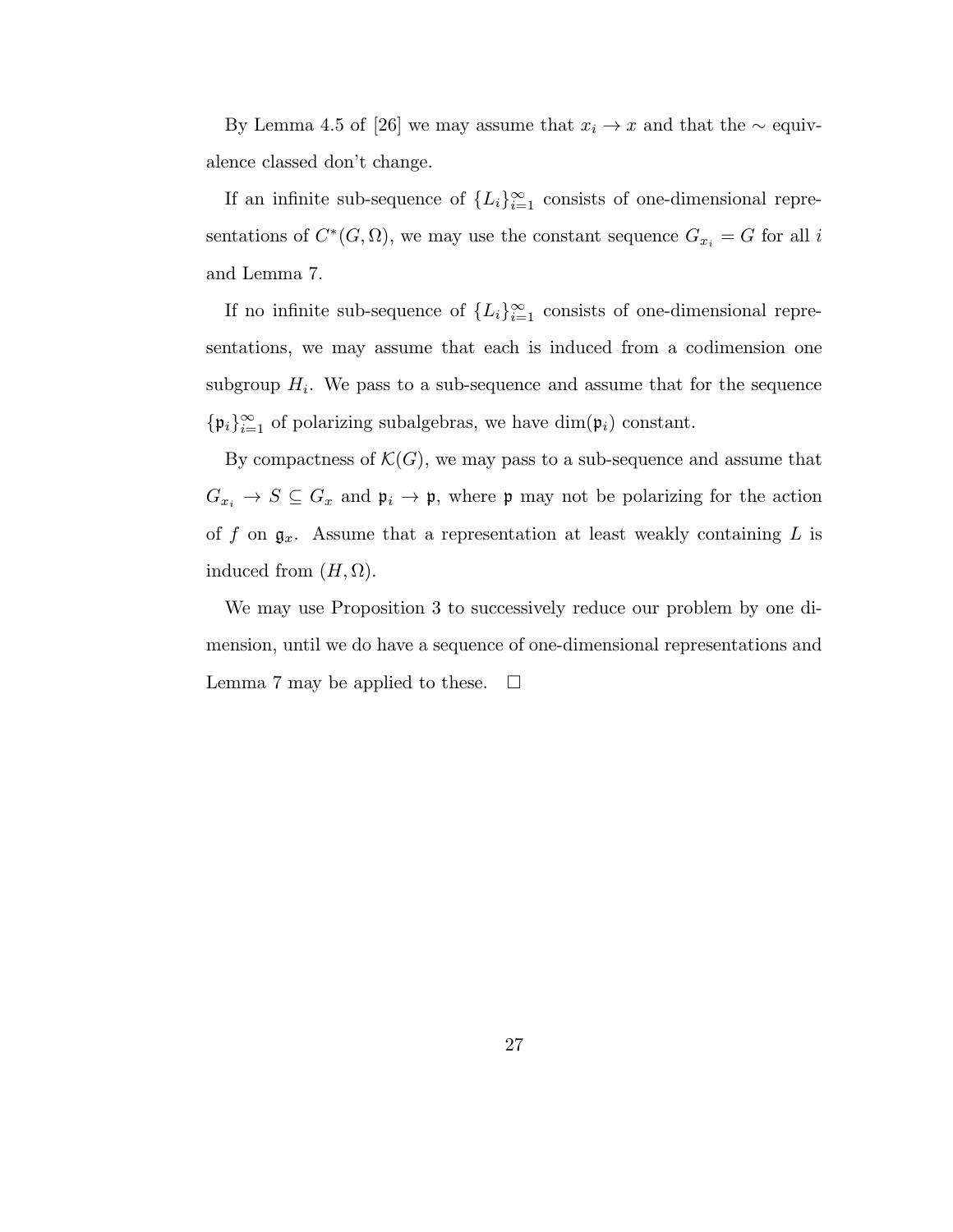By Lemma 4.5 of [26] we may assume that $x_i \to x$ and that the $\sim$ equivalence classed don't change.

If an infinite sub-sequence of $\{L_i\}_{i=1}^{\infty}$ consists of one-dimensional representations of $C^*(G, \Omega)$, we may use the constant sequence $G_{x_i} = G$ for all $i$ and Lemma 7.

If no infinite sub-sequence of $\{L_i\}_{i=1}^{\infty}$ consists of one-dimensional representations, we may assume that each is induced from a codimension one subgroup $H_i$. We pass to a sub-sequence and assume that for the sequence $\{\mathfrak{p}_i\}_{i=1}^{\infty}$ of polarizing subalgebras, we have $\dim(\mathfrak{p}_i)$ constant.

By compactness of $\mathcal{K}(G)$, we may pass to a sub-sequence and assume that $G_{x_i} \to S \subseteq G_x$ and $\mathfrak{p}_i \to \mathfrak{p}$, where $\mathfrak{p}$ may not be polarizing for the action of $f$ on $\mathfrak{g}_x$. Assume that a representation at least weakly containing $L$ is induced from $(H, \Omega)$.

We may use Proposition 3 to successively reduce our problem by one dimension, until we do have a sequence of one-dimensional representations and Lemma 7 may be applied to these. $\square$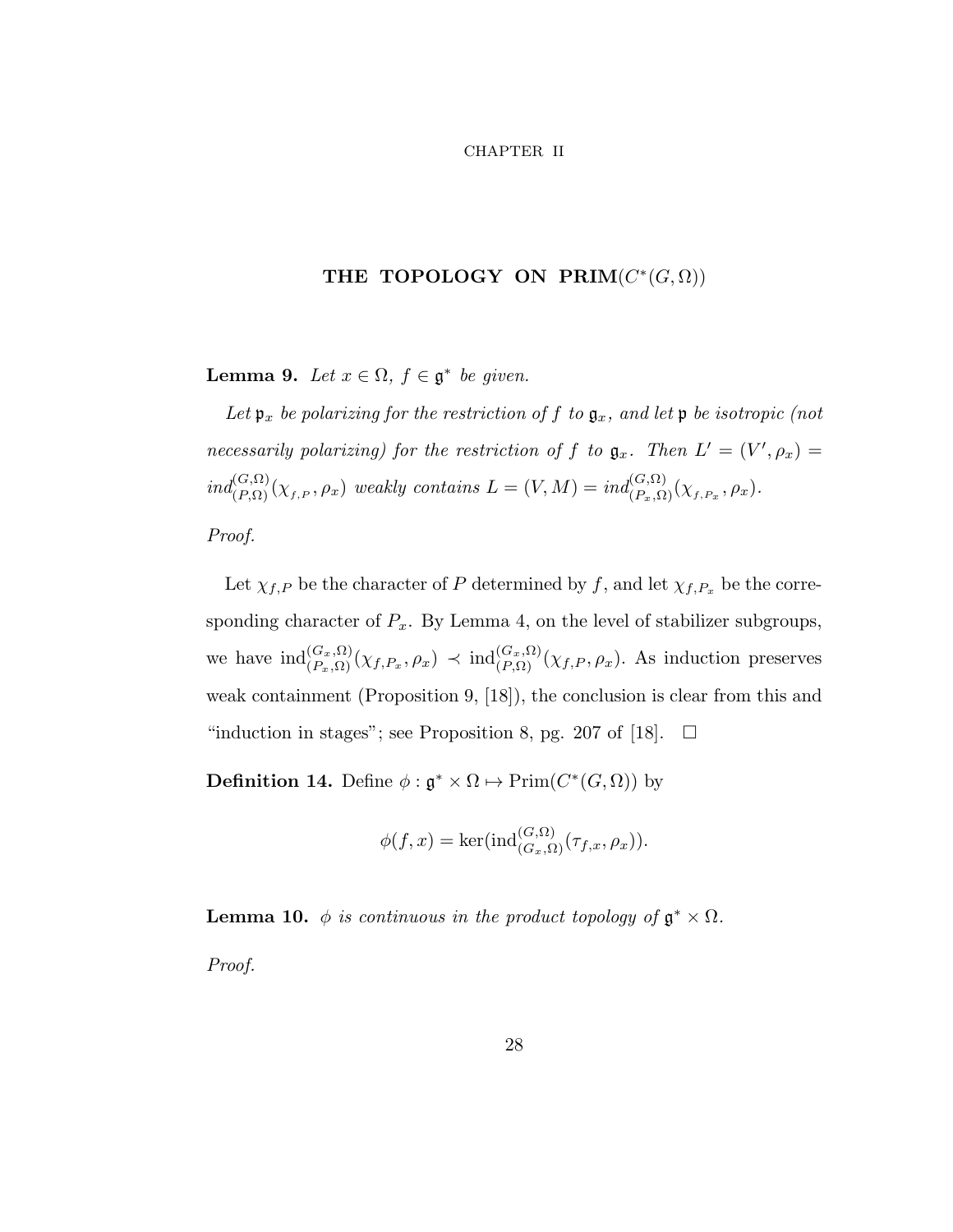CHAPTER II

# THE TOPOLOGY ON PRIM$(C^*(G,\Omega))$

**Lemma 9.** *Let $x \in \Omega$, $f \in \mathfrak{g}^*$ be given.*

*Let $\mathfrak{p}_x$ be polarizing for the restriction of $f$ to $\mathfrak{g}_x$, and let $\mathfrak{p}$ be isotropic (not necessarily polarizing) for the restriction of $f$ to $\mathfrak{g}_x$. Then $L' = (V', \rho_x) = ind_{(P,\Omega)}^{(G,\Omega)}(\chi_{f,P}, \rho_x)$ weakly contains $L = (V, M) = ind_{(P_x,\Omega)}^{(G,\Omega)}(\chi_{f,P_x}, \rho_x)$.*

*Proof.*

Let $\chi_{f,P}$ be the character of $P$ determined by $f$, and let $\chi_{f,P_x}$ be the corresponding character of $P_x$. By Lemma 4, on the level of stabilizer subgroups, we have $\mathrm{ind}_{(P_x,\Omega)}^{(G_x,\Omega)}(\chi_{f,P_x}, \rho_x) \prec \mathrm{ind}_{(P,\Omega)}^{(G_x,\Omega)}(\chi_{f,P}, \rho_x)$. As induction preserves weak containment (Proposition 9, [18]), the conclusion is clear from this and "induction in stages"; see Proposition 8, pg. 207 of [18]. $\square$

**Definition 14.** Define $\phi : \mathfrak{g}^* \times \Omega \mapsto \mathrm{Prim}(C^*(G,\Omega))$ by

$$\phi(f,x) = \ker(\mathrm{ind}_{(G_x,\Omega)}^{(G,\Omega)}(\tau_{f,x}, \rho_x)).$$

**Lemma 10.** *$\phi$ is continuous in the product topology of $\mathfrak{g}^* \times \Omega$.*

*Proof.*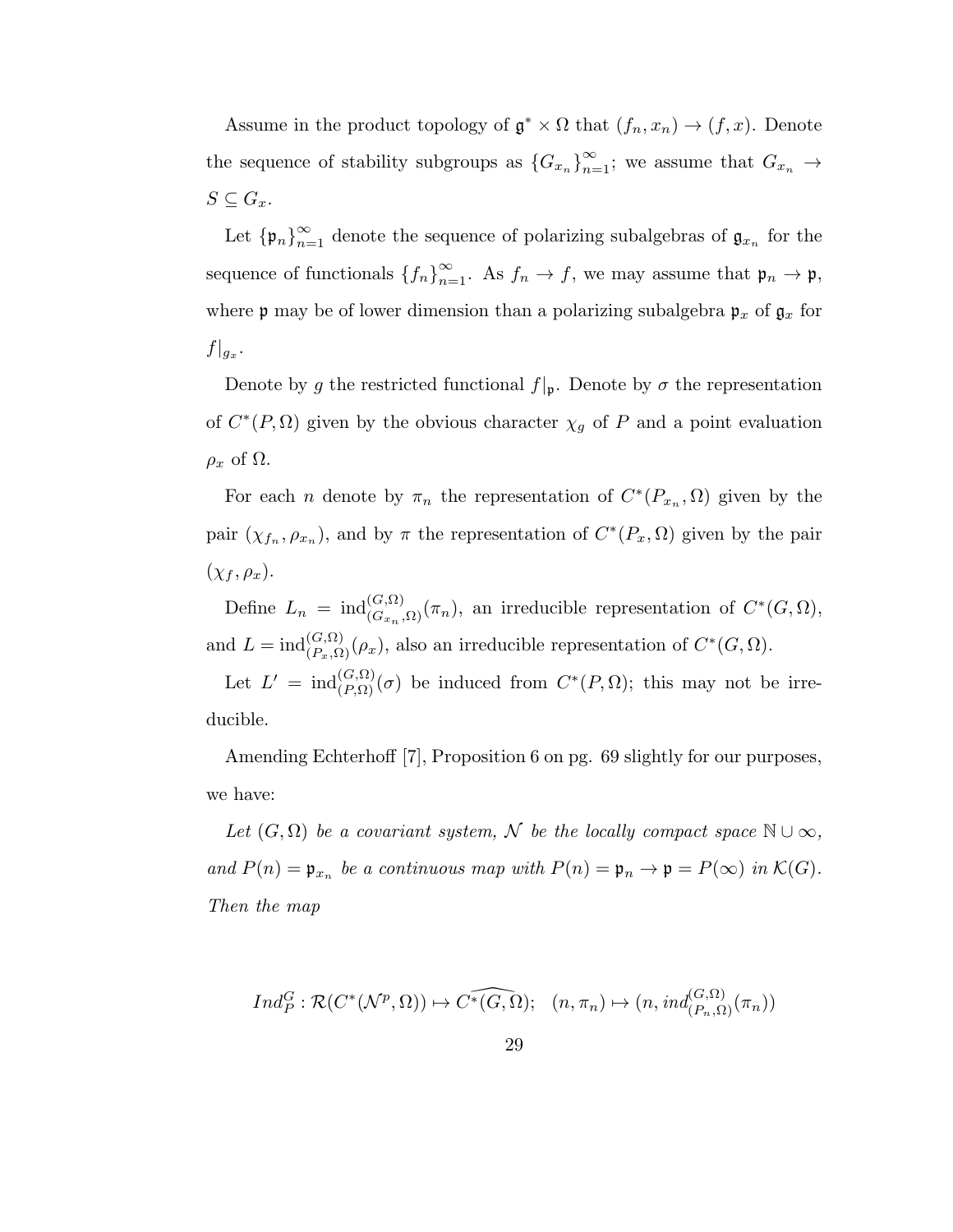Assume in the product topology of $\mathfrak{g}^* \times \Omega$ that $(f_n, x_n) \to (f, x)$. Denote the sequence of stability subgroups as $\{G_{x_n}\}_{n=1}^{\infty}$; we assume that $G_{x_n} \to S \subseteq G_x$.

Let $\{\mathfrak{p}_n\}_{n=1}^{\infty}$ denote the sequence of polarizing subalgebras of $\mathfrak{g}_{x_n}$ for the sequence of functionals $\{f_n\}_{n=1}^{\infty}$. As $f_n \to f$, we may assume that $\mathfrak{p}_n \to \mathfrak{p}$, where $\mathfrak{p}$ may be of lower dimension than a polarizing subalgebra $\mathfrak{p}_x$ of $\mathfrak{g}_x$ for $f|_{g_x}$.

Denote by $g$ the restricted functional $f|_{\mathfrak{p}}$. Denote by $\sigma$ the representation of $C^*(P, \Omega)$ given by the obvious character $\chi_g$ of $P$ and a point evaluation $\rho_x$ of $\Omega$.

For each $n$ denote by $\pi_n$ the representation of $C^*(P_{x_n}, \Omega)$ given by the pair $(\chi_{f_n}, \rho_{x_n})$, and by $\pi$ the representation of $C^*(P_x, \Omega)$ given by the pair $(\chi_f, \rho_x)$.

Define $L_n = \mathrm{ind}_{(G_{x_n}, \Omega)}^{(G,\Omega)}(\pi_n)$, an irreducible representation of $C^*(G, \Omega)$, and $L = \mathrm{ind}_{(P_x, \Omega)}^{(G,\Omega)}(\rho_x)$, also an irreducible representation of $C^*(G, \Omega)$.

Let $L' = \mathrm{ind}_{(P,\Omega)}^{(G,\Omega)}(\sigma)$ be induced from $C^*(P, \Omega)$; this may not be irreducible.

Amending Echterhoff [7], Proposition 6 on pg. 69 slightly for our purposes, we have:

*Let $(G, \Omega)$ be a covariant system, $\mathcal{N}$ be the locally compact space $\mathbb{N} \cup \infty$, and $P(n) = \mathfrak{p}_{x_n}$ be a continuous map with $P(n) = \mathfrak{p}_n \to \mathfrak{p} = P(\infty)$ in $\mathcal{K}(G)$. Then the map*

$$Ind_P^G : \mathcal{R}(C^*(\mathcal{N}^p, \Omega)) \mapsto \widehat{C^*(G, \Omega)}; \quad (n, \pi_n) \mapsto (n, ind_{(P_n, \Omega)}^{(G,\Omega)}(\pi_n))$$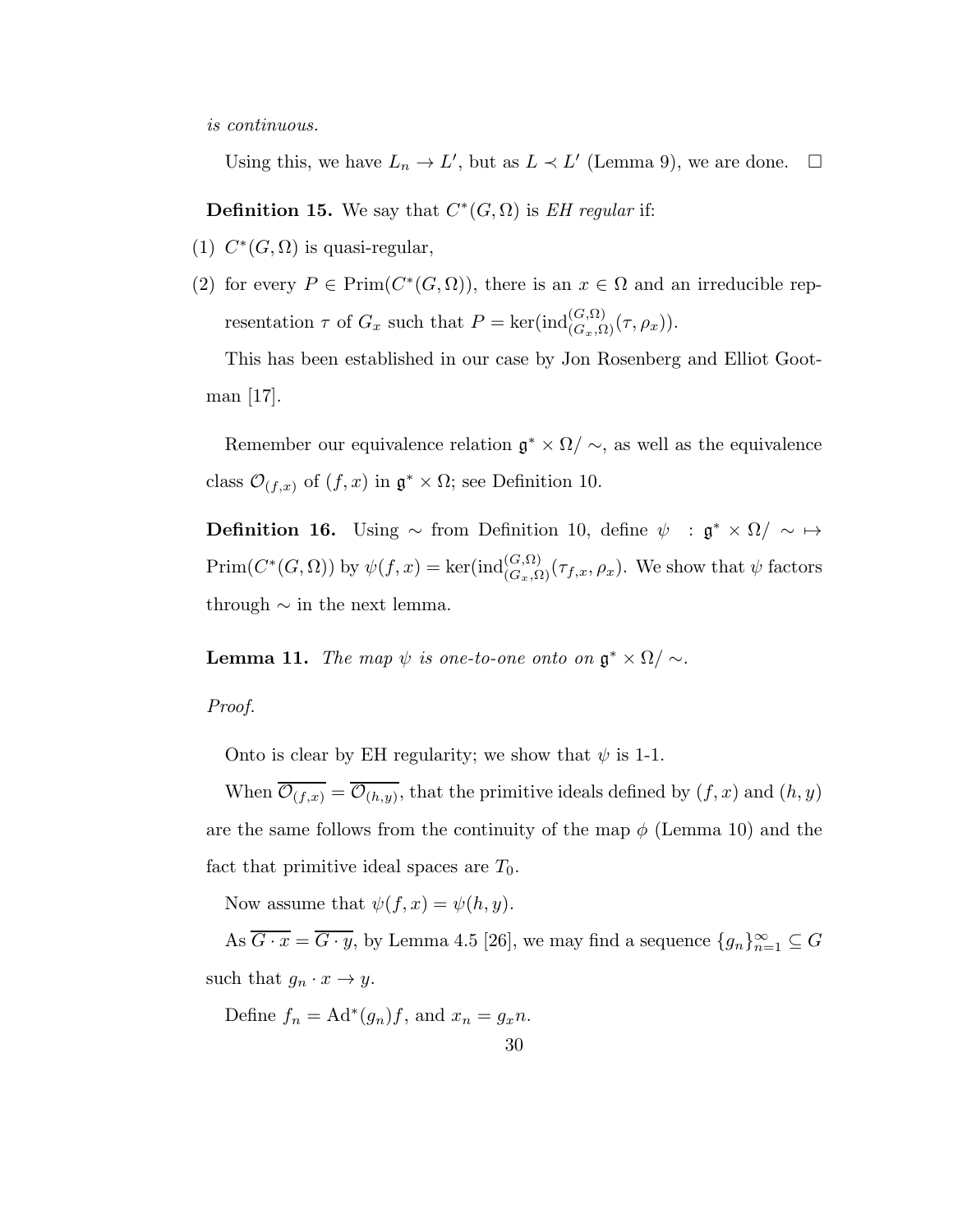*is continuous.*

Using this, we have $L_n \to L'$, but as $L \prec L'$ (Lemma 9), we are done. $\square$

**Definition 15.** We say that $C^*(G, \Omega)$ is *EH regular* if:

(1) $C^*(G, \Omega)$ is quasi-regular,

(2) for every $P \in \operatorname{Prim}(C^*(G, \Omega))$, there is an $x \in \Omega$ and an irreducible representation $\tau$ of $G_x$ such that $P = \ker(\operatorname{ind}_{(G_x,\Omega)}^{(G,\Omega)}(\tau, \rho_x))$.

This has been established in our case by Jon Rosenberg and Elliot Gootman [17].

Remember our equivalence relation $\mathfrak{g}^* \times \Omega / \sim$, as well as the equivalence class $\mathcal{O}_{(f,x)}$ of $(f, x)$ in $\mathfrak{g}^* \times \Omega$; see Definition 10.

**Definition 16.** Using $\sim$ from Definition 10, define $\psi \; : \mathfrak{g}^* \times \Omega / \sim \; \mapsto \operatorname{Prim}(C^*(G, \Omega))$ by $\psi(f, x) = \ker(\operatorname{ind}_{(G_x,\Omega)}^{(G,\Omega)}(\tau_{f,x}, \rho_x)$. We show that $\psi$ factors through $\sim$ in the next lemma.

**Lemma 11.** *The map $\psi$ is one-to-one onto on $\mathfrak{g}^* \times \Omega / \sim$.*

*Proof.*

Onto is clear by EH regularity; we show that $\psi$ is 1-1.

When $\overline{\mathcal{O}_{(f,x)}} = \overline{\mathcal{O}_{(h,y)}}$, that the primitive ideals defined by $(f, x)$ and $(h, y)$ are the same follows from the continuity of the map $\phi$ (Lemma 10) and the fact that primitive ideal spaces are $T_0$.

Now assume that $\psi(f, x) = \psi(h, y)$.

As $\overline{G \cdot x} = \overline{G \cdot y}$, by Lemma 4.5 [26], we may find a sequence $\{g_n\}_{n=1}^{\infty} \subseteq G$ such that $g_n \cdot x \to y$.

Define $f_n = \operatorname{Ad}^*(g_n)f$, and $x_n = g_x n$.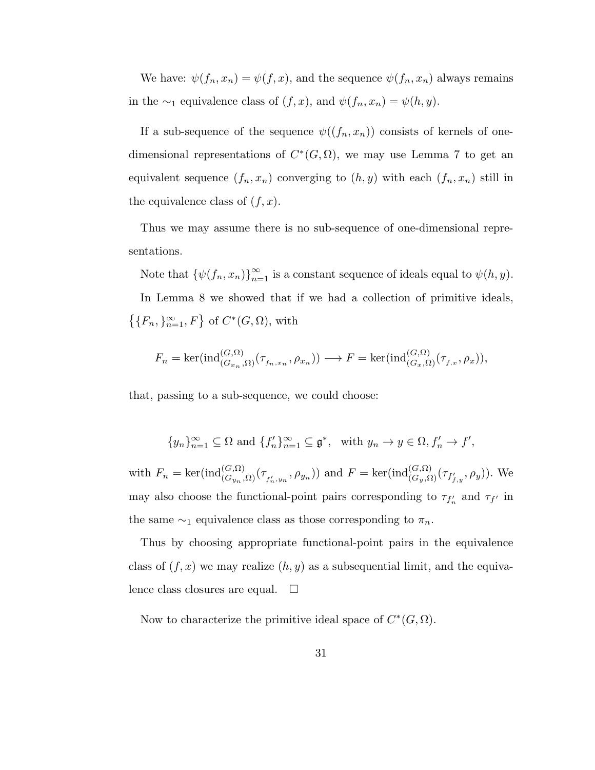We have: $\psi(f_n, x_n) = \psi(f, x)$, and the sequence $\psi(f_n, x_n)$ always remains in the $\sim_1$ equivalence class of $(f, x)$, and $\psi(f_n, x_n) = \psi(h, y)$.

If a sub-sequence of the sequence $\psi((f_n, x_n))$ consists of kernels of one-dimensional representations of $C^*(G, \Omega)$, we may use Lemma 7 to get an equivalent sequence $(f_n, x_n)$ converging to $(h, y)$ with each $(f_n, x_n)$ still in the equivalence class of $(f, x)$.

Thus we may assume there is no sub-sequence of one-dimensional representations.

Note that $\{\psi(f_n, x_n)\}_{n=1}^{\infty}$ is a constant sequence of ideals equal to $\psi(h, y)$.

In Lemma 8 we showed that if we had a collection of primitive ideals, $\{\{F_n,\}_{n=1}^{\infty}, F\}$ of $C^*(G, \Omega)$, with

$$F_n = \ker(\mathrm{ind}_{(G_{x_n}, \Omega)}^{(G,\Omega)}(\tau_{f_n, x_n}, \rho_{x_n})) \longrightarrow F = \ker(\mathrm{ind}_{(G_x, \Omega)}^{(G,\Omega)}(\tau_{f,x}, \rho_x)),$$

that, passing to a sub-sequence, we could choose:

$$\{y_n\}_{n=1}^{\infty} \subseteq \Omega \text{ and } \{f'_n\}_{n=1}^{\infty} \subseteq \mathfrak{g}^*, \quad \text{with } y_n \to y \in \Omega, f'_n \to f',$$

with $F_n = \ker(\mathrm{ind}_{(G_{y_n}, \Omega)}^{(G,\Omega)}(\tau_{f'_n, y_n}, \rho_{y_n}))$ and $F = \ker(\mathrm{ind}_{(G_y, \Omega)}^{(G,\Omega)}(\tau_{f'_{f,y}}, \rho_y))$. We may also choose the functional-point pairs corresponding to $\tau_{f'_n}$ and $\tau_{f'}$ in the same $\sim_1$ equivalence class as those corresponding to $\pi_n$.

Thus by choosing appropriate functional-point pairs in the equivalence class of $(f, x)$ we may realize $(h, y)$ as a subsequential limit, and the equivalence class closures are equal. $\square$

Now to characterize the primitive ideal space of $C^*(G, \Omega)$.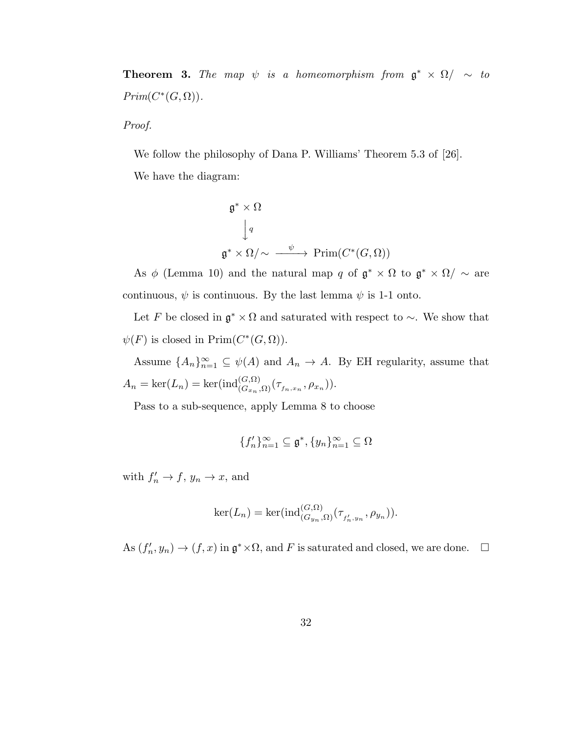**Theorem 3.** *The map $\psi$ is a homeomorphism from $\mathfrak{g}^* \times \Omega / \sim$ to $Prim(C^*(G, \Omega))$.*

*Proof.*

We follow the philosophy of Dana P. Williams' Theorem 5.3 of [26].

We have the diagram:

$$
\begin{array}{c}
\mathfrak{g}^* \times \Omega \\
\Big\downarrow q \\
\mathfrak{g}^* \times \Omega/\sim \xrightarrow{\ \psi\ } \text{Prim}(C^*(G, \Omega))
\end{array}
$$

As $\phi$ (Lemma 10) and the natural map $q$ of $\mathfrak{g}^* \times \Omega$ to $\mathfrak{g}^* \times \Omega / \sim$ are continuous, $\psi$ is continuous. By the last lemma $\psi$ is 1-1 onto.

Let $F$ be closed in $\mathfrak{g}^* \times \Omega$ and saturated with respect to $\sim$. We show that $\psi(F)$ is closed in $\text{Prim}(C^*(G, \Omega))$.

Assume $\{A_n\}_{n=1}^{\infty} \subseteq \psi(A)$ and $A_n \to A$. By EH regularity, assume that $A_n = \ker(L_n) = \ker(\text{ind}_{(G_{x_n}, \Omega)}^{(G,\Omega)}(\tau_{f_n, x_n}, \rho_{x_n}))$.

Pass to a sub-sequence, apply Lemma 8 to choose

$$\{f_n'\}_{n=1}^{\infty} \subseteq \mathfrak{g}^*, \{y_n\}_{n=1}^{\infty} \subseteq \Omega$$

with $f_n' \to f$, $y_n \to x$, and

$$\ker(L_n) = \ker(\text{ind}_{(G_{y_n}, \Omega)}^{(G,\Omega)}(\tau_{f_n', y_n}, \rho_{y_n})).$$

As $(f_n', y_n) \to (f, x)$ in $\mathfrak{g}^* \times \Omega$, and $F$ is saturated and closed, we are done. $\square$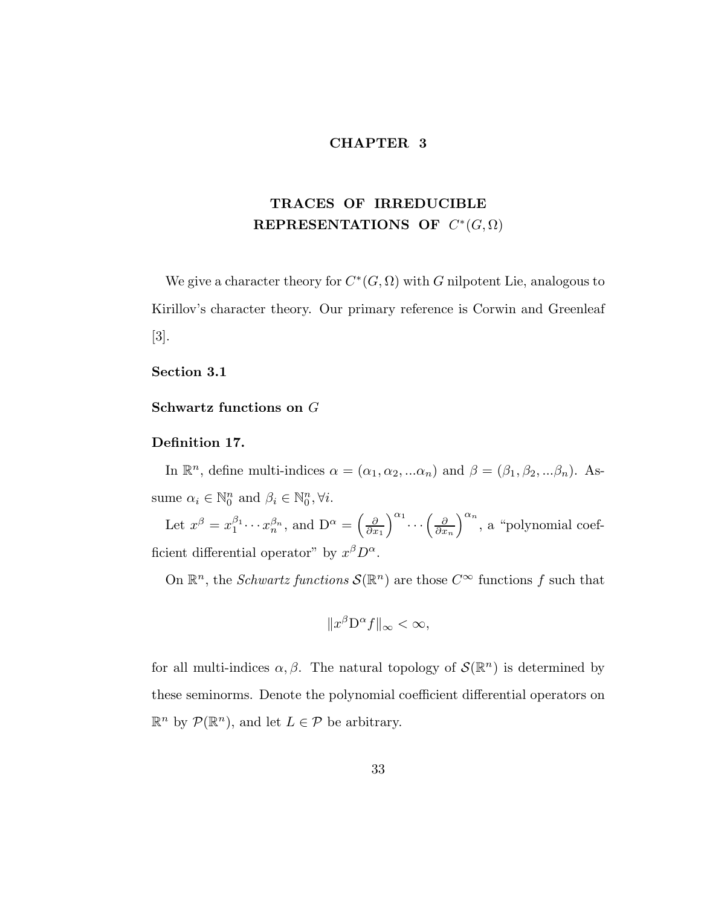# CHAPTER 3

## TRACES OF IRREDUCIBLE REPRESENTATIONS OF $C^*(G, \Omega)$

We give a character theory for $C^*(G, \Omega)$ with $G$ nilpotent Lie, analogous to Kirillov's character theory. Our primary reference is Corwin and Greenleaf [3].

### Section 3.1

### Schwartz functions on $G$

**Definition 17.**

In $\mathbb{R}^n$, define multi-indices $\alpha = (\alpha_1, \alpha_2, ...\alpha_n)$ and $\beta = (\beta_1, \beta_2, ...\beta_n)$. Assume $\alpha_i \in \mathbb{N}_0^n$ and $\beta_i \in \mathbb{N}_0^n, \forall i$.

Let $x^\beta = x_1^{\beta_1} \cdots x_n^{\beta_n}$, and $\mathrm{D}^\alpha = \left(\frac{\partial}{\partial x_1}\right)^{\alpha_1} \cdots \left(\frac{\partial}{\partial x_n}\right)^{\alpha_n}$, a "polynomial coefficient differential operator" by $x^\beta D^\alpha$.

On $\mathbb{R}^n$, the *Schwartz functions* $\mathcal{S}(\mathbb{R}^n)$ are those $C^\infty$ functions $f$ such that

$$\|x^\beta \mathrm{D}^\alpha f\|_\infty < \infty,$$

for all multi-indices $\alpha, \beta$. The natural topology of $\mathcal{S}(\mathbb{R}^n)$ is determined by these seminorms. Denote the polynomial coefficient differential operators on $\mathbb{R}^n$ by $\mathcal{P}(\mathbb{R}^n)$, and let $L \in \mathcal{P}$ be arbitrary.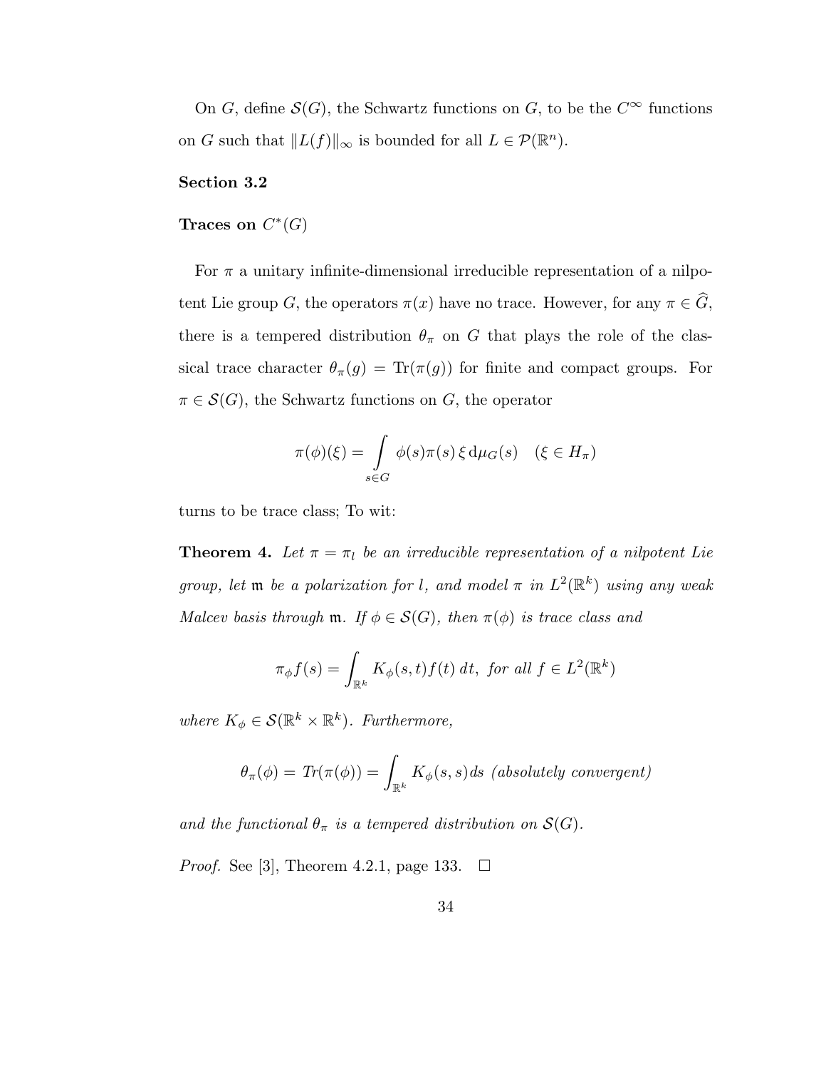On $G$, define $\mathcal{S}(G)$, the Schwartz functions on $G$, to be the $C^\infty$ functions on $G$ such that $\|L(f)\|_\infty$ is bounded for all $L \in \mathcal{P}(\mathbb{R}^n)$.

**Section 3.2**

**Traces on $C^*(G)$**

For $\pi$ a unitary infinite-dimensional irreducible representation of a nilpotent Lie group $G$, the operators $\pi(x)$ have no trace. However, for any $\pi \in \widehat{G}$, there is a tempered distribution $\theta_\pi$ on $G$ that plays the role of the classical trace character $\theta_\pi(g) = \mathrm{Tr}(\pi(g))$ for finite and compact groups. For $\pi \in \mathcal{S}(G)$, the Schwartz functions on $G$, the operator

$$\pi(\phi)(\xi) = \int\limits_{s \in G} \phi(s)\pi(s)\,\xi \,\mathrm{d}\mu_G(s) \quad (\xi \in H_\pi)$$

turns to be trace class; To wit:

**Theorem 4.** *Let $\pi = \pi_l$ be an irreducible representation of a nilpotent Lie group, let $\mathfrak{m}$ be a polarization for $l$, and model $\pi$ in $L^2(\mathbb{R}^k)$ using any weak Malcev basis through $\mathfrak{m}$. If $\phi \in \mathcal{S}(G)$, then $\pi(\phi)$ is trace class and*

$$\pi_\phi f(s) = \int_{\mathbb{R}^k} K_\phi(s,t) f(t)\,dt, \text{ for all } f \in L^2(\mathbb{R}^k)$$

*where $K_\phi \in \mathcal{S}(\mathbb{R}^k \times \mathbb{R}^k)$. Furthermore,*

$$\theta_\pi(\phi) = Tr(\pi(\phi)) = \int_{\mathbb{R}^k} K_\phi(s,s) ds \text{ (absolutely convergent)}$$

*and the functional $\theta_\pi$ is a tempered distribution on $\mathcal{S}(G)$.*

*Proof.* See [3], Theorem 4.2.1, page 133. $\square$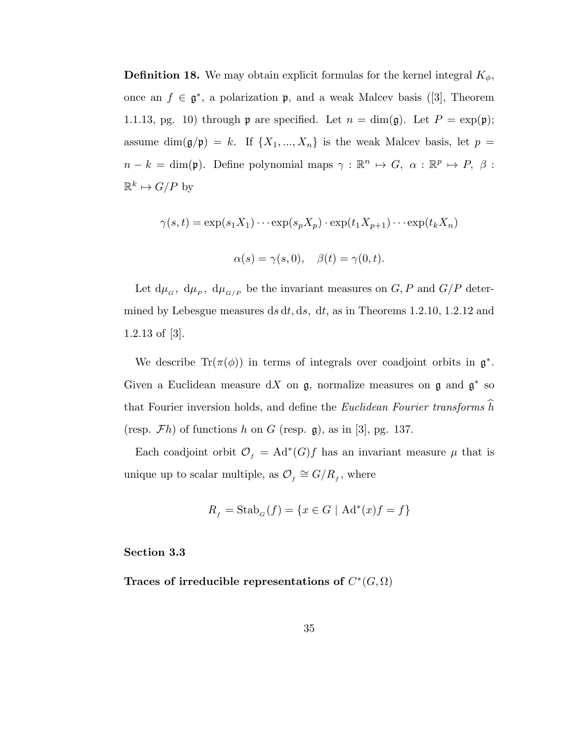**Definition 18.** We may obtain explicit formulas for the kernel integral $K_\phi$, once an $f \in \mathfrak{g}^*$, a polarization $\mathfrak{p}$, and a weak Malcev basis ([3], Theorem 1.1.13, pg. 10) through $\mathfrak{p}$ are specified. Let $n = \dim(\mathfrak{g})$. Let $P = \exp(\mathfrak{p})$; assume $\dim(\mathfrak{g}/\mathfrak{p}) = k$. If $\{X_1, ..., X_n\}$ is the weak Malcev basis, let $p = n - k = \dim(\mathfrak{p})$. Define polynomial maps $\gamma : \mathbb{R}^n \mapsto G$, $\alpha : \mathbb{R}^p \mapsto P$, $\beta : \mathbb{R}^k \mapsto G/P$ by

$$\gamma(s, t) = \exp(s_1 X_1) \cdots \exp(s_p X_p) \cdot \exp(t_1 X_{p+1}) \cdots \exp(t_k X_n)$$

$$\alpha(s) = \gamma(s, 0), \quad \beta(t) = \gamma(0, t).$$

Let $\mathrm{d}\mu_G$, $\mathrm{d}\mu_P$, $\mathrm{d}\mu_{G/P}$ be the invariant measures on $G, P$ and $G/P$ determined by Lebesgue measures $\mathrm{d}s\,\mathrm{d}t, \mathrm{d}s$, $\mathrm{d}t$, as in Theorems 1.2.10, 1.2.12 and 1.2.13 of [3].

We describe $\mathrm{Tr}(\pi(\phi))$ in terms of integrals over coadjoint orbits in $\mathfrak{g}^*$. Given a Euclidean measure $\mathrm{d}X$ on $\mathfrak{g}$, normalize measures on $\mathfrak{g}$ and $\mathfrak{g}^*$ so that Fourier inversion holds, and define the *Euclidean Fourier transforms* $\widehat{h}$ (resp. $\mathcal{F}h$) of functions $h$ on $G$ (resp. $\mathfrak{g}$), as in [3], pg. 137.

Each coadjoint orbit $\mathcal{O}_f = \mathrm{Ad}^*(G)f$ has an invariant measure $\mu$ that is unique up to scalar multiple, as $\mathcal{O}_f \cong G/R_f$, where

$$R_f = \mathrm{Stab}_G(f) = \{x \in G \mid \mathrm{Ad}^*(x)f = f\}$$

**Section 3.3**

**Traces of irreducible representations of $C^*(G, \Omega)$**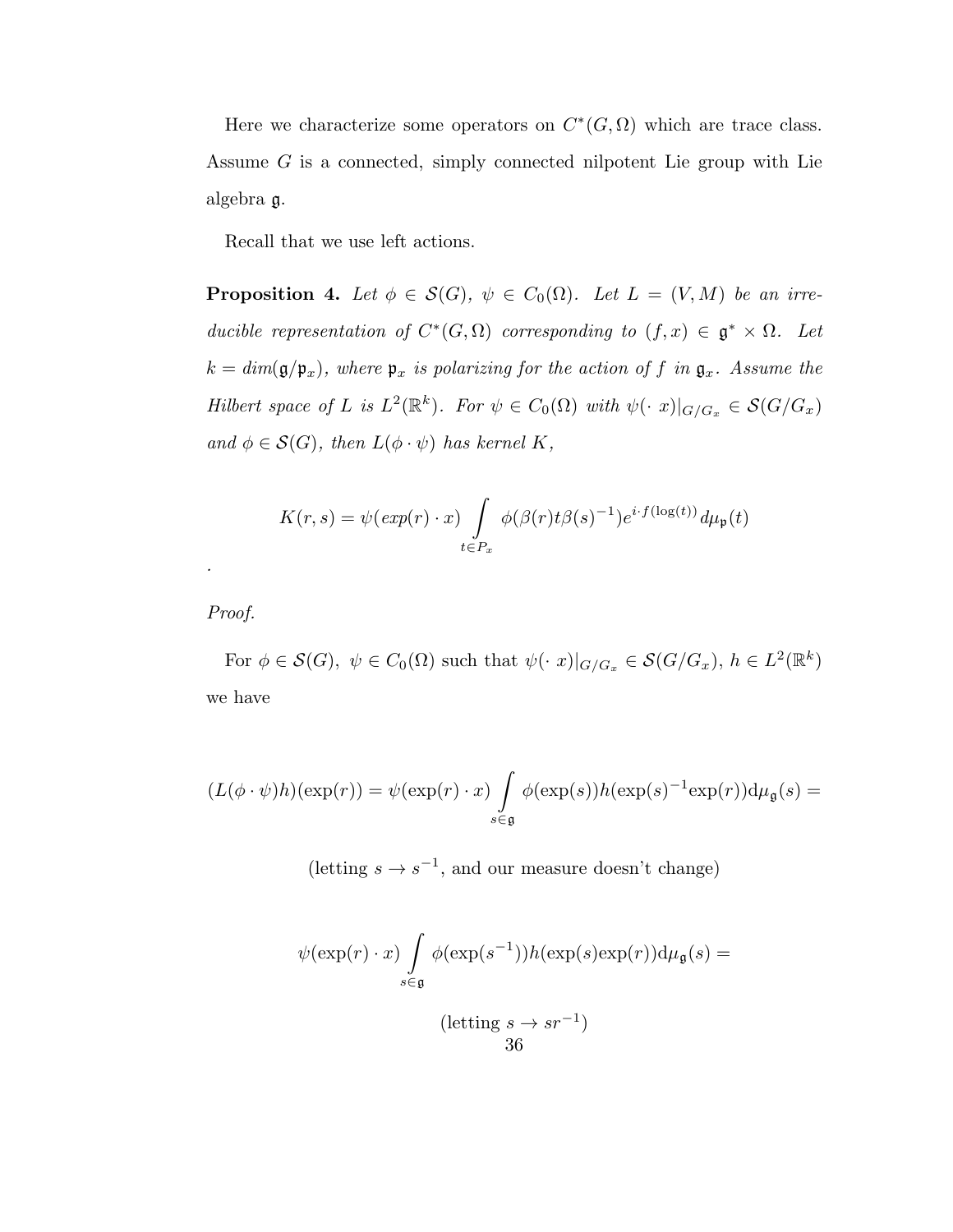Here we characterize some operators on $C^*(G, \Omega)$ which are trace class. Assume $G$ is a connected, simply connected nilpotent Lie group with Lie algebra $\mathfrak{g}$.

Recall that we use left actions.

**Proposition 4.** *Let $\phi \in \mathcal{S}(G)$, $\psi \in C_0(\Omega)$. Let $L = (V, M)$ be an irreducible representation of $C^*(G, \Omega)$ corresponding to $(f, x) \in \mathfrak{g}^* \times \Omega$. Let $k = dim(\mathfrak{g}/\mathfrak{p}_x)$, where $\mathfrak{p}_x$ is polarizing for the action of $f$ in $\mathfrak{g}_x$. Assume the Hilbert space of $L$ is $L^2(\mathbb{R}^k)$. For $\psi \in C_0(\Omega)$ with $\psi(\cdot\ x)|_{G/G_x} \in \mathcal{S}(G/G_x)$ and $\phi \in \mathcal{S}(G)$, then $L(\phi \cdot \psi)$ has kernel $K$,*

$$K(r,s) = \psi(exp(r) \cdot x) \int\limits_{t \in P_x} \phi(\beta(r)t\beta(s)^{-1}) e^{i \cdot f(\log(t))}\, d\mu_{\mathfrak{p}}(t)$$

.

*Proof.*

For $\phi \in \mathcal{S}(G)$, $\psi \in C_0(\Omega)$ such that $\psi(\cdot\ x)|_{G/G_x} \in \mathcal{S}(G/G_x)$, $h \in L^2(\mathbb{R}^k)$ we have

$$(L(\phi \cdot \psi)h)(\exp(r)) = \psi(\exp(r) \cdot x) \int\limits_{s \in \mathfrak{g}} \phi(\exp(s)) h(\exp(s)^{-1} \exp(r)) \mathrm{d}\mu_{\mathfrak{g}}(s) =$$

(letting $s \to s^{-1}$, and our measure doesn't change)

$$\psi(\exp(r) \cdot x) \int\limits_{s \in \mathfrak{g}} \phi(\exp(s^{-1})) h(\exp(s) \exp(r)) \mathrm{d}\mu_{\mathfrak{g}}(s) =$$

(letting $s \to sr^{-1}$)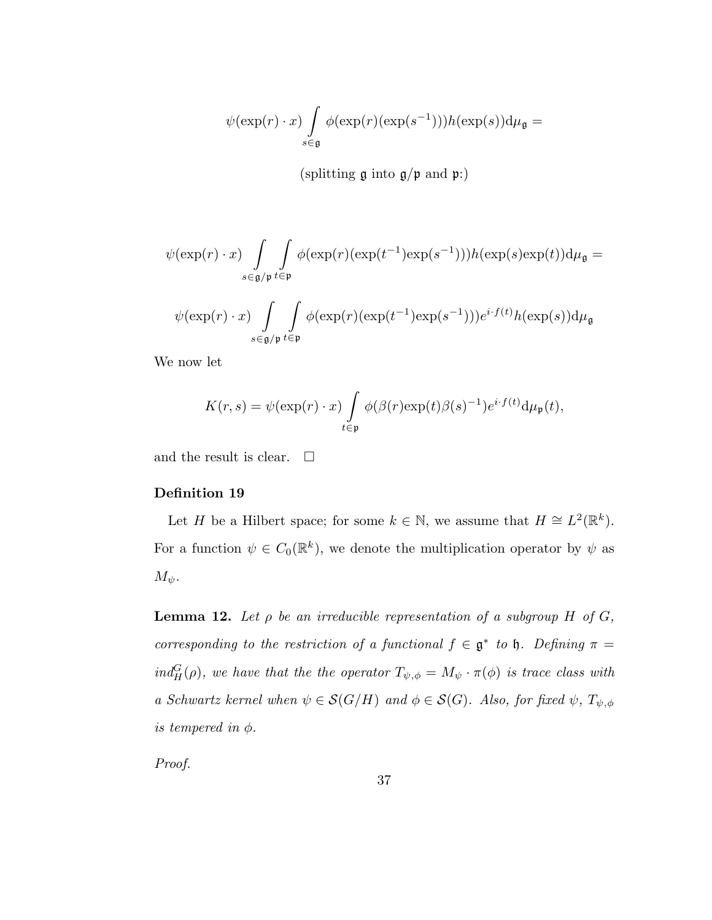$$\psi(\exp(r) \cdot x) \int_{s \in \mathfrak{g}} \phi(\exp(r)(\exp(s^{-1})))h(\exp(s))\mathrm{d}\mu_{\mathfrak{g}} =$$

(splitting $\mathfrak{g}$ into $\mathfrak{g}/\mathfrak{p}$ and $\mathfrak{p}$:)

$$\psi(\exp(r) \cdot x) \int_{s \in \mathfrak{g}/\mathfrak{p}} \int_{t \in \mathfrak{p}} \phi(\exp(r)(\exp(t^{-1})\exp(s^{-1})))h(\exp(s)\exp(t))\mathrm{d}\mu_{\mathfrak{g}} =$$

$$\psi(\exp(r) \cdot x) \int_{s \in \mathfrak{g}/\mathfrak{p}} \int_{t \in \mathfrak{p}} \phi(\exp(r)(\exp(t^{-1})\exp(s^{-1})))e^{i \cdot f(t)}h(\exp(s))\mathrm{d}\mu_{\mathfrak{g}}$$

We now let

$$K(r,s) = \psi(\exp(r) \cdot x) \int_{t \in \mathfrak{p}} \phi(\beta(r)\exp(t)\beta(s)^{-1})e^{i \cdot f(t)}\mathrm{d}\mu_{\mathfrak{p}}(t),$$

and the result is clear. $\square$

**Definition 19**

Let $H$ be a Hilbert space; for some $k \in \mathbb{N}$, we assume that $H \cong L^2(\mathbb{R}^k)$. For a function $\psi \in C_0(\mathbb{R}^k)$, we denote the multiplication operator by $\psi$ as $M_\psi$.

**Lemma 12.** *Let $\rho$ be an irreducible representation of a subgroup $H$ of $G$, corresponding to the restriction of a functional $f \in \mathfrak{g}^*$ to $\mathfrak{h}$. Defining $\pi = ind_H^G(\rho)$, we have that the the operator $T_{\psi,\phi} = M_\psi \cdot \pi(\phi)$ is trace class with a Schwartz kernel when $\psi \in \mathcal{S}(G/H)$ and $\phi \in \mathcal{S}(G)$. Also, for fixed $\psi$, $T_{\psi,\phi}$ is tempered in $\phi$.*

*Proof.*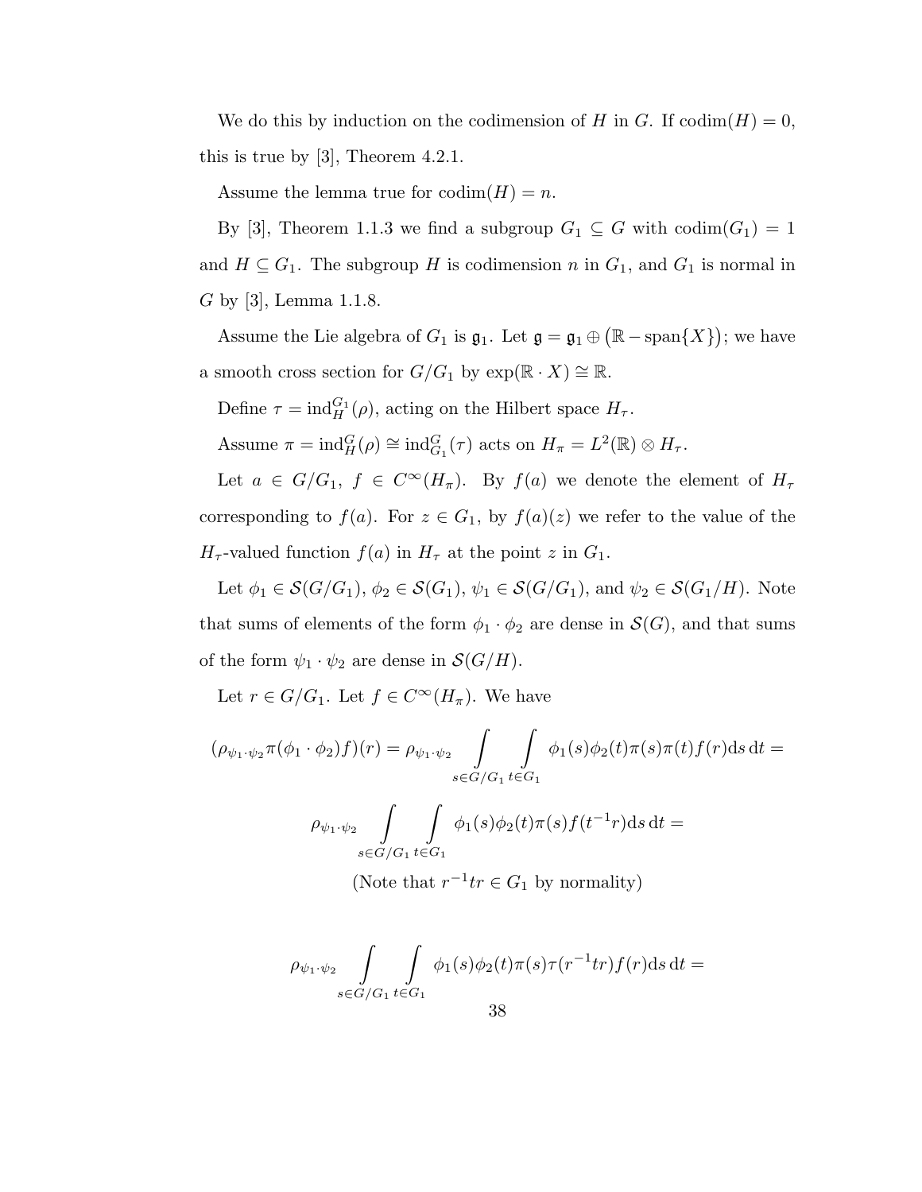We do this by induction on the codimension of $H$ in $G$. If $\operatorname{codim}(H) = 0$, this is true by [3], Theorem 4.2.1.

Assume the lemma true for $\operatorname{codim}(H) = n$.

By [3], Theorem 1.1.3 we find a subgroup $G_1 \subseteq G$ with $\operatorname{codim}(G_1) = 1$ and $H \subseteq G_1$. The subgroup $H$ is codimension $n$ in $G_1$, and $G_1$ is normal in $G$ by [3], Lemma 1.1.8.

Assume the Lie algebra of $G_1$ is $\mathfrak{g}_1$. Let $\mathfrak{g} = \mathfrak{g}_1 \oplus \big(\mathbb{R} - \operatorname{span}\{X\}\big)$; we have a smooth cross section for $G/G_1$ by $\exp(\mathbb{R} \cdot X) \cong \mathbb{R}$.

Define $\tau = \operatorname{ind}_H^{G_1}(\rho)$, acting on the Hilbert space $H_\tau$.

Assume $\pi = \operatorname{ind}_H^G(\rho) \cong \operatorname{ind}_{G_1}^G(\tau)$ acts on $H_\pi = L^2(\mathbb{R}) \otimes H_\tau$.

Let $a \in G/G_1$, $f \in C^\infty(H_\pi)$. By $f(a)$ we denote the element of $H_\tau$ corresponding to $f(a)$. For $z \in G_1$, by $f(a)(z)$ we refer to the value of the $H_\tau$-valued function $f(a)$ in $H_\tau$ at the point $z$ in $G_1$.

Let $\phi_1 \in \mathcal{S}(G/G_1)$, $\phi_2 \in \mathcal{S}(G_1)$, $\psi_1 \in \mathcal{S}(G/G_1)$, and $\psi_2 \in \mathcal{S}(G_1/H)$. Note that sums of elements of the form $\phi_1 \cdot \phi_2$ are dense in $\mathcal{S}(G)$, and that sums of the form $\psi_1 \cdot \psi_2$ are dense in $\mathcal{S}(G/H)$.

Let $r \in G/G_1$. Let $f \in C^\infty(H_\pi)$. We have

$$(\rho_{\psi_1\cdot\psi_2}\pi(\phi_1 \cdot \phi_2)f)(r) = \rho_{\psi_1\cdot\psi_2} \int\limits_{s \in G/G_1} \int\limits_{t \in G_1} \phi_1(s)\phi_2(t)\pi(s)\pi(t)f(r)\mathrm{d}s\,\mathrm{d}t =$$

$$\rho_{\psi_1\cdot\psi_2} \int\limits_{s \in G/G_1} \int\limits_{t \in G_1} \phi_1(s)\phi_2(t)\pi(s)f(t^{-1}r)\mathrm{d}s\,\mathrm{d}t =$$

(Note that $r^{-1}tr \in G_1$ by normality)

$$\rho_{\psi_1\cdot\psi_2} \int\limits_{s \in G/G_1} \int\limits_{t \in G_1} \phi_1(s)\phi_2(t)\pi(s)\tau(r^{-1}tr)f(r)\mathrm{d}s\,\mathrm{d}t =$$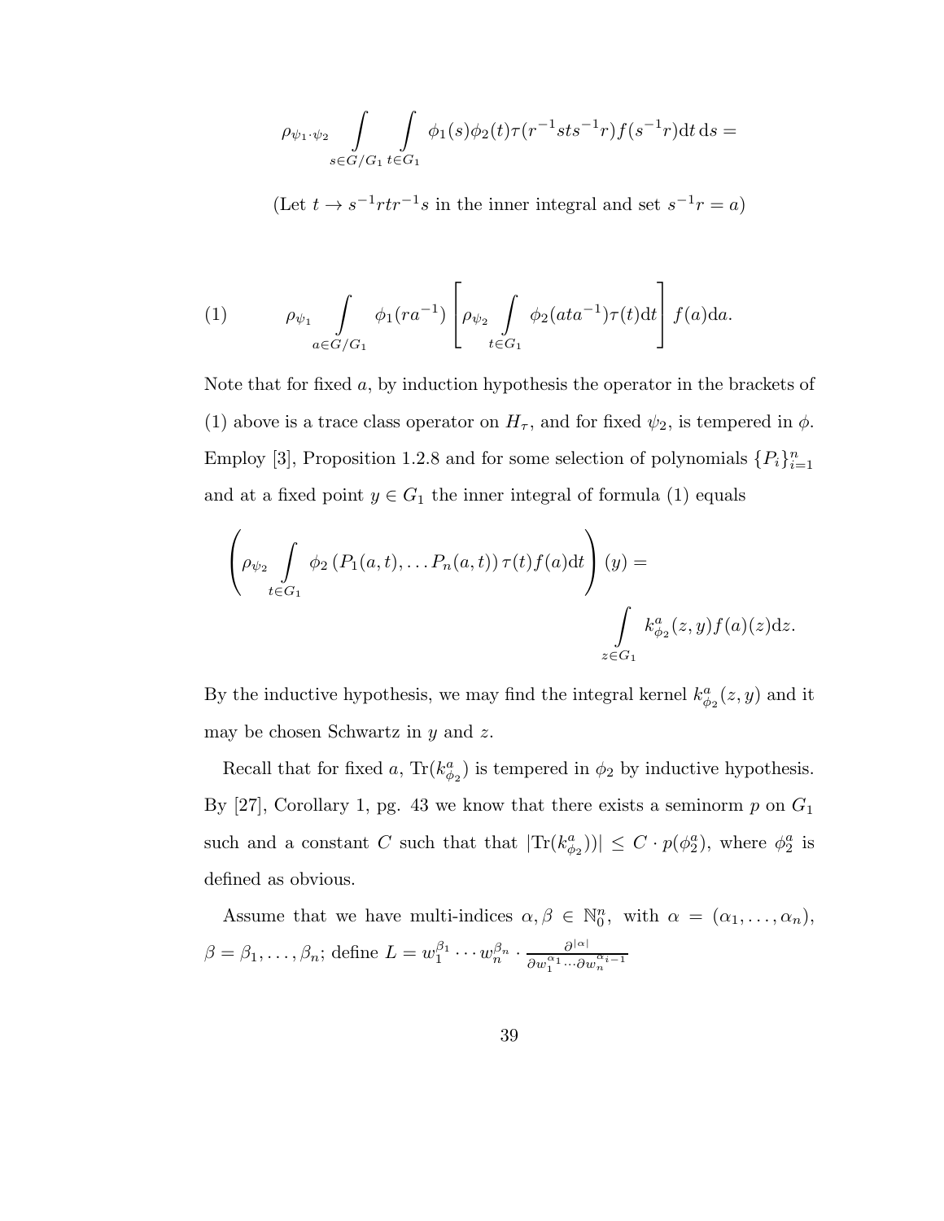$$\rho_{\psi_1 \cdot \psi_2} \int\limits_{s \in G/G_1} \int\limits_{t \in G_1} \phi_1(s)\phi_2(t)\tau(r^{-1}sts^{-1}r)f(s^{-1}r)\mathrm{d}t\,\mathrm{d}s =$$

(Let $t \to s^{-1}rtr^{-1}s$ in the inner integral and set $s^{-1}r = a$)

$$(1) \qquad \rho_{\psi_1} \int\limits_{a \in G/G_1} \phi_1(ra^{-1}) \left[ \rho_{\psi_2} \int\limits_{t \in G_1} \phi_2(ata^{-1})\tau(t)\mathrm{d}t \right] f(a)\mathrm{d}a.$$

Note that for fixed $a$, by induction hypothesis the operator in the brackets of (1) above is a trace class operator on $H_\tau$, and for fixed $\psi_2$, is tempered in $\phi$. Employ [3], Proposition 1.2.8 and for some selection of polynomials $\{P_i\}_{i=1}^n$ and at a fixed point $y \in G_1$ the inner integral of formula (1) equals

$$\left( \rho_{\psi_2} \int\limits_{t \in G_1} \phi_2\left(P_1(a,t), \ldots P_n(a,t)\right)\tau(t)f(a)\mathrm{d}t \right)(y) = \int\limits_{z \in G_1} k^a_{\phi_2}(z,y)f(a)(z)\mathrm{d}z.$$

By the inductive hypothesis, we may find the integral kernel $k^a_{\phi_2}(z,y)$ and it may be chosen Schwartz in $y$ and $z$.

Recall that for fixed $a$, $\mathrm{Tr}(k^a_{\phi_2})$ is tempered in $\phi_2$ by inductive hypothesis. By [27], Corollary 1, pg. 43 we know that there exists a seminorm $p$ on $G_1$ such and a constant $C$ such that that $|\mathrm{Tr}(k^a_{\phi_2}))| \leq C \cdot p(\phi^a_2)$, where $\phi^a_2$ is defined as obvious.

Assume that we have multi-indices $\alpha, \beta \in \mathbb{N}^n_0$, with $\alpha = (\alpha_1, \ldots, \alpha_n)$, $\beta = \beta_1, \ldots, \beta_n$; define $L = w_1^{\beta_1} \cdots w_n^{\beta_n} \cdot \frac{\partial^{|\alpha|}}{\partial w_1^{\alpha_1} \cdots \partial w_n^{\alpha_{i-1}}}$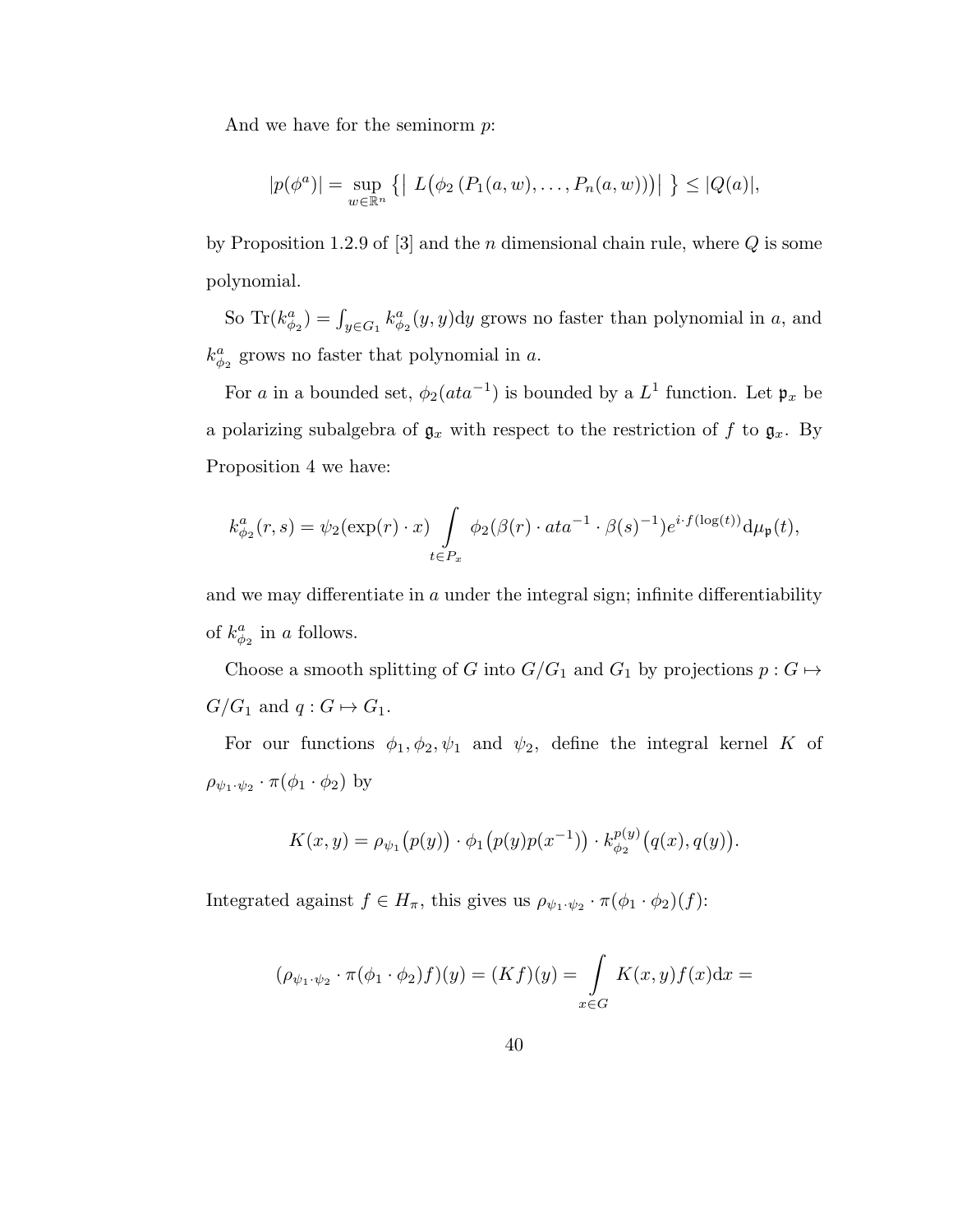And we have for the seminorm $p$:

$$|p(\phi^a)| = \sup_{w \in \mathbb{R}^n} \left\{ \left| \, L\big(\phi_2\left(P_1(a,w),\ldots,P_n(a,w)\right)\big) \right| \, \right\} \leq |Q(a)|,$$

by Proposition 1.2.9 of [3] and the $n$ dimensional chain rule, where $Q$ is some polynomial.

So $\mathrm{Tr}(k^a_{\phi_2}) = \int_{y \in G_1} k^a_{\phi_2}(y,y)\mathrm{d}y$ grows no faster than polynomial in $a$, and $k^a_{\phi_2}$ grows no faster that polynomial in $a$.

For $a$ in a bounded set, $\phi_2(ata^{-1})$ is bounded by a $L^1$ function. Let $\mathfrak{p}_x$ be a polarizing subalgebra of $\mathfrak{g}_x$ with respect to the restriction of $f$ to $\mathfrak{g}_x$. By Proposition 4 we have:

$$k^a_{\phi_2}(r,s) = \psi_2(\exp(r)\cdot x) \int_{t \in P_x} \phi_2(\beta(r)\cdot ata^{-1}\cdot \beta(s)^{-1}) e^{i\cdot f(\log(t))} \mathrm{d}\mu_{\mathfrak{p}}(t),$$

and we may differentiate in $a$ under the integral sign; infinite differentiability of $k^a_{\phi_2}$ in $a$ follows.

Choose a smooth splitting of $G$ into $G/G_1$ and $G_1$ by projections $p : G \mapsto G/G_1$ and $q : G \mapsto G_1$.

For our functions $\phi_1, \phi_2, \psi_1$ and $\psi_2$, define the integral kernel $K$ of $\rho_{\psi_1\cdot\psi_2} \cdot \pi(\phi_1 \cdot \phi_2)$ by

$$K(x,y) = \rho_{\psi_1}\big(p(y)\big) \cdot \phi_1\big(p(y)p(x^{-1})\big) \cdot k^{p(y)}_{\phi_2}\big(q(x), q(y)\big).$$

Integrated against $f \in H_\pi$, this gives us $\rho_{\psi_1\cdot\psi_2} \cdot \pi(\phi_1 \cdot \phi_2)(f)$:

$$(\rho_{\psi_1\cdot\psi_2} \cdot \pi(\phi_1 \cdot \phi_2)f)(y) = (Kf)(y) = \int_{x \in G} K(x,y)f(x)\mathrm{d}x =$$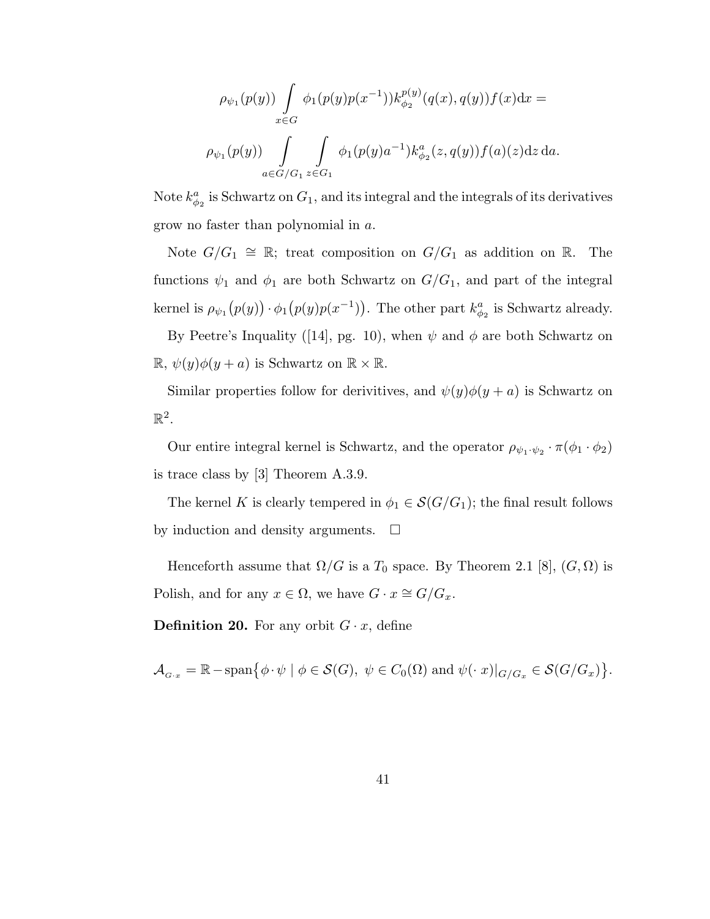$$\rho_{\psi_1}(p(y)) \int_{x \in G} \phi_1(p(y)p(x^{-1})) k_{\phi_2}^{p(y)}(q(x), q(y)) f(x) \mathrm{d}x =$$

$$\rho_{\psi_1}(p(y)) \int_{a \in G/G_1} \int_{z \in G_1} \phi_1(p(y)a^{-1}) k_{\phi_2}^{a}(z, q(y)) f(a)(z) \mathrm{d}z \, \mathrm{d}a.$$

Note $k_{\phi_2}^a$ is Schwartz on $G_1$, and its integral and the integrals of its derivatives grow no faster than polynomial in $a$.

Note $G/G_1 \cong \mathbb{R}$; treat composition on $G/G_1$ as addition on $\mathbb{R}$. The functions $\psi_1$ and $\phi_1$ are both Schwartz on $G/G_1$, and part of the integral kernel is $\rho_{\psi_1}\big(p(y)\big) \cdot \phi_1\big(p(y)p(x^{-1})\big)$. The other part $k_{\phi_2}^a$ is Schwartz already.

By Peetre's Inquality ([14], pg. 10), when $\psi$ and $\phi$ are both Schwartz on $\mathbb{R}$, $\psi(y)\phi(y+a)$ is Schwartz on $\mathbb{R} \times \mathbb{R}$.

Similar properties follow for derivitives, and $\psi(y)\phi(y+a)$ is Schwartz on $\mathbb{R}^2$.

Our entire integral kernel is Schwartz, and the operator $\rho_{\psi_1 \cdot \psi_2} \cdot \pi(\phi_1 \cdot \phi_2)$ is trace class by [3] Theorem A.3.9.

The kernel $K$ is clearly tempered in $\phi_1 \in \mathcal{S}(G/G_1)$; the final result follows by induction and density arguments. $\square$

Henceforth assume that $\Omega/G$ is a $T_0$ space. By Theorem 2.1 [8], $(G, \Omega)$ is Polish, and for any $x \in \Omega$, we have $G \cdot x \cong G/G_x$.

**Definition 20.** For any orbit $G \cdot x$, define

$$\mathcal{A}_{G \cdot x} = \mathbb{R} - \mathrm{span}\big\{ \phi \cdot \psi \mid \phi \in \mathcal{S}(G),\ \psi \in C_0(\Omega) \text{ and } \psi(\cdot\, x)|_{G/G_x} \in \mathcal{S}(G/G_x) \big\}.$$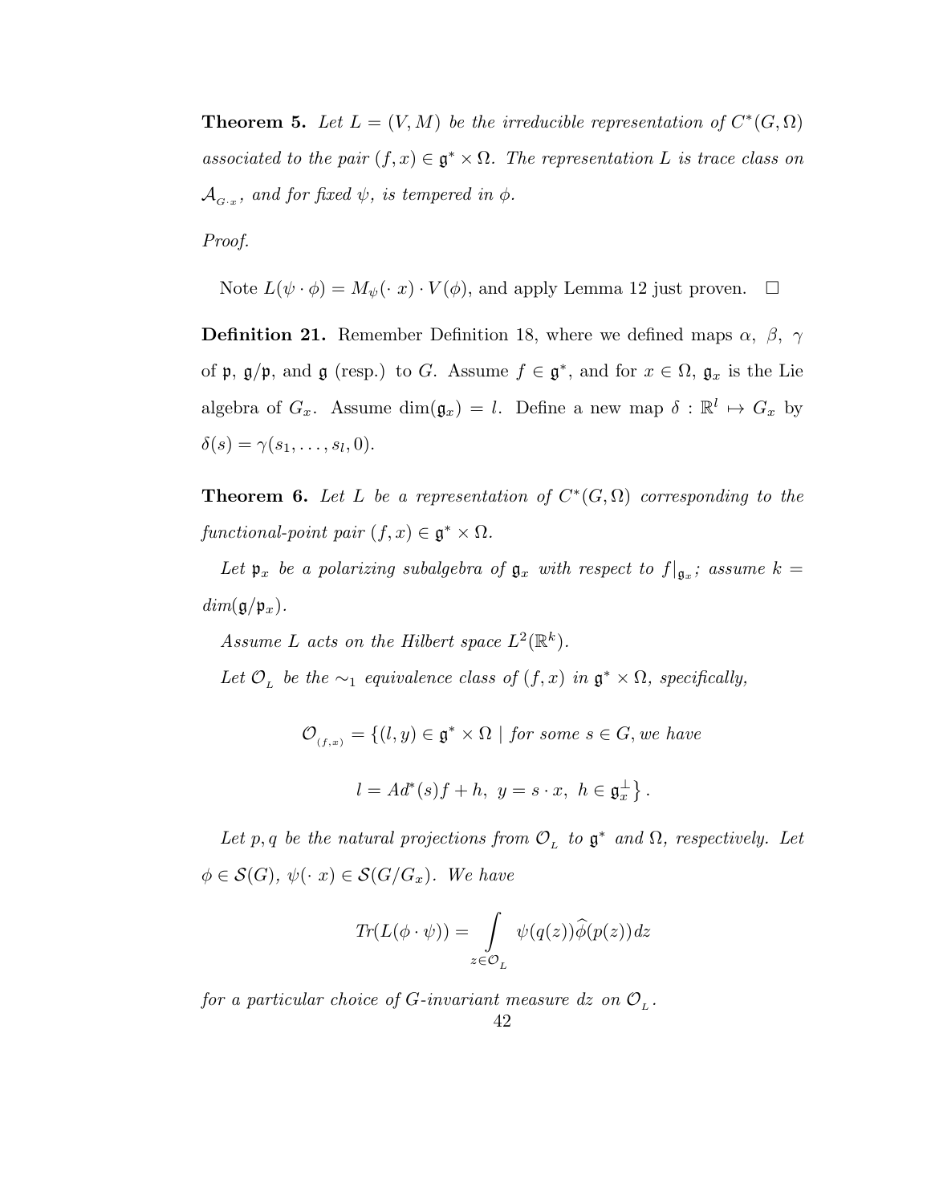**Theorem 5.** *Let $L = (V, M)$ be the irreducible representation of $C^*(G, \Omega)$ associated to the pair $(f, x) \in \mathfrak{g}^* \times \Omega$. The representation $L$ is trace class on $\mathcal{A}_{G \cdot x}$, and for fixed $\psi$, is tempered in $\phi$.*

*Proof.*

Note $L(\psi \cdot \phi) = M_\psi(\cdot\, x) \cdot V(\phi)$, and apply Lemma 12 just proven. □

**Definition 21.** Remember Definition 18, where we defined maps $\alpha$, $\beta$, $\gamma$ of $\mathfrak{p}$, $\mathfrak{g}/\mathfrak{p}$, and $\mathfrak{g}$ (resp.) to $G$. Assume $f \in \mathfrak{g}^*$, and for $x \in \Omega$, $\mathfrak{g}_x$ is the Lie algebra of $G_x$. Assume $\dim(\mathfrak{g}_x) = l$. Define a new map $\delta : \mathbb{R}^l \mapsto G_x$ by $\delta(s) = \gamma(s_1, \ldots, s_l, 0)$.

**Theorem 6.** *Let $L$ be a representation of $C^*(G, \Omega)$ corresponding to the functional-point pair $(f, x) \in \mathfrak{g}^* \times \Omega$.*

*Let $\mathfrak{p}_x$ be a polarizing subalgebra of $\mathfrak{g}_x$ with respect to $f|_{\mathfrak{g}_x}$; assume $k = dim(\mathfrak{g}/\mathfrak{p}_x)$.*

*Assume $L$ acts on the Hilbert space $L^2(\mathbb{R}^k)$.*

*Let $\mathcal{O}_L$ be the $\sim_1$ equivalence class of $(f, x)$ in $\mathfrak{g}^* \times \Omega$, specifically,*

$$\mathcal{O}_{(f,x)} = \{(l, y) \in \mathfrak{g}^* \times \Omega \mid \text{for some } s \in G, \text{we have}$$

$$l = Ad^*(s)f + h,\ y = s \cdot x,\ h \in \mathfrak{g}_x^\perp \}.$$

*Let $p, q$ be the natural projections from $\mathcal{O}_L$ to $\mathfrak{g}^*$ and $\Omega$, respectively. Let $\phi \in \mathcal{S}(G)$, $\psi(\cdot\, x) \in \mathcal{S}(G/G_x)$. We have*

$$Tr(L(\phi \cdot \psi)) = \int_{z \in \mathcal{O}_L} \psi(q(z)) \widehat{\phi}(p(z))\, dz$$

*for a particular choice of $G$-invariant measure $dz$ on $\mathcal{O}_L$.*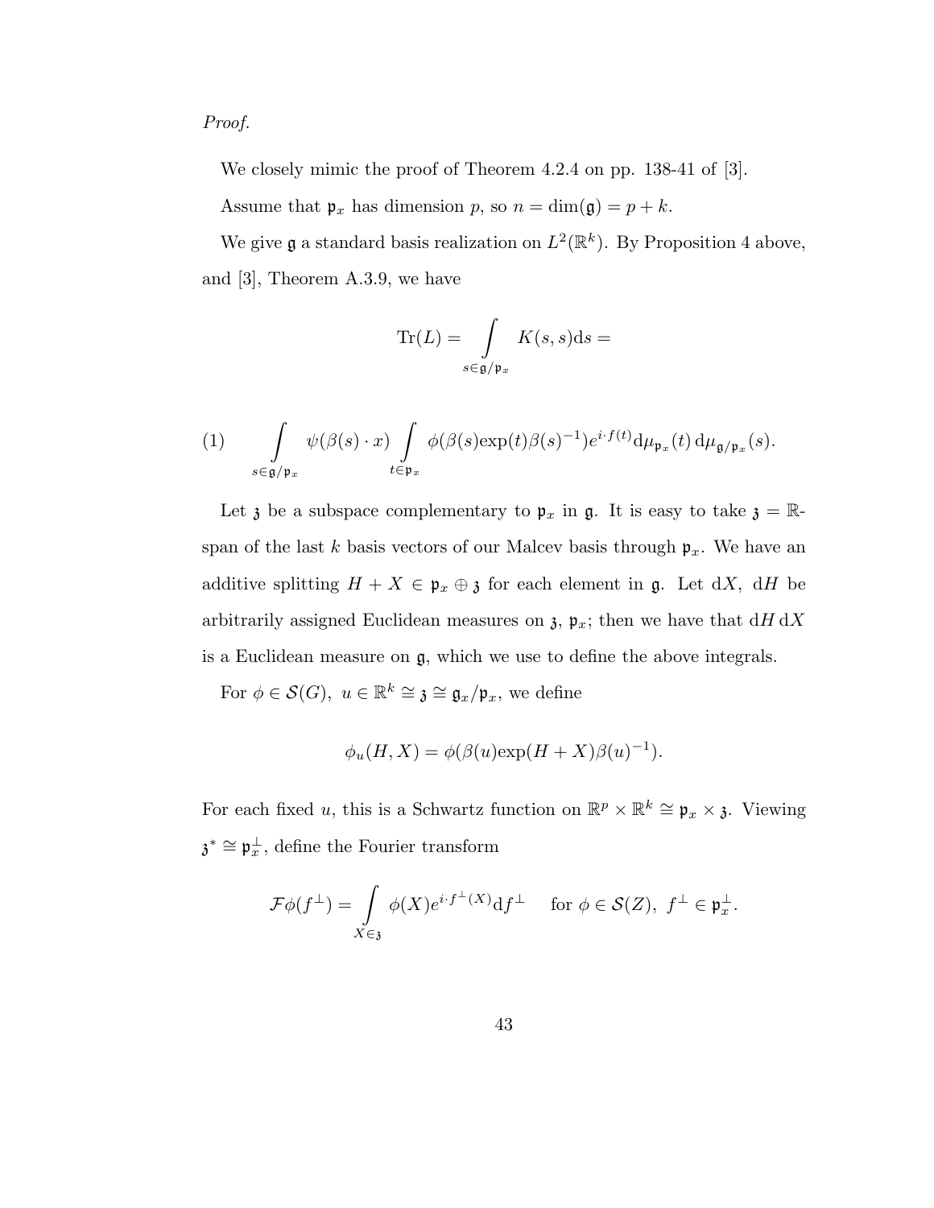*Proof.*

We closely mimic the proof of Theorem 4.2.4 on pp. 138-41 of [3].

Assume that $\mathfrak{p}_x$ has dimension $p$, so $n = \dim(\mathfrak{g}) = p + k$.

We give $\mathfrak{g}$ a standard basis realization on $L^2(\mathbb{R}^k)$. By Proposition 4 above, and [3], Theorem A.3.9, we have

$$\mathrm{Tr}(L) = \int\limits_{s \in \mathfrak{g}/\mathfrak{p}_x} K(s,s) \mathrm{d}s =$$

$$(1) \qquad \int\limits_{s \in \mathfrak{g}/\mathfrak{p}_x} \psi(\beta(s) \cdot x) \int\limits_{t \in \mathfrak{p}_x} \phi(\beta(s) \exp(t) \beta(s)^{-1}) e^{i \cdot f(t)} \mathrm{d}\mu_{\mathfrak{p}_x}(t) \, \mathrm{d}\mu_{\mathfrak{g}/\mathfrak{p}_x}(s).$$

Let $\mathfrak{z}$ be a subspace complementary to $\mathfrak{p}_x$ in $\mathfrak{g}$. It is easy to take $\mathfrak{z} = \mathbb{R}$-span of the last $k$ basis vectors of our Malcev basis through $\mathfrak{p}_x$. We have an additive splitting $H + X \in \mathfrak{p}_x \oplus \mathfrak{z}$ for each element in $\mathfrak{g}$. Let $\mathrm{d}X$, $\mathrm{d}H$ be arbitrarily assigned Euclidean measures on $\mathfrak{z}$, $\mathfrak{p}_x$; then we have that $\mathrm{d}H \, \mathrm{d}X$ is a Euclidean measure on $\mathfrak{g}$, which we use to define the above integrals.

For $\phi \in \mathcal{S}(G)$, $u \in \mathbb{R}^k \cong \mathfrak{z} \cong \mathfrak{g}_x/\mathfrak{p}_x$, we define

$$\phi_u(H, X) = \phi(\beta(u) \exp(H + X) \beta(u)^{-1}).$$

For each fixed $u$, this is a Schwartz function on $\mathbb{R}^p \times \mathbb{R}^k \cong \mathfrak{p}_x \times \mathfrak{z}$. Viewing $\mathfrak{z}^* \cong \mathfrak{p}_x^{\perp}$, define the Fourier transform

$$\mathcal{F}\phi(f^{\perp}) = \int\limits_{X \in \mathfrak{z}} \phi(X) e^{i \cdot f^{\perp}(X)} \mathrm{d}f^{\perp} \quad \text{ for } \phi \in \mathcal{S}(Z), \; f^{\perp} \in \mathfrak{p}_x^{\perp}.$$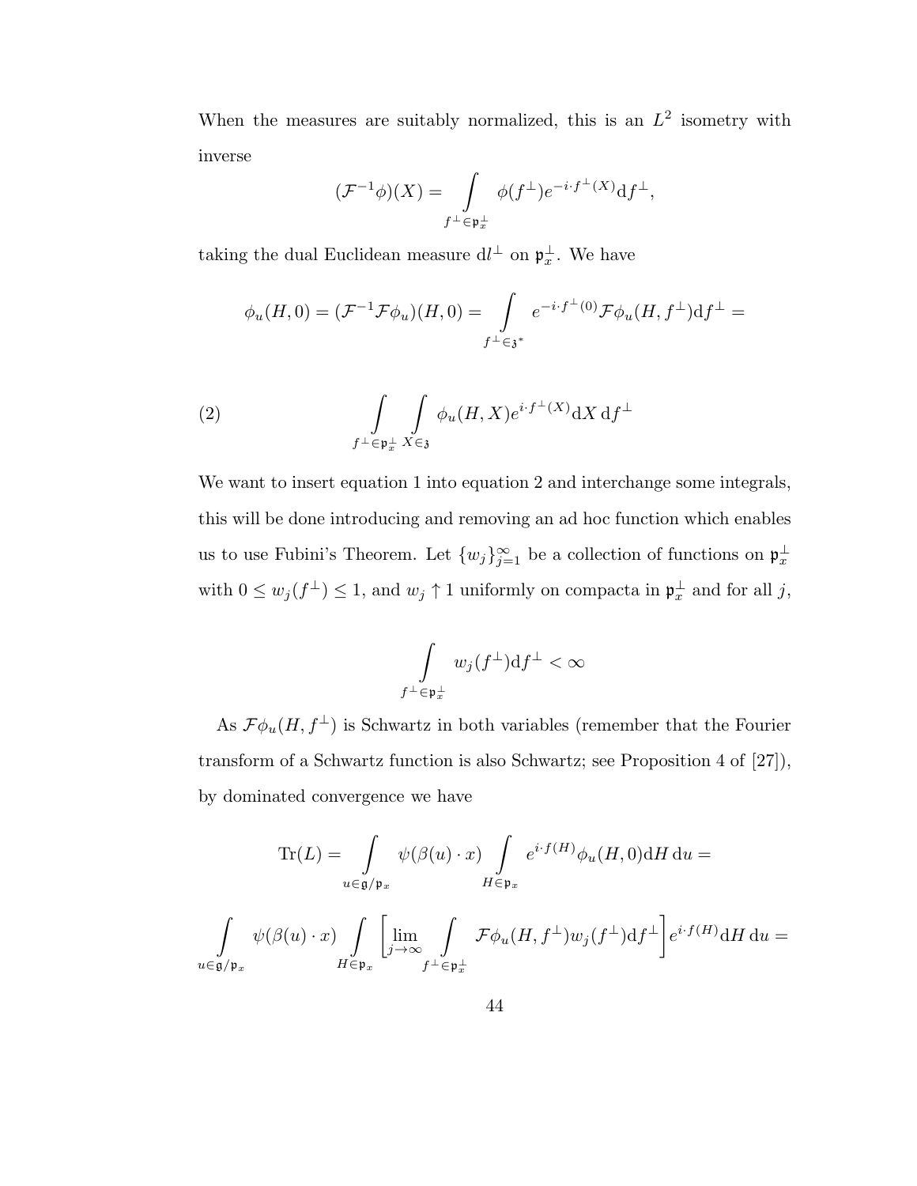When the measures are suitably normalized, this is an $L^2$ isometry with inverse

$$(\mathcal{F}^{-1}\phi)(X) = \int\limits_{f^\perp \in \mathfrak{p}_x^\perp} \phi(f^\perp) e^{-i\cdot f^\perp(X)} \mathrm{d}f^\perp,$$

taking the dual Euclidean measure $\mathrm{d}l^\perp$ on $\mathfrak{p}_x^\perp$. We have

$$\phi_u(H,0) = (\mathcal{F}^{-1}\mathcal{F}\phi_u)(H,0) = \int\limits_{f^\perp \in \mathfrak{z}^*} e^{-i\cdot f^\perp(0)} \mathcal{F}\phi_u(H, f^\perp)\mathrm{d}f^\perp =$$

$$\int\limits_{f^\perp \in \mathfrak{p}_x^\perp} \int\limits_{X \in \mathfrak{z}} \phi_u(H,X) e^{i\cdot f^\perp(X)} \mathrm{d}X \, \mathrm{d}f^\perp \tag{2}$$

We want to insert equation 1 into equation 2 and interchange some integrals, this will be done introducing and removing an ad hoc function which enables us to use Fubini's Theorem. Let $\{w_j\}_{j=1}^\infty$ be a collection of functions on $\mathfrak{p}_x^\perp$ with $0 \le w_j(f^\perp) \le 1$, and $w_j \uparrow 1$ uniformly on compacta in $\mathfrak{p}_x^\perp$ and for all $j$,

$$\int\limits_{f^\perp \in \mathfrak{p}_x^\perp} w_j(f^\perp)\mathrm{d}f^\perp < \infty$$

As $\mathcal{F}\phi_u(H, f^\perp)$ is Schwartz in both variables (remember that the Fourier transform of a Schwartz function is also Schwartz; see Proposition 4 of [27]), by dominated convergence we have

$$\mathrm{Tr}(L) = \int\limits_{u \in \mathfrak{g}/\mathfrak{p}_x} \psi(\beta(u)\cdot x) \int\limits_{H \in \mathfrak{p}_x} e^{i\cdot f(H)} \phi_u(H,0)\mathrm{d}H \, \mathrm{d}u =$$

$$\int\limits_{u \in \mathfrak{g}/\mathfrak{p}_x} \psi(\beta(u)\cdot x) \int\limits_{H \in \mathfrak{p}_x} \left[ \lim_{j\to\infty} \int\limits_{f^\perp \in \mathfrak{p}_x^\perp} \mathcal{F}\phi_u(H, f^\perp) w_j(f^\perp)\mathrm{d}f^\perp \right] e^{i\cdot f(H)} \mathrm{d}H \, \mathrm{d}u =$$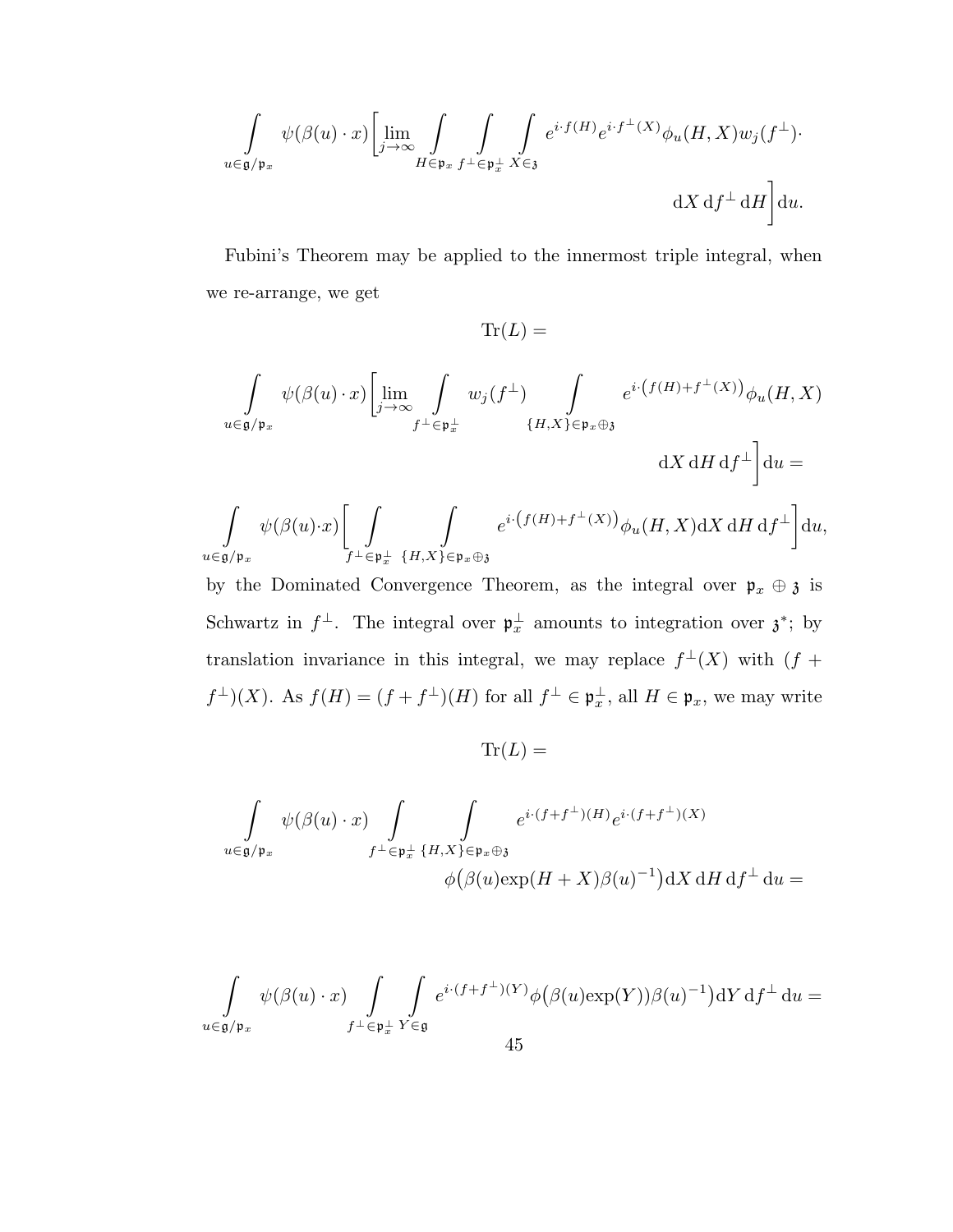$$\int_{u \in \mathfrak{g}/\mathfrak{p}_x} \psi(\beta(u) \cdot x) \Big[ \lim_{j \to \infty} \int_{H \in \mathfrak{p}_x} \int_{f^\perp \in \mathfrak{p}_x^\perp} \int_{X \in \mathfrak{z}} e^{i \cdot f(H)} e^{i \cdot f^\perp(X)} \phi_u(H, X) w_j(f^\perp) \cdot$$

$$\mathrm{d}X \, \mathrm{d}f^\perp \, \mathrm{d}H \Big] \mathrm{d}u.$$

Fubini's Theorem may be applied to the innermost triple integral, when we re-arrange, we get

$$\mathrm{Tr}(L) =$$

$$\int_{u \in \mathfrak{g}/\mathfrak{p}_x} \psi(\beta(u) \cdot x) \Big[ \lim_{j \to \infty} \int_{f^\perp \in \mathfrak{p}_x^\perp} w_j(f^\perp) \int_{\{H,X\} \in \mathfrak{p}_x \oplus \mathfrak{z}} e^{i \cdot \left(f(H) + f^\perp(X)\right)} \phi_u(H, X)$$

$$\mathrm{d}X \, \mathrm{d}H \, \mathrm{d}f^\perp \Big] \mathrm{d}u =$$

$$\int_{u \in \mathfrak{g}/\mathfrak{p}_x} \psi(\beta(u) \cdot x) \Big[ \int_{f^\perp \in \mathfrak{p}_x^\perp} \int_{\{H,X\} \in \mathfrak{p}_x \oplus \mathfrak{z}} e^{i \cdot \left(f(H) + f^\perp(X)\right)} \phi_u(H, X) \mathrm{d}X \, \mathrm{d}H \, \mathrm{d}f^\perp \Big] \mathrm{d}u,$$

by the Dominated Convergence Theorem, as the integral over $\mathfrak{p}_x \oplus \mathfrak{z}$ is Schwartz in $f^\perp$. The integral over $\mathfrak{p}_x^\perp$ amounts to integration over $\mathfrak{z}^*$; by translation invariance in this integral, we may replace $f^\perp(X)$ with $(f + f^\perp)(X)$. As $f(H) = (f + f^\perp)(H)$ for all $f^\perp \in \mathfrak{p}_x^\perp$, all $H \in \mathfrak{p}_x$, we may write

$$\mathrm{Tr}(L) =$$

$$\int_{u \in \mathfrak{g}/\mathfrak{p}_x} \psi(\beta(u) \cdot x) \int_{f^\perp \in \mathfrak{p}_x^\perp} \int_{\{H,X\} \in \mathfrak{p}_x \oplus \mathfrak{z}} e^{i \cdot (f+f^\perp)(H)} e^{i \cdot (f+f^\perp)(X)}$$

$$\phi\big(\beta(u) \exp(H + X) \beta(u)^{-1}\big) \mathrm{d}X \, \mathrm{d}H \, \mathrm{d}f^\perp \, \mathrm{d}u =$$

$$\int_{u \in \mathfrak{g}/\mathfrak{p}_x} \psi(\beta(u) \cdot x) \int_{f^\perp \in \mathfrak{p}_x^\perp} \int_{Y \in \mathfrak{g}} e^{i \cdot (f+f^\perp)(Y)} \phi\big(\beta(u) \exp(Y)) \beta(u)^{-1}\big) \mathrm{d}Y \, \mathrm{d}f^\perp \, \mathrm{d}u =$$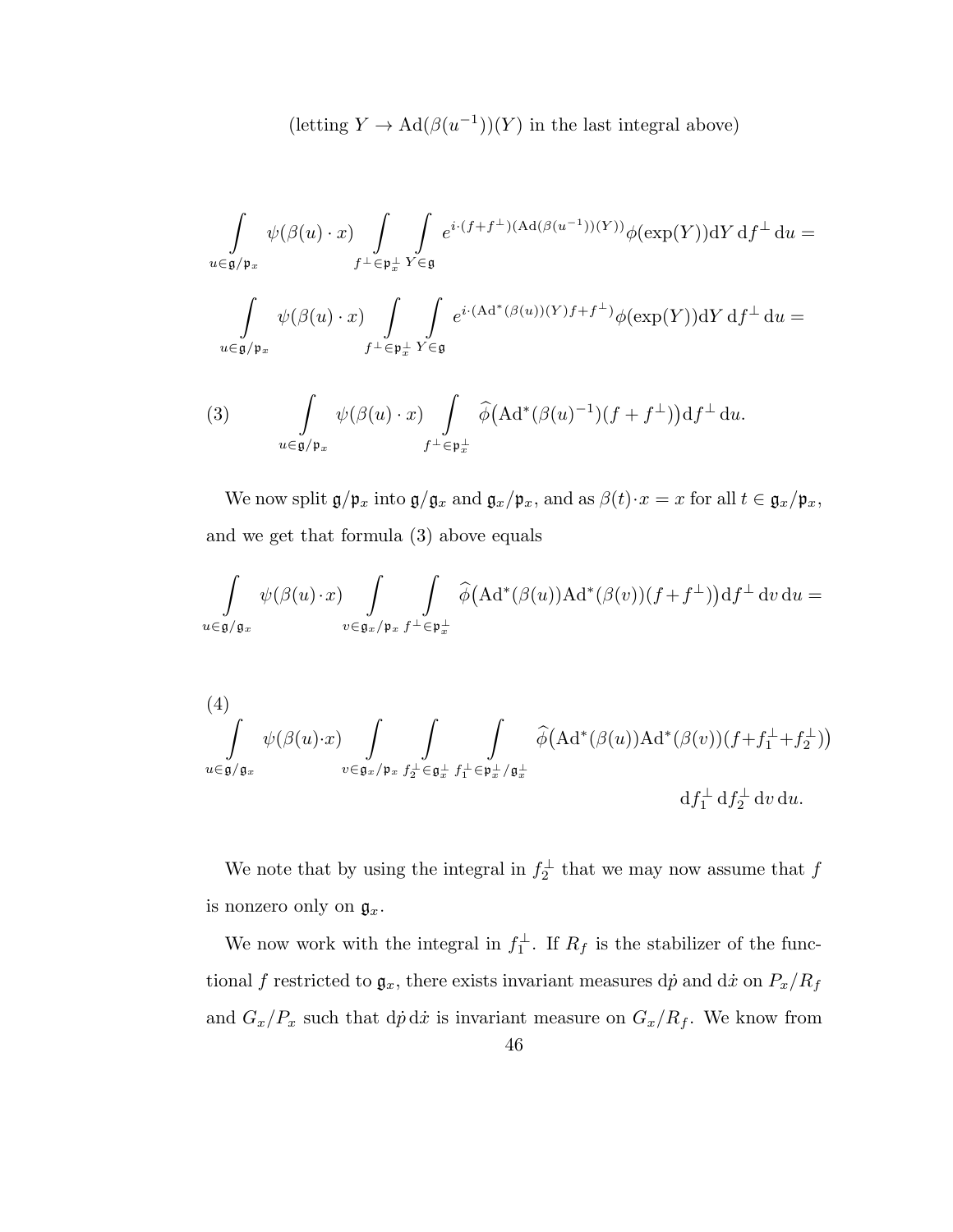(letting $Y \to \mathrm{Ad}(\beta(u^{-1}))(Y)$ in the last integral above)

$$\int\limits_{u\in\mathfrak{g}/\mathfrak{p}_x} \psi(\beta(u)\cdot x) \int\limits_{f^\perp\in\mathfrak{p}_x^\perp} \int\limits_{Y\in\mathfrak{g}} e^{i\cdot(f+f^\perp)(\mathrm{Ad}(\beta(u^{-1}))(Y))}\phi(\exp(Y))\mathrm{d}Y\,\mathrm{d}f^\perp\,\mathrm{d}u =$$

$$\int\limits_{u\in\mathfrak{g}/\mathfrak{p}_x} \psi(\beta(u)\cdot x) \int\limits_{f^\perp\in\mathfrak{p}_x^\perp} \int\limits_{Y\in\mathfrak{g}} e^{i\cdot(\mathrm{Ad}^*(\beta(u))(Y)f+f^\perp)}\phi(\exp(Y))\mathrm{d}Y\,\mathrm{d}f^\perp\,\mathrm{d}u =$$

$$(3) \qquad \int\limits_{u\in\mathfrak{g}/\mathfrak{p}_x} \psi(\beta(u)\cdot x) \int\limits_{f^\perp\in\mathfrak{p}_x^\perp} \widehat{\phi}\big(\mathrm{Ad}^*(\beta(u)^{-1})(f+f^\perp)\big)\mathrm{d}f^\perp\,\mathrm{d}u.$$

We now split $\mathfrak{g}/\mathfrak{p}_x$ into $\mathfrak{g}/\mathfrak{g}_x$ and $\mathfrak{g}_x/\mathfrak{p}_x$, and as $\beta(t)\cdot x = x$ for all $t \in \mathfrak{g}_x/\mathfrak{p}_x$, and we get that formula (3) above equals

$$\int\limits_{u\in\mathfrak{g}/\mathfrak{g}_x} \psi(\beta(u)\cdot x) \int\limits_{v\in\mathfrak{g}_x/\mathfrak{p}_x} \int\limits_{f^\perp\in\mathfrak{p}_x^\perp} \widehat{\phi}\big(\mathrm{Ad}^*(\beta(u))\mathrm{Ad}^*(\beta(v))(f+f^\perp)\big)\mathrm{d}f^\perp\,\mathrm{d}v\,\mathrm{d}u =$$

$$(4) \quad \int\limits_{u\in\mathfrak{g}/\mathfrak{g}_x} \psi(\beta(u)\cdot x) \int\limits_{v\in\mathfrak{g}_x/\mathfrak{p}_x} \int\limits_{f_2^\perp\in\mathfrak{g}_x^\perp} \int\limits_{f_1^\perp\in\mathfrak{p}_x^\perp/\mathfrak{g}_x^\perp} \widehat{\phi}\big(\mathrm{Ad}^*(\beta(u))\mathrm{Ad}^*(\beta(v))(f+f_1^\perp+f_2^\perp)\big)\,\mathrm{d}f_1^\perp\,\mathrm{d}f_2^\perp\,\mathrm{d}v\,\mathrm{d}u.$$

We note that by using the integral in $f_2^\perp$ that we may now assume that $f$ is nonzero only on $\mathfrak{g}_x$.

We now work with the integral in $f_1^\perp$. If $R_f$ is the stabilizer of the functional $f$ restricted to $\mathfrak{g}_x$, there exists invariant measures $\mathrm{d}\dot{p}$ and $\mathrm{d}\dot{x}$ on $P_x/R_f$ and $G_x/P_x$ such that $\mathrm{d}\dot{p}\,\mathrm{d}\dot{x}$ is invariant measure on $G_x/R_f$. We know from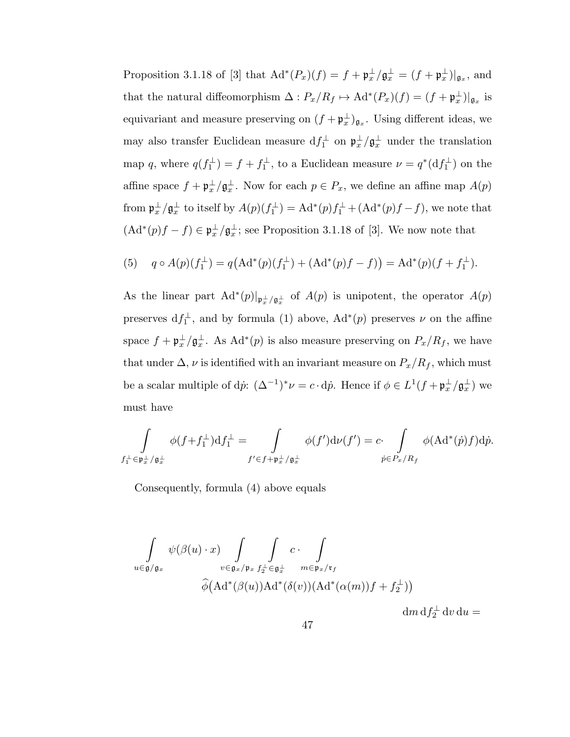Proposition 3.1.18 of [3] that $\mathrm{Ad}^*(P_x)(f) = f + \mathfrak{p}_x^\perp/\mathfrak{g}_x^\perp = (f+\mathfrak{p}_x^\perp)|_{\mathfrak{g}_x}$, and that the natural diffeomorphism $\Delta : P_x/R_f \mapsto \mathrm{Ad}^*(P_x)(f) = (f+\mathfrak{p}_x^\perp)|_{\mathfrak{g}_x}$ is equivariant and measure preserving on $(f+\mathfrak{p}_x^\perp)_{\mathfrak{g}_x}$. Using different ideas, we may also transfer Euclidean measure $\mathrm{d}f_1^\perp$ on $\mathfrak{p}_x^\perp/\mathfrak{g}_x^\perp$ under the translation map $q$, where $q(f_1^\perp) = f + f_1^\perp$, to a Euclidean measure $\nu = q^*(\mathrm{d}f_1^\perp)$ on the affine space $f + \mathfrak{p}_x^\perp/\mathfrak{g}_x^\perp$. Now for each $p \in P_x$, we define an affine map $A(p)$ from $\mathfrak{p}_x^\perp/\mathfrak{g}_x^\perp$ to itself by $A(p)(f_1^\perp) = \mathrm{Ad}^*(p)f_1^\perp + (\mathrm{Ad}^*(p)f - f)$, we note that $(\mathrm{Ad}^*(p)f - f) \in \mathfrak{p}_x^\perp/\mathfrak{g}_x^\perp$; see Proposition 3.1.18 of [3]. We now note that

$$(5) \quad q \circ A(p)(f_1^\perp) = q\big(\mathrm{Ad}^*(p)(f_1^\perp) + (\mathrm{Ad}^*(p)f - f)\big) = \mathrm{Ad}^*(p)(f + f_1^\perp).$$

As the linear part $\mathrm{Ad}^*(p)|_{\mathfrak{p}_x^\perp/\mathfrak{g}_x^\perp}$ of $A(p)$ is unipotent, the operator $A(p)$ preserves $\mathrm{d}f_1^\perp$, and by formula (1) above, $\mathrm{Ad}^*(p)$ preserves $\nu$ on the affine space $f + \mathfrak{p}_x^\perp/\mathfrak{g}_x^\perp$. As $\mathrm{Ad}^*(p)$ is also measure preserving on $P_x/R_f$, we have that under $\Delta$, $\nu$ is identified with an invariant measure on $P_x/R_f$, which must be a scalar multiple of $\mathrm{d}\dot{p}$: $(\Delta^{-1})^*\nu = c \cdot \mathrm{d}\dot{p}$. Hence if $\phi \in L^1(f + \mathfrak{p}_x^\perp/\mathfrak{g}_x^\perp)$ we must have

$$\int\limits_{f_1^\perp \in \mathfrak{p}_x^\perp/\mathfrak{g}_x^\perp} \phi(f+f_1^\perp)\mathrm{d}f_1^\perp = \int\limits_{f' \in f+\mathfrak{p}_x^\perp/\mathfrak{g}_x^\perp} \phi(f')\mathrm{d}\nu(f') = c\cdot \int\limits_{\dot{p}\in P_x/R_f} \phi(\mathrm{Ad}^*(\dot{p})f)\mathrm{d}\dot{p}.$$

Consequently, formula (4) above equals

$$\int\limits_{u\in\mathfrak{g}/\mathfrak{g}_x} \psi(\beta(u)\cdot x) \int\limits_{v\in\mathfrak{g}_x/\mathfrak{p}_x} \int\limits_{f_2^\perp\in\mathfrak{g}_x^\perp} c \cdot \int\limits_{m\in\mathfrak{p}_x/\mathfrak{r}_f} \widehat{\phi}\big(\mathrm{Ad}^*(\beta(u))\mathrm{Ad}^*(\delta(v))(\mathrm{Ad}^*(\alpha(m))f + f_2^\perp)\big)$$

$$\mathrm{d}m\,\mathrm{d}f_2^\perp\,\mathrm{d}v\,\mathrm{d}u =$$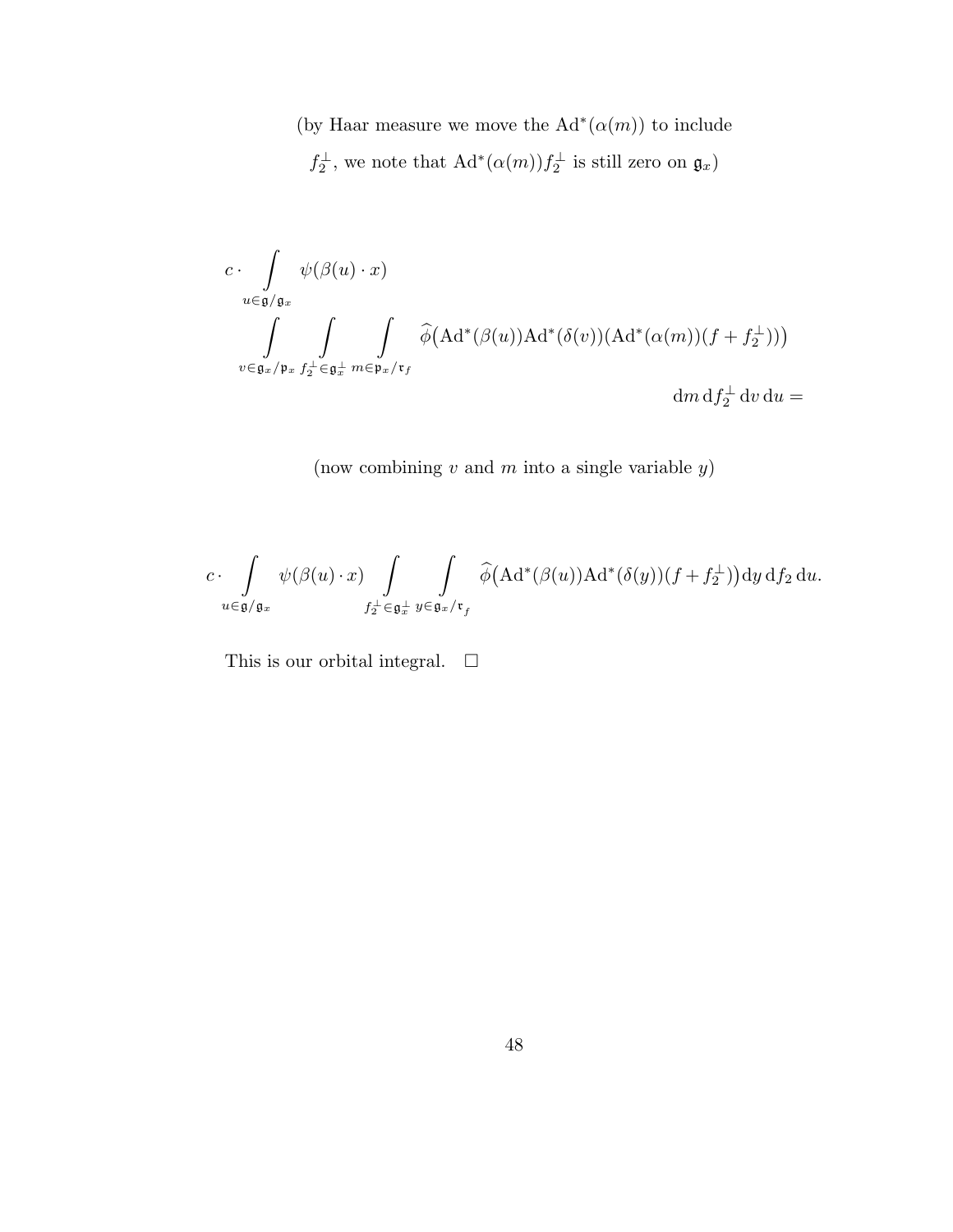(by Haar measure we move the $\mathrm{Ad}^*(\alpha(m))$ to include $f_2^\perp$, we note that $\mathrm{Ad}^*(\alpha(m))f_2^\perp$ is still zero on $\mathfrak{g}_x$)

$$
c \cdot \int\limits_{u \in \mathfrak{g}/\mathfrak{g}_x} \psi(\beta(u)\cdot x) \int\limits_{v \in \mathfrak{g}_x/\mathfrak{p}_x} \int\limits_{f_2^\perp \in \mathfrak{g}_x^\perp} \int\limits_{m \in \mathfrak{p}_x/\mathfrak{r}_f} \widehat{\phi}\big(\mathrm{Ad}^*(\beta(u))\mathrm{Ad}^*(\delta(v))(\mathrm{Ad}^*(\alpha(m))(f + f_2^\perp))\big) \, \mathrm{d}m \, \mathrm{d}f_2^\perp \, \mathrm{d}v \, \mathrm{d}u =
$$

(now combining $v$ and $m$ into a single variable $y$)

$$
c \cdot \int\limits_{u \in \mathfrak{g}/\mathfrak{g}_x} \psi(\beta(u)\cdot x) \int\limits_{f_2^\perp \in \mathfrak{g}_x^\perp} \int\limits_{y \in \mathfrak{g}_x/\mathfrak{r}_f} \widehat{\phi}\big(\mathrm{Ad}^*(\beta(u))\mathrm{Ad}^*(\delta(y))(f + f_2^\perp)\big) \mathrm{d}y \, \mathrm{d}f_2 \, \mathrm{d}u.
$$

This is our orbital integral. $\square$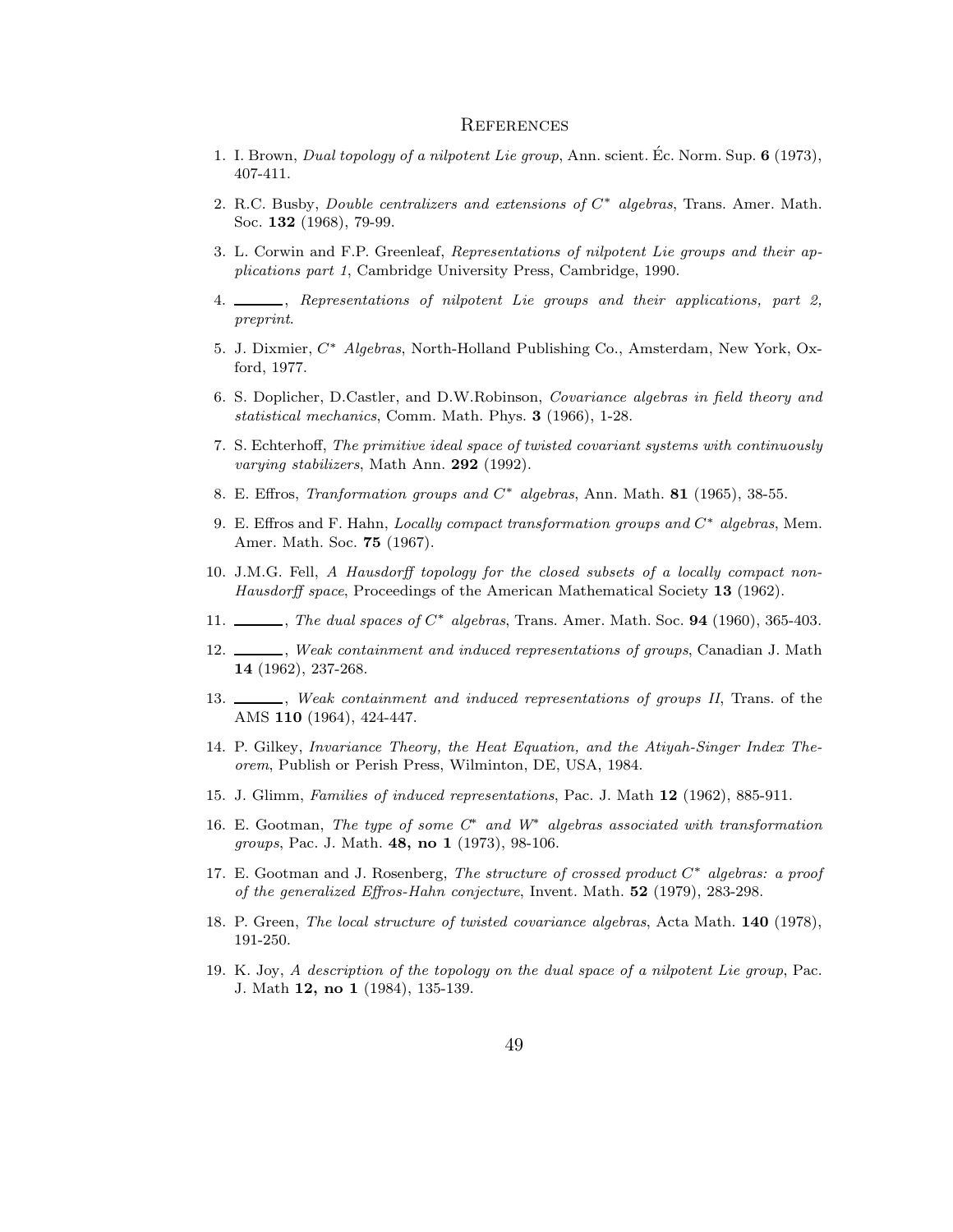# References

1. I. Brown, *Dual topology of a nilpotent Lie group*, Ann. scient. Éc. Norm. Sup. **6** (1973), 407-411.

2. R.C. Busby, *Double centralizers and extensions of $C^*$ algebras*, Trans. Amer. Math. Soc. **132** (1968), 79-99.

3. L. Corwin and F.P. Greenleaf, *Representations of nilpotent Lie groups and their applications part 1*, Cambridge University Press, Cambridge, 1990.

4. ______, *Representations of nilpotent Lie groups and their applications, part 2, preprint*.

5. J. Dixmier, *$C^*$ Algebras*, North-Holland Publishing Co., Amsterdam, New York, Oxford, 1977.

6. S. Doplicher, D.Castler, and D.W.Robinson, *Covariance algebras in field theory and statistical mechanics*, Comm. Math. Phys. **3** (1966), 1-28.

7. S. Echterhoff, *The primitive ideal space of twisted covariant systems with continuously varying stabilizers*, Math Ann. **292** (1992).

8. E. Effros, *Tranformation groups and $C^*$ algebras*, Ann. Math. **81** (1965), 38-55.

9. E. Effros and F. Hahn, *Locally compact transformation groups and $C^*$ algebras*, Mem. Amer. Math. Soc. **75** (1967).

10. J.M.G. Fell, *A Hausdorff topology for the closed subsets of a locally compact non-Hausdorff space*, Proceedings of the American Mathematical Society **13** (1962).

11. ______, *The dual spaces of $C^*$ algebras*, Trans. Amer. Math. Soc. **94** (1960), 365-403.

12. ______, *Weak containment and induced representations of groups*, Canadian J. Math **14** (1962), 237-268.

13. ______, *Weak containment and induced representations of groups II*, Trans. of the AMS **110** (1964), 424-447.

14. P. Gilkey, *Invariance Theory, the Heat Equation, and the Atiyah-Singer Index Theorem*, Publish or Perish Press, Wilminton, DE, USA, 1984.

15. J. Glimm, *Families of induced representations*, Pac. J. Math **12** (1962), 885-911.

16. E. Gootman, *The type of some $C^*$ and $W^*$ algebras associated with transformation groups*, Pac. J. Math. **48, no 1** (1973), 98-106.

17. E. Gootman and J. Rosenberg, *The structure of crossed product $C^*$ algebras: a proof of the generalized Effros-Hahn conjecture*, Invent. Math. **52** (1979), 283-298.

18. P. Green, *The local structure of twisted covariance algebras*, Acta Math. **140** (1978), 191-250.

19. K. Joy, *A description of the topology on the dual space of a nilpotent Lie group*, Pac. J. Math **12, no 1** (1984), 135-139.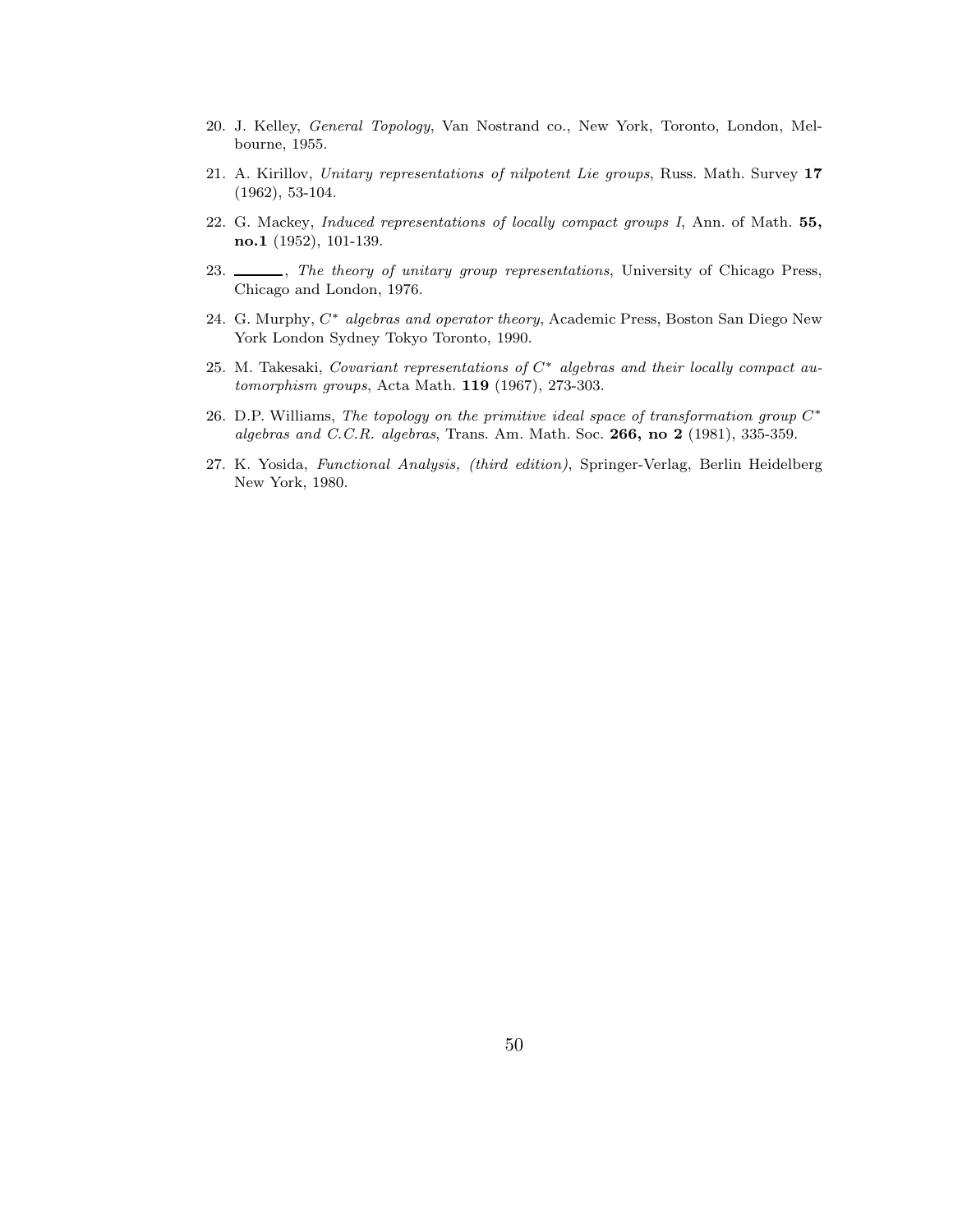20. J. Kelley, *General Topology*, Van Nostrand co., New York, Toronto, London, Melbourne, 1955.

21. A. Kirillov, *Unitary representations of nilpotent Lie groups*, Russ. Math. Survey **17** (1962), 53-104.

22. G. Mackey, *Induced representations of locally compact groups I*, Ann. of Math. **55, no.1** (1952), 101-139.

23. ______, *The theory of unitary group representations*, University of Chicago Press, Chicago and London, 1976.

24. G. Murphy, *$C^*$ algebras and operator theory*, Academic Press, Boston San Diego New York London Sydney Tokyo Toronto, 1990.

25. M. Takesaki, *Covariant representations of $C^*$ algebras and their locally compact automorphism groups*, Acta Math. **119** (1967), 273-303.

26. D.P. Williams, *The topology on the primitive ideal space of transformation group $C^*$ algebras and C.C.R. algebras*, Trans. Am. Math. Soc. **266, no 2** (1981), 335-359.

27. K. Yosida, *Functional Analysis, (third edition)*, Springer-Verlag, Berlin Heidelberg New York, 1980.